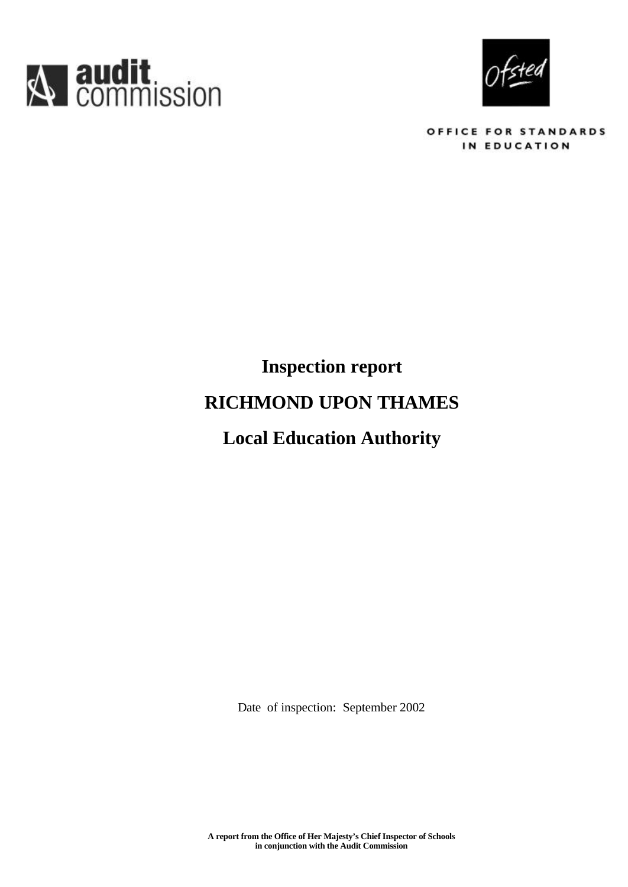audit commission

Ofsted

OFFICE FOR STANDARDS IN EDUCATION

# Inspection report

# RICHMOND UPON THAMES

# Local Education Authority

Date of inspection: September 2002

**A report from the Office of Her Majesty's Chief Inspector of Schools in conjunction with the Audit Commission**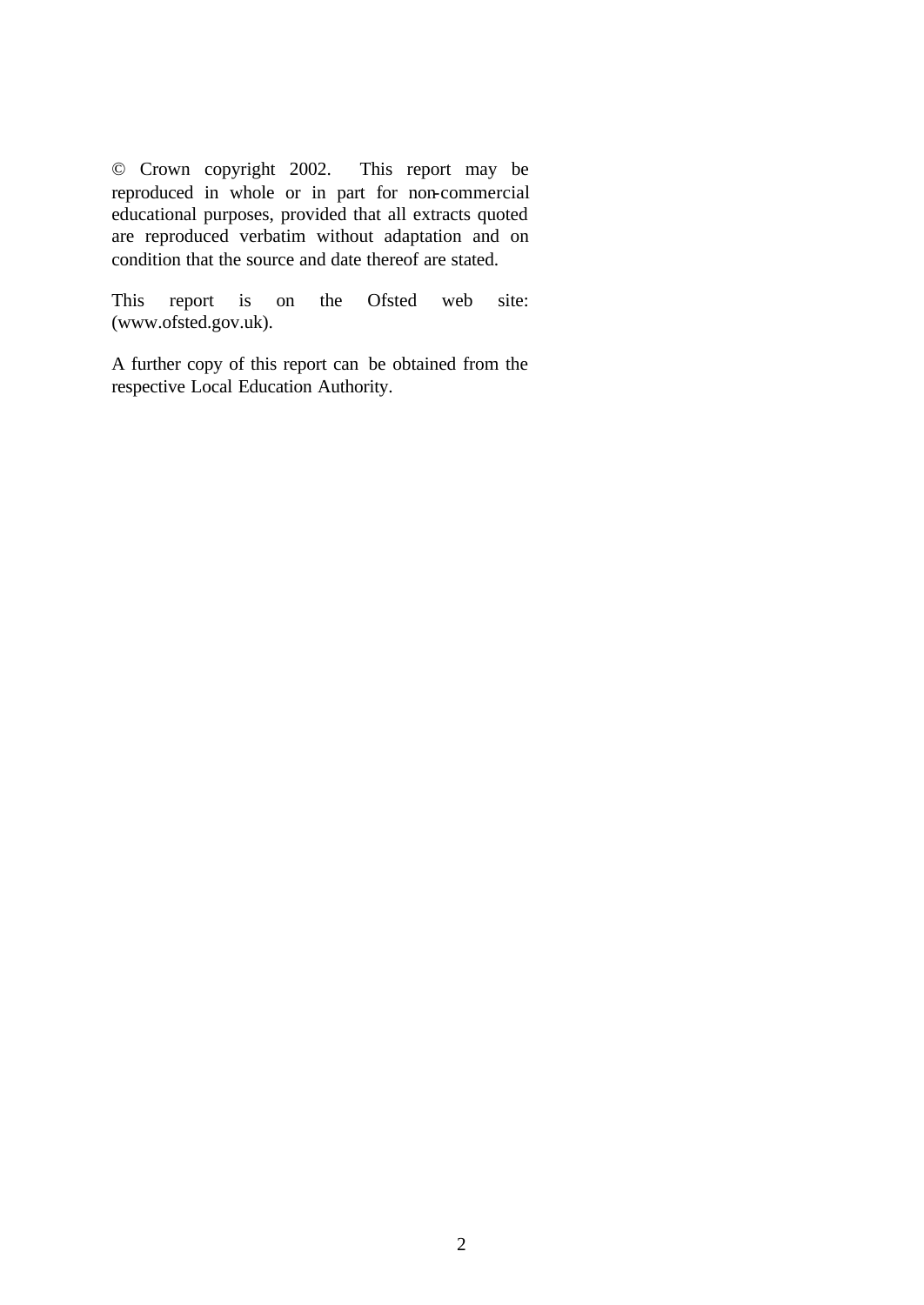© Crown copyright 2002. This report may be reproduced in whole or in part for non-commercial educational purposes, provided that all extracts quoted are reproduced verbatim without adaptation and on condition that the source and date thereof are stated.

This report is on the Ofsted web site: (www.ofsted.gov.uk).

A further copy of this report can be obtained from the respective Local Education Authority.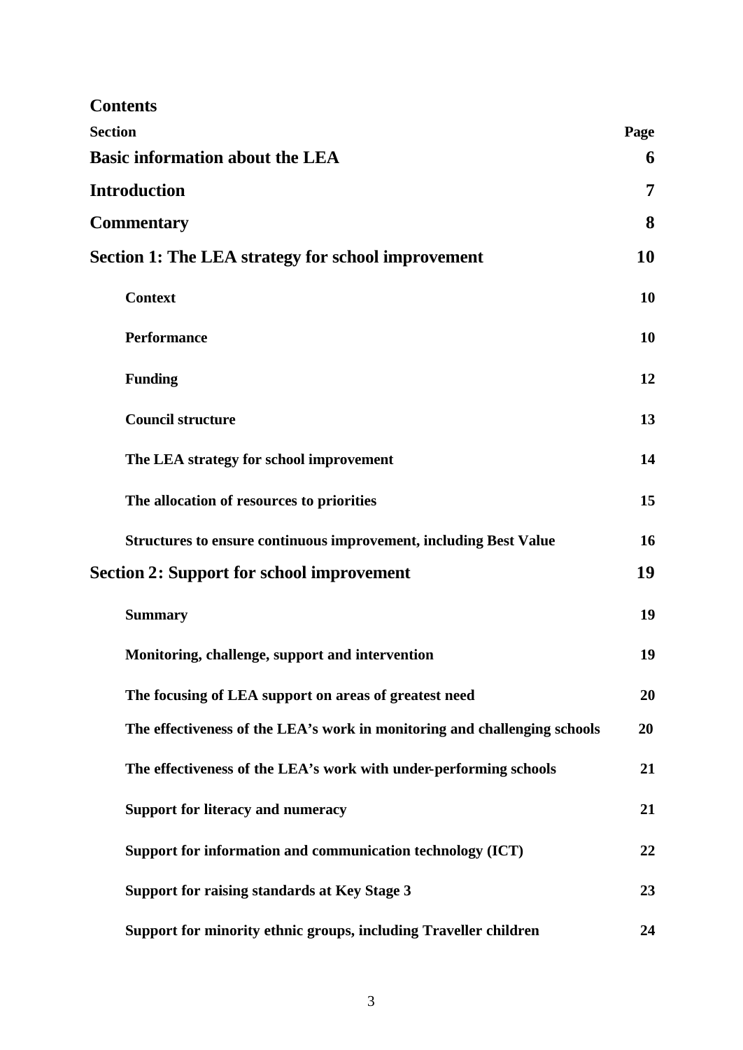# Contents

| Section | Page |
| --- | --- |
| **Basic information about the LEA** | **6** |
| **Introduction** | **7** |
| **Commentary** | **8** |
| **Section 1: The LEA strategy for school improvement** | **10** |
| **Context** | **10** |
| **Performance** | **10** |
| **Funding** | **12** |
| **Council structure** | **13** |
| **The LEA strategy for school improvement** | **14** |
| **The allocation of resources to priorities** | **15** |
| **Structures to ensure continuous improvement, including Best Value** | **16** |
| **Section 2: Support for school improvement** | **19** |
| **Summary** | **19** |
| **Monitoring, challenge, support and intervention** | **19** |
| **The focusing of LEA support on areas of greatest need** | **20** |
| **The effectiveness of the LEA's work in monitoring and challenging schools** | **20** |
| **The effectiveness of the LEA's work with under-performing schools** | **21** |
| **Support for literacy and numeracy** | **21** |
| **Support for information and communication technology (ICT)** | **22** |
| **Support for raising standards at Key Stage 3** | **23** |
| **Support for minority ethnic groups, including Traveller children** | **24** |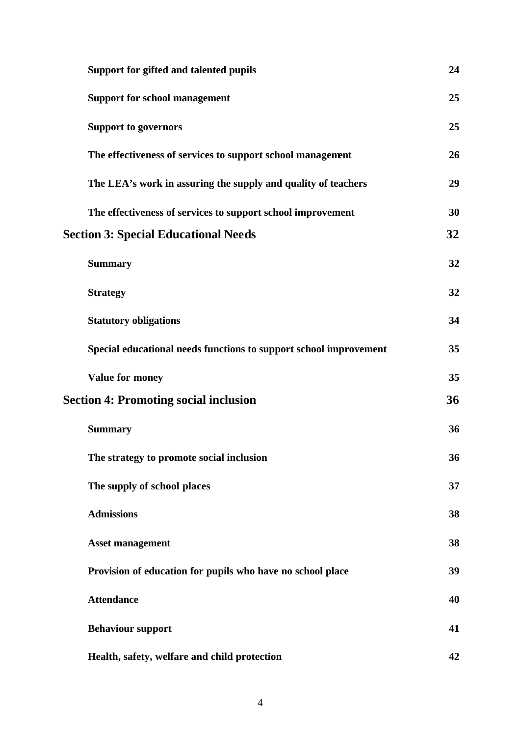| | |
|---|---|
| **Support for gifted and talented pupils** | **24** |
| **Support for school management** | **25** |
| **Support to governors** | **25** |
| **The effectiveness of services to support school management** | **26** |
| **The LEA's work in assuring the supply and quality of teachers** | **29** |
| **The effectiveness of services to support school improvement** | **30** |
| **Section 3: Special Educational Needs** | **32** |
| **Summary** | **32** |
| **Strategy** | **32** |
| **Statutory obligations** | **34** |
| **Special educational needs functions to support school improvement** | **35** |
| **Value for money** | **35** |
| **Section 4: Promoting social inclusion** | **36** |
| **Summary** | **36** |
| **The strategy to promote social inclusion** | **36** |
| **The supply of school places** | **37** |
| **Admissions** | **38** |
| **Asset management** | **38** |
| **Provision of education for pupils who have no school place** | **39** |
| **Attendance** | **40** |
| **Behaviour support** | **41** |
| **Health, safety, welfare and child protection** | **42** |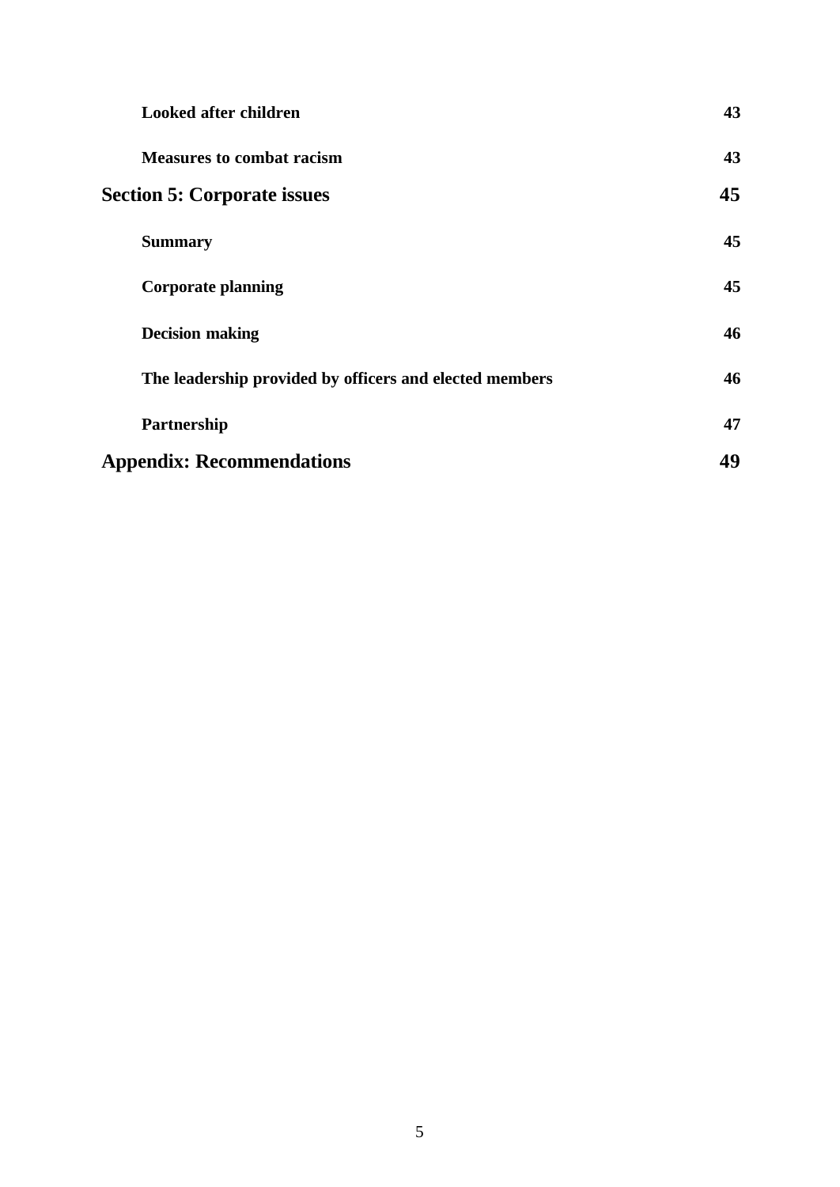| | |
|---|---|
| **Looked after children** | **43** |
| **Measures to combat racism** | **43** |
| **Section 5: Corporate issues** | **45** |
| **Summary** | **45** |
| **Corporate planning** | **45** |
| **Decision making** | **46** |
| **The leadership provided by officers and elected members** | **46** |
| **Partnership** | **47** |
| **Appendix: Recommendations** | **49** |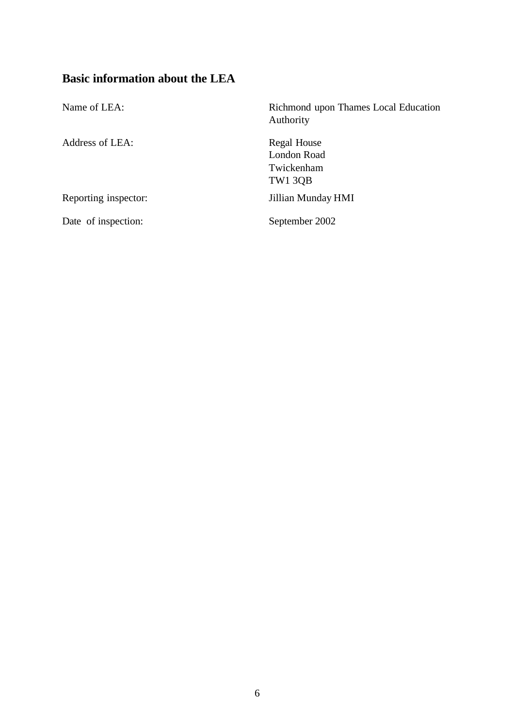## Basic information about the LEA

| | |
|---|---|
| Name of LEA: | Richmond upon Thames Local Education Authority |
| Address of LEA: | Regal House<br>London Road<br>Twickenham<br>TW1 3QB |
| Reporting inspector: | Jillian Munday HMI |
| Date of inspection: | September 2002 |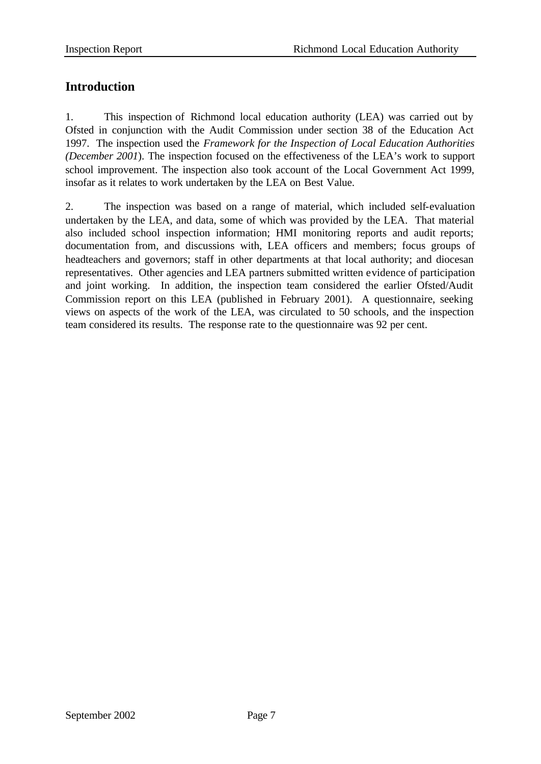## Introduction

1. This inspection of Richmond local education authority (LEA) was carried out by Ofsted in conjunction with the Audit Commission under section 38 of the Education Act 1997. The inspection used the *Framework for the Inspection of Local Education Authorities (December 2001*). The inspection focused on the effectiveness of the LEA's work to support school improvement. The inspection also took account of the Local Government Act 1999, insofar as it relates to work undertaken by the LEA on Best Value.

2. The inspection was based on a range of material, which included self-evaluation undertaken by the LEA, and data, some of which was provided by the LEA. That material also included school inspection information; HMI monitoring reports and audit reports; documentation from, and discussions with, LEA officers and members; focus groups of headteachers and governors; staff in other departments at that local authority; and diocesan representatives. Other agencies and LEA partners submitted written evidence of participation and joint working. In addition, the inspection team considered the earlier Ofsted/Audit Commission report on this LEA (published in February 2001). A questionnaire, seeking views on aspects of the work of the LEA, was circulated to 50 schools, and the inspection team considered its results. The response rate to the questionnaire was 92 per cent.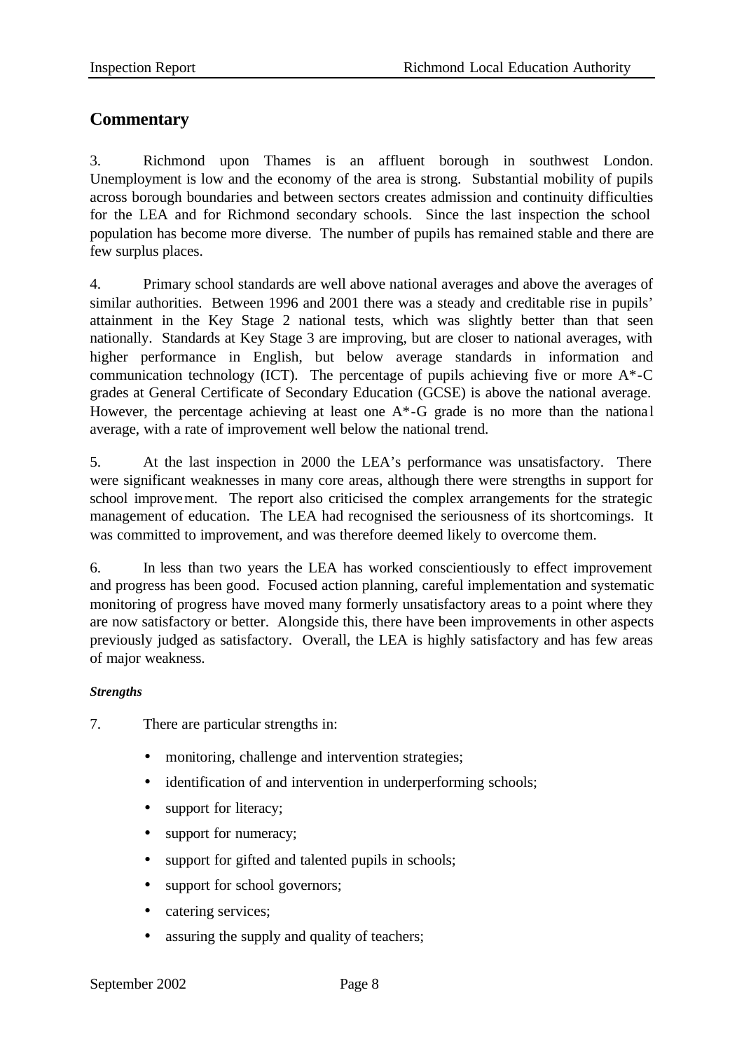## Commentary

3. Richmond upon Thames is an affluent borough in southwest London. Unemployment is low and the economy of the area is strong. Substantial mobility of pupils across borough boundaries and between sectors creates admission and continuity difficulties for the LEA and for Richmond secondary schools. Since the last inspection the school population has become more diverse. The number of pupils has remained stable and there are few surplus places.

4. Primary school standards are well above national averages and above the averages of similar authorities. Between 1996 and 2001 there was a steady and creditable rise in pupils' attainment in the Key Stage 2 national tests, which was slightly better than that seen nationally. Standards at Key Stage 3 are improving, but are closer to national averages, with higher performance in English, but below average standards in information and communication technology (ICT). The percentage of pupils achieving five or more A*-C grades at General Certificate of Secondary Education (GCSE) is above the national average. However, the percentage achieving at least one A*-G grade is no more than the national average, with a rate of improvement well below the national trend.

5. At the last inspection in 2000 the LEA's performance was unsatisfactory. There were significant weaknesses in many core areas, although there were strengths in support for school improvement. The report also criticised the complex arrangements for the strategic management of education. The LEA had recognised the seriousness of its shortcomings. It was committed to improvement, and was therefore deemed likely to overcome them.

6. In less than two years the LEA has worked conscientiously to effect improvement and progress has been good. Focused action planning, careful implementation and systematic monitoring of progress have moved many formerly unsatisfactory areas to a point where they are now satisfactory or better. Alongside this, there have been improvements in other aspects previously judged as satisfactory. Overall, the LEA is highly satisfactory and has few areas of major weakness.

***Strengths***

7. There are particular strengths in:

- monitoring, challenge and intervention strategies;
- identification of and intervention in underperforming schools;
- support for literacy;
- support for numeracy;
- support for gifted and talented pupils in schools;
- support for school governors;
- catering services;
- assuring the supply and quality of teachers;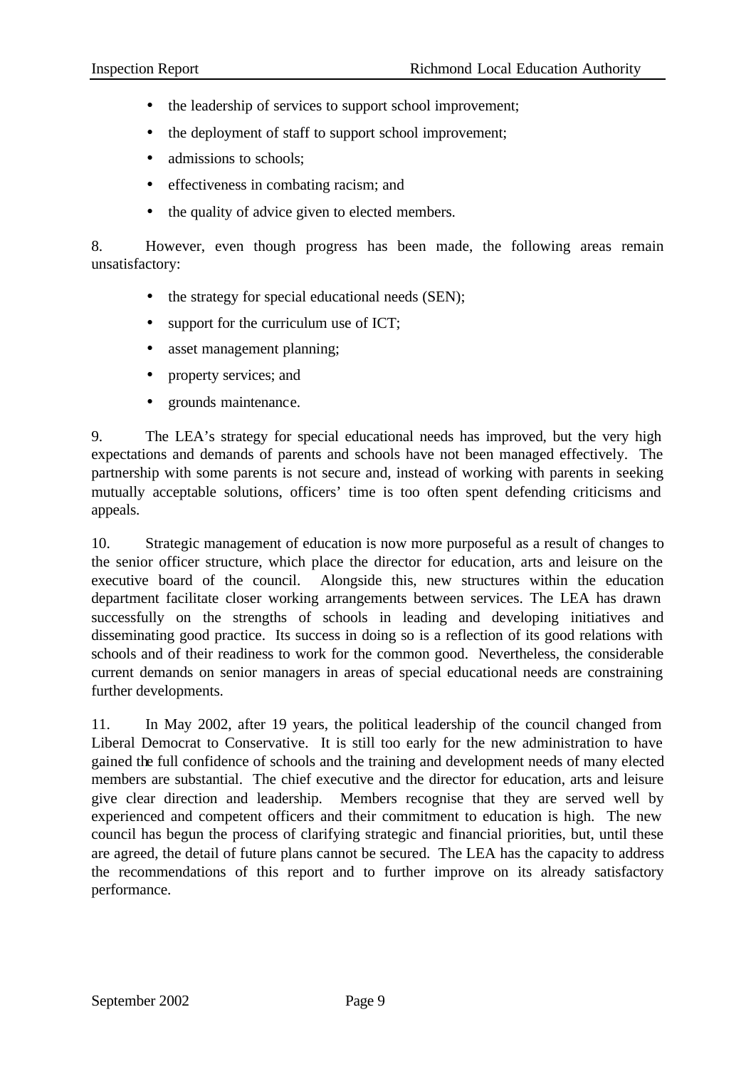- the leadership of services to support school improvement;
- the deployment of staff to support school improvement;
- admissions to schools;
- effectiveness in combating racism; and
- the quality of advice given to elected members.

8. However, even though progress has been made, the following areas remain unsatisfactory:

- the strategy for special educational needs (SEN);
- support for the curriculum use of ICT;
- asset management planning;
- property services; and
- grounds maintenance.

9. The LEA's strategy for special educational needs has improved, but the very high expectations and demands of parents and schools have not been managed effectively. The partnership with some parents is not secure and, instead of working with parents in seeking mutually acceptable solutions, officers' time is too often spent defending criticisms and appeals.

10. Strategic management of education is now more purposeful as a result of changes to the senior officer structure, which place the director for education, arts and leisure on the executive board of the council. Alongside this, new structures within the education department facilitate closer working arrangements between services. The LEA has drawn successfully on the strengths of schools in leading and developing initiatives and disseminating good practice. Its success in doing so is a reflection of its good relations with schools and of their readiness to work for the common good. Nevertheless, the considerable current demands on senior managers in areas of special educational needs are constraining further developments.

11. In May 2002, after 19 years, the political leadership of the council changed from Liberal Democrat to Conservative. It is still too early for the new administration to have gained the full confidence of schools and the training and development needs of many elected members are substantial. The chief executive and the director for education, arts and leisure give clear direction and leadership. Members recognise that they are served well by experienced and competent officers and their commitment to education is high. The new council has begun the process of clarifying strategic and financial priorities, but, until these are agreed, the detail of future plans cannot be secured. The LEA has the capacity to address the recommendations of this report and to further improve on its already satisfactory performance.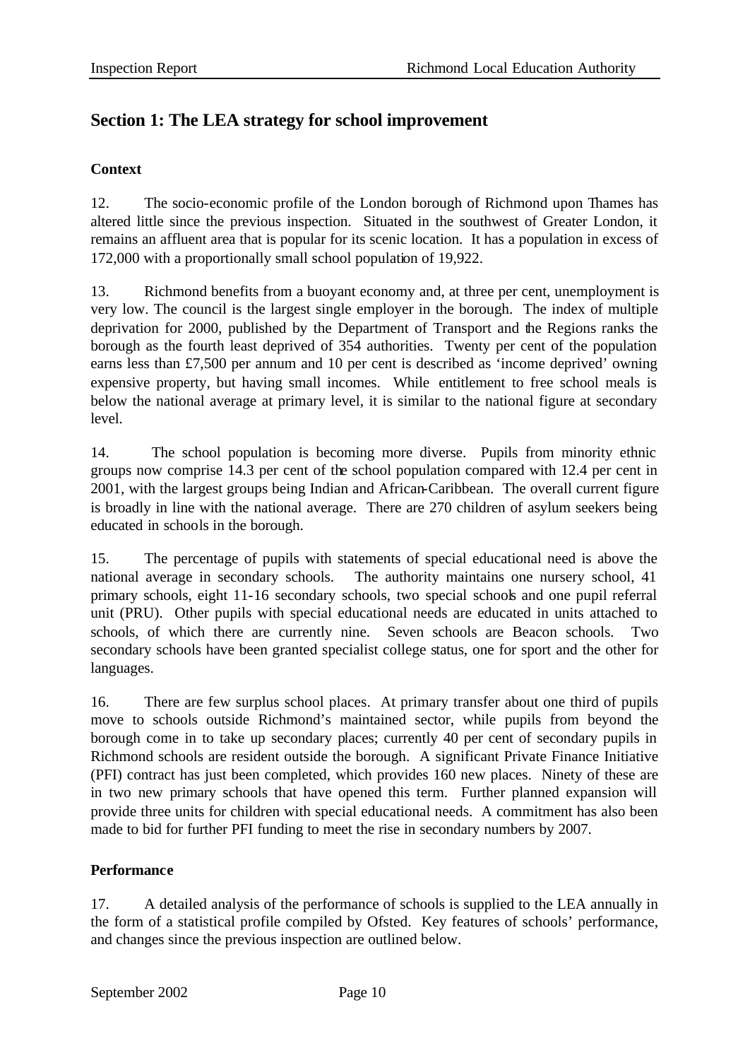## Section 1: The LEA strategy for school improvement

### Context

12. The socio-economic profile of the London borough of Richmond upon Thames has altered little since the previous inspection. Situated in the southwest of Greater London, it remains an affluent area that is popular for its scenic location. It has a population in excess of 172,000 with a proportionally small school population of 19,922.

13. Richmond benefits from a buoyant economy and, at three per cent, unemployment is very low. The council is the largest single employer in the borough. The index of multiple deprivation for 2000, published by the Department of Transport and the Regions ranks the borough as the fourth least deprived of 354 authorities. Twenty per cent of the population earns less than £7,500 per annum and 10 per cent is described as 'income deprived' owning expensive property, but having small incomes. While entitlement to free school meals is below the national average at primary level, it is similar to the national figure at secondary level.

14. The school population is becoming more diverse. Pupils from minority ethnic groups now comprise 14.3 per cent of the school population compared with 12.4 per cent in 2001, with the largest groups being Indian and African-Caribbean. The overall current figure is broadly in line with the national average. There are 270 children of asylum seekers being educated in schools in the borough.

15. The percentage of pupils with statements of special educational need is above the national average in secondary schools. The authority maintains one nursery school, 41 primary schools, eight 11-16 secondary schools, two special schools and one pupil referral unit (PRU). Other pupils with special educational needs are educated in units attached to schools, of which there are currently nine. Seven schools are Beacon schools. Two secondary schools have been granted specialist college status, one for sport and the other for languages.

16. There are few surplus school places. At primary transfer about one third of pupils move to schools outside Richmond's maintained sector, while pupils from beyond the borough come in to take up secondary places; currently 40 per cent of secondary pupils in Richmond schools are resident outside the borough. A significant Private Finance Initiative (PFI) contract has just been completed, which provides 160 new places. Ninety of these are in two new primary schools that have opened this term. Further planned expansion will provide three units for children with special educational needs. A commitment has also been made to bid for further PFI funding to meet the rise in secondary numbers by 2007.

### Performance

17. A detailed analysis of the performance of schools is supplied to the LEA annually in the form of a statistical profile compiled by Ofsted. Key features of schools' performance, and changes since the previous inspection are outlined below.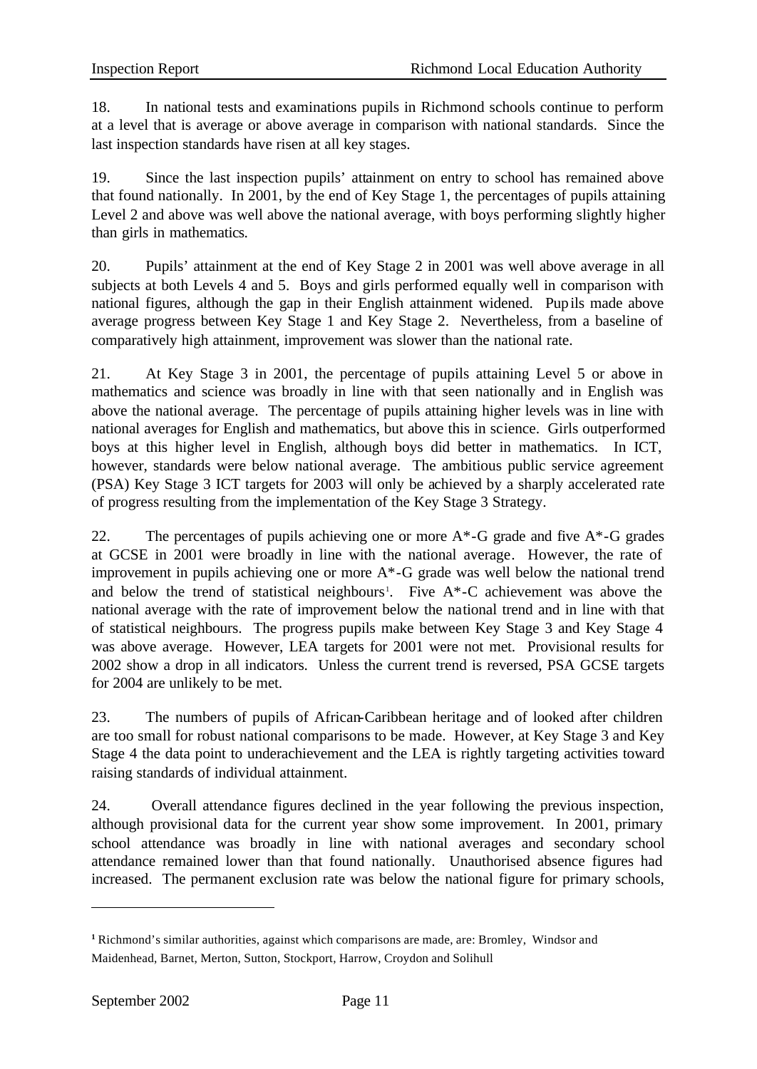18. In national tests and examinations pupils in Richmond schools continue to perform at a level that is average or above average in comparison with national standards. Since the last inspection standards have risen at all key stages.

19. Since the last inspection pupils' attainment on entry to school has remained above that found nationally. In 2001, by the end of Key Stage 1, the percentages of pupils attaining Level 2 and above was well above the national average, with boys performing slightly higher than girls in mathematics.

20. Pupils' attainment at the end of Key Stage 2 in 2001 was well above average in all subjects at both Levels 4 and 5. Boys and girls performed equally well in comparison with national figures, although the gap in their English attainment widened. Pupils made above average progress between Key Stage 1 and Key Stage 2. Nevertheless, from a baseline of comparatively high attainment, improvement was slower than the national rate.

21. At Key Stage 3 in 2001, the percentage of pupils attaining Level 5 or above in mathematics and science was broadly in line with that seen nationally and in English was above the national average. The percentage of pupils attaining higher levels was in line with national averages for English and mathematics, but above this in science. Girls outperformed boys at this higher level in English, although boys did better in mathematics. In ICT, however, standards were below national average. The ambitious public service agreement (PSA) Key Stage 3 ICT targets for 2003 will only be achieved by a sharply accelerated rate of progress resulting from the implementation of the Key Stage 3 Strategy.

22. The percentages of pupils achieving one or more A*-G grade and five A*-G grades at GCSE in 2001 were broadly in line with the national average. However, the rate of improvement in pupils achieving one or more A*-G grade was well below the national trend and below the trend of statistical neighbours[1]. Five A*-C achievement was above the national average with the rate of improvement below the national trend and in line with that of statistical neighbours. The progress pupils make between Key Stage 3 and Key Stage 4 was above average. However, LEA targets for 2001 were not met. Provisional results for 2002 show a drop in all indicators. Unless the current trend is reversed, PSA GCSE targets for 2004 are unlikely to be met.

23. The numbers of pupils of African-Caribbean heritage and of looked after children are too small for robust national comparisons to be made. However, at Key Stage 3 and Key Stage 4 the data point to underachievement and the LEA is rightly targeting activities toward raising standards of individual attainment.

24. Overall attendance figures declined in the year following the previous inspection, although provisional data for the current year show some improvement. In 2001, primary school attendance was broadly in line with national averages and secondary school attendance remained lower than that found nationally. Unauthorised absence figures had increased. The permanent exclusion rate was below the national figure for primary schools,

---

[1] Richmond's similar authorities, against which comparisons are made, are: Bromley, Windsor and Maidenhead, Barnet, Merton, Sutton, Stockport, Harrow, Croydon and Solihull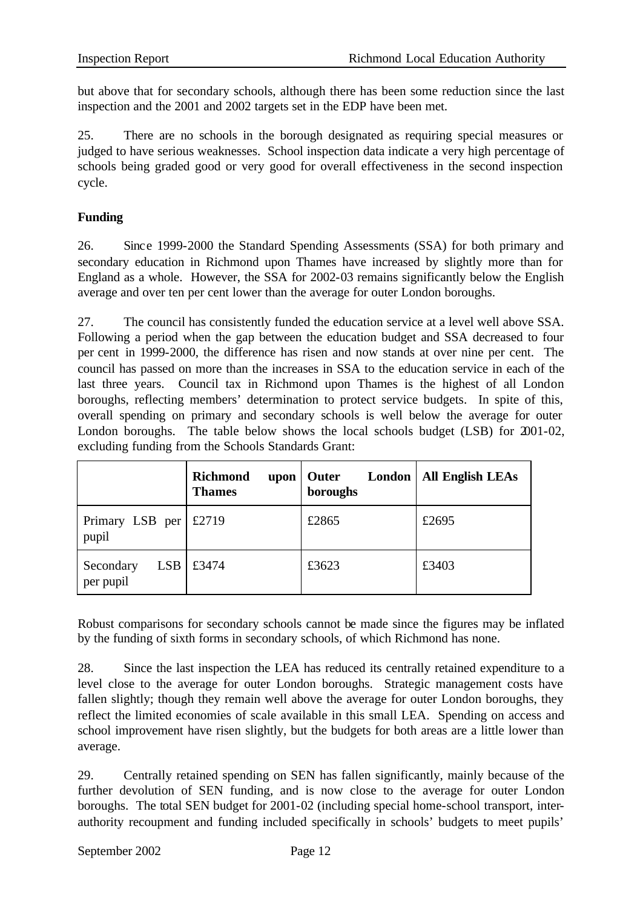but above that for secondary schools, although there has been some reduction since the last inspection and the 2001 and 2002 targets set in the EDP have been met.

25. There are no schools in the borough designated as requiring special measures or judged to have serious weaknesses. School inspection data indicate a very high percentage of schools being graded good or very good for overall effectiveness in the second inspection cycle.

**Funding**

26. Since 1999-2000 the Standard Spending Assessments (SSA) for both primary and secondary education in Richmond upon Thames have increased by slightly more than for England as a whole. However, the SSA for 2002-03 remains significantly below the English average and over ten per cent lower than the average for outer London boroughs.

27. The council has consistently funded the education service at a level well above SSA. Following a period when the gap between the education budget and SSA decreased to four per cent in 1999-2000, the difference has risen and now stands at over nine per cent. The council has passed on more than the increases in SSA to the education service in each of the last three years. Council tax in Richmond upon Thames is the highest of all London boroughs, reflecting members' determination to protect service budgets. In spite of this, overall spending on primary and secondary schools is well below the average for outer London boroughs. The table below shows the local schools budget (LSB) for 2001-02, excluding funding from the Schools Standards Grant:

| | **Richmond upon Thames** | **Outer London boroughs** | **All English LEAs** |
|---|---|---|---|
| Primary LSB per pupil | £2719 | £2865 | £2695 |
| Secondary LSB per pupil | £3474 | £3623 | £3403 |

Robust comparisons for secondary schools cannot be made since the figures may be inflated by the funding of sixth forms in secondary schools, of which Richmond has none.

28. Since the last inspection the LEA has reduced its centrally retained expenditure to a level close to the average for outer London boroughs. Strategic management costs have fallen slightly; though they remain well above the average for outer London boroughs, they reflect the limited economies of scale available in this small LEA. Spending on access and school improvement have risen slightly, but the budgets for both areas are a little lower than average.

29. Centrally retained spending on SEN has fallen significantly, mainly because of the further devolution of SEN funding, and is now close to the average for outer London boroughs. The total SEN budget for 2001-02 (including special home-school transport, inter-authority recoupment and funding included specifically in schools' budgets to meet pupils'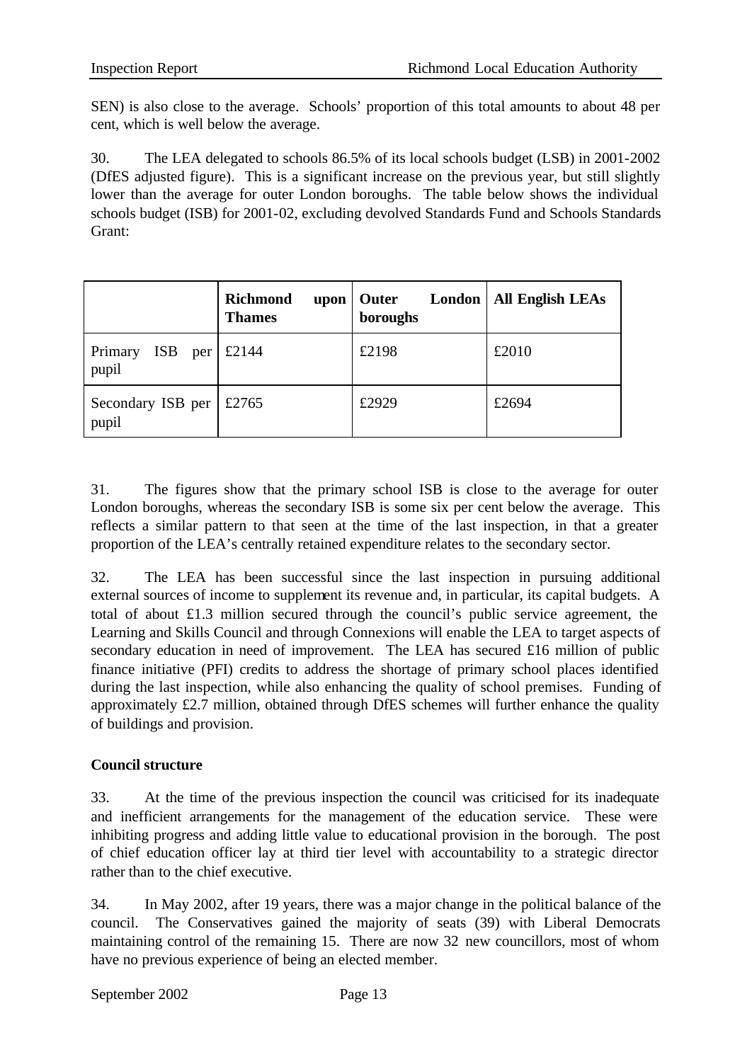SEN) is also close to the average. Schools' proportion of this total amounts to about 48 per cent, which is well below the average.

30. The LEA delegated to schools 86.5% of its local schools budget (LSB) in 2001-2002 (DfES adjusted figure). This is a significant increase on the previous year, but still slightly lower than the average for outer London boroughs. The table below shows the individual schools budget (ISB) for 2001-02, excluding devolved Standards Fund and Schools Standards Grant:

| | **Richmond upon Thames** | **Outer London boroughs** | **All English LEAs** |
|---|---|---|---|
| Primary ISB per pupil | £2144 | £2198 | £2010 |
| Secondary ISB per pupil | £2765 | £2929 | £2694 |

31. The figures show that the primary school ISB is close to the average for outer London boroughs, whereas the secondary ISB is some six per cent below the average. This reflects a similar pattern to that seen at the time of the last inspection, in that a greater proportion of the LEA's centrally retained expenditure relates to the secondary sector.

32. The LEA has been successful since the last inspection in pursuing additional external sources of income to supplement its revenue and, in particular, its capital budgets. A total of about £1.3 million secured through the council's public service agreement, the Learning and Skills Council and through Connexions will enable the LEA to target aspects of secondary education in need of improvement. The LEA has secured £16 million of public finance initiative (PFI) credits to address the shortage of primary school places identified during the last inspection, while also enhancing the quality of school premises. Funding of approximately £2.7 million, obtained through DfES schemes will further enhance the quality of buildings and provision.

**Council structure**

33. At the time of the previous inspection the council was criticised for its inadequate and inefficient arrangements for the management of the education service. These were inhibiting progress and adding little value to educational provision in the borough. The post of chief education officer lay at third tier level with accountability to a strategic director rather than to the chief executive.

34. In May 2002, after 19 years, there was a major change in the political balance of the council. The Conservatives gained the majority of seats (39) with Liberal Democrats maintaining control of the remaining 15. There are now 32 new councillors, most of whom have no previous experience of being an elected member.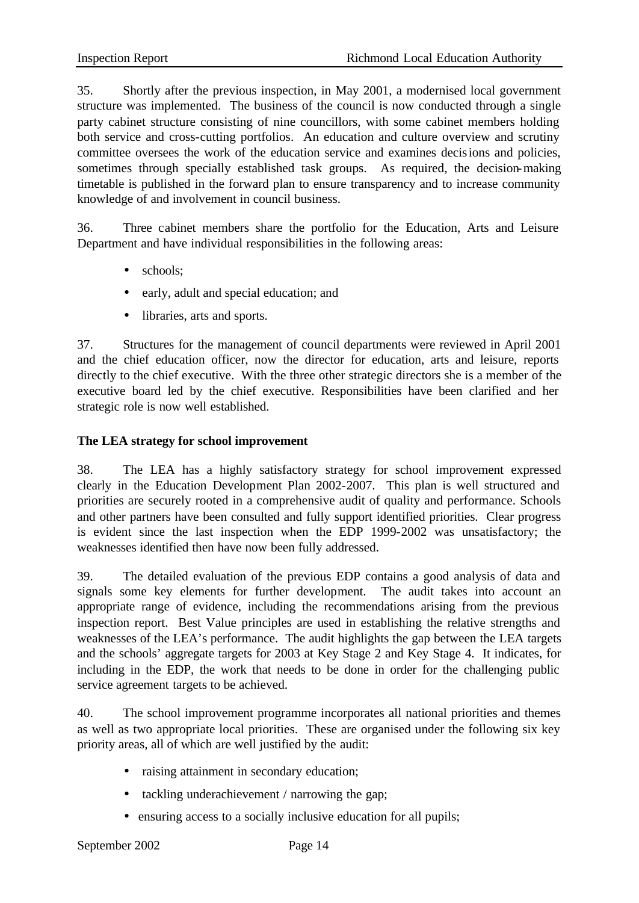35. Shortly after the previous inspection, in May 2001, a modernised local government structure was implemented. The business of the council is now conducted through a single party cabinet structure consisting of nine councillors, with some cabinet members holding both service and cross-cutting portfolios. An education and culture overview and scrutiny committee oversees the work of the education service and examines decisions and policies, sometimes through specially established task groups. As required, the decision-making timetable is published in the forward plan to ensure transparency and to increase community knowledge of and involvement in council business.

36. Three cabinet members share the portfolio for the Education, Arts and Leisure Department and have individual responsibilities in the following areas:

- schools;
- early, adult and special education; and
- libraries, arts and sports.

37. Structures for the management of council departments were reviewed in April 2001 and the chief education officer, now the director for education, arts and leisure, reports directly to the chief executive. With the three other strategic directors she is a member of the executive board led by the chief executive. Responsibilities have been clarified and her strategic role is now well established.

**The LEA strategy for school improvement**

38. The LEA has a highly satisfactory strategy for school improvement expressed clearly in the Education Development Plan 2002-2007. This plan is well structured and priorities are securely rooted in a comprehensive audit of quality and performance. Schools and other partners have been consulted and fully support identified priorities. Clear progress is evident since the last inspection when the EDP 1999-2002 was unsatisfactory; the weaknesses identified then have now been fully addressed.

39. The detailed evaluation of the previous EDP contains a good analysis of data and signals some key elements for further development. The audit takes into account an appropriate range of evidence, including the recommendations arising from the previous inspection report. Best Value principles are used in establishing the relative strengths and weaknesses of the LEA's performance. The audit highlights the gap between the LEA targets and the schools' aggregate targets for 2003 at Key Stage 2 and Key Stage 4. It indicates, for including in the EDP, the work that needs to be done in order for the challenging public service agreement targets to be achieved.

40. The school improvement programme incorporates all national priorities and themes as well as two appropriate local priorities. These are organised under the following six key priority areas, all of which are well justified by the audit:

- raising attainment in secondary education;
- tackling underachievement / narrowing the gap;
- ensuring access to a socially inclusive education for all pupils;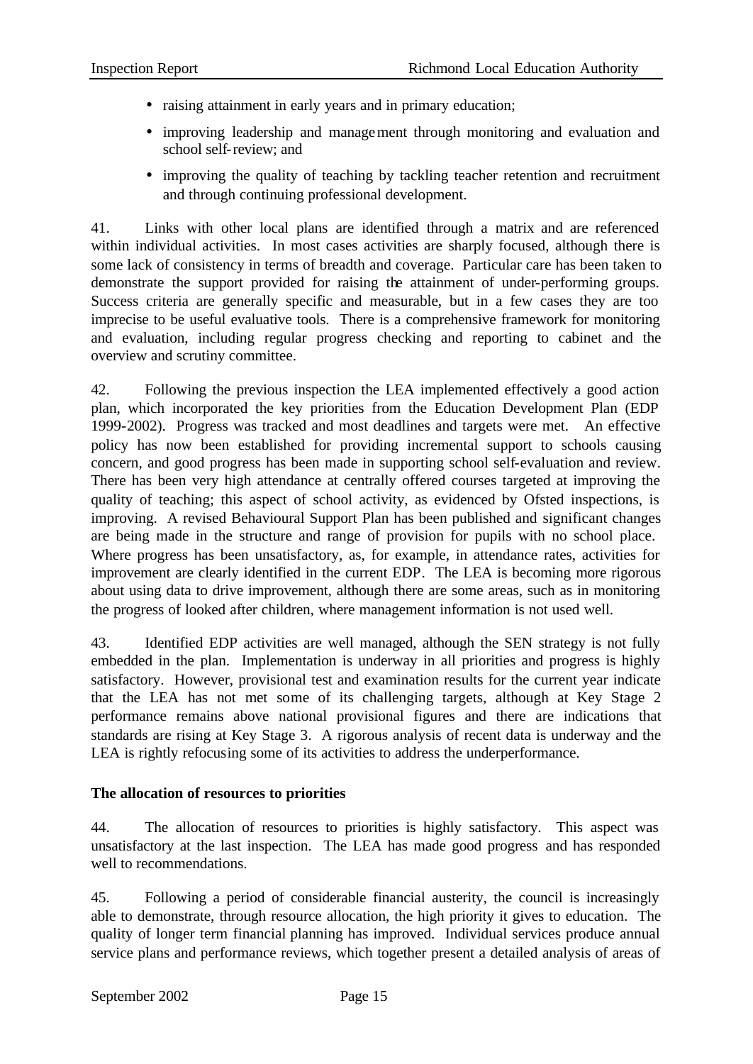- raising attainment in early years and in primary education;
- improving leadership and management through monitoring and evaluation and school self-review; and
- improving the quality of teaching by tackling teacher retention and recruitment and through continuing professional development.

41. Links with other local plans are identified through a matrix and are referenced within individual activities. In most cases activities are sharply focused, although there is some lack of consistency in terms of breadth and coverage. Particular care has been taken to demonstrate the support provided for raising the attainment of under-performing groups. Success criteria are generally specific and measurable, but in a few cases they are too imprecise to be useful evaluative tools. There is a comprehensive framework for monitoring and evaluation, including regular progress checking and reporting to cabinet and the overview and scrutiny committee.

42. Following the previous inspection the LEA implemented effectively a good action plan, which incorporated the key priorities from the Education Development Plan (EDP 1999-2002). Progress was tracked and most deadlines and targets were met. An effective policy has now been established for providing incremental support to schools causing concern, and good progress has been made in supporting school self-evaluation and review. There has been very high attendance at centrally offered courses targeted at improving the quality of teaching; this aspect of school activity, as evidenced by Ofsted inspections, is improving. A revised Behavioural Support Plan has been published and significant changes are being made in the structure and range of provision for pupils with no school place. Where progress has been unsatisfactory, as, for example, in attendance rates, activities for improvement are clearly identified in the current EDP. The LEA is becoming more rigorous about using data to drive improvement, although there are some areas, such as in monitoring the progress of looked after children, where management information is not used well.

43. Identified EDP activities are well managed, although the SEN strategy is not fully embedded in the plan. Implementation is underway in all priorities and progress is highly satisfactory. However, provisional test and examination results for the current year indicate that the LEA has not met some of its challenging targets, although at Key Stage 2 performance remains above national provisional figures and there are indications that standards are rising at Key Stage 3. A rigorous analysis of recent data is underway and the LEA is rightly refocusing some of its activities to address the underperformance.

**The allocation of resources to priorities**

44. The allocation of resources to priorities is highly satisfactory. This aspect was unsatisfactory at the last inspection. The LEA has made good progress and has responded well to recommendations.

45. Following a period of considerable financial austerity, the council is increasingly able to demonstrate, through resource allocation, the high priority it gives to education. The quality of longer term financial planning has improved. Individual services produce annual service plans and performance reviews, which together present a detailed analysis of areas of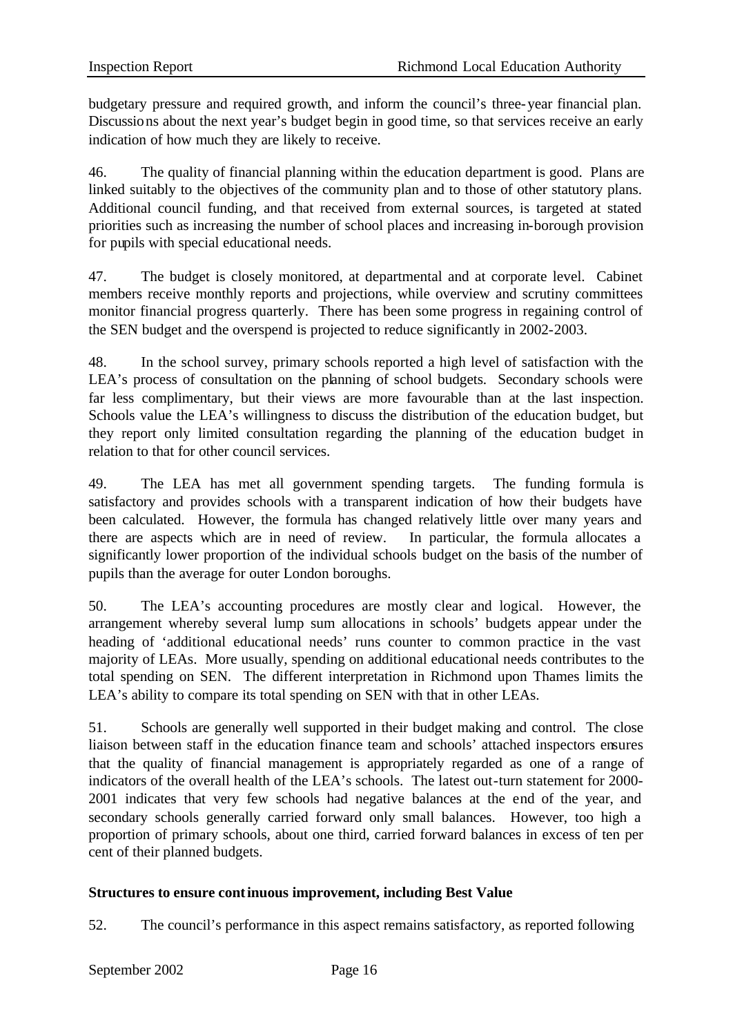budgetary pressure and required growth, and inform the council's three-year financial plan. Discussions about the next year's budget begin in good time, so that services receive an early indication of how much they are likely to receive.

46. The quality of financial planning within the education department is good. Plans are linked suitably to the objectives of the community plan and to those of other statutory plans. Additional council funding, and that received from external sources, is targeted at stated priorities such as increasing the number of school places and increasing in-borough provision for pupils with special educational needs.

47. The budget is closely monitored, at departmental and at corporate level. Cabinet members receive monthly reports and projections, while overview and scrutiny committees monitor financial progress quarterly. There has been some progress in regaining control of the SEN budget and the overspend is projected to reduce significantly in 2002-2003.

48. In the school survey, primary schools reported a high level of satisfaction with the LEA's process of consultation on the planning of school budgets. Secondary schools were far less complimentary, but their views are more favourable than at the last inspection. Schools value the LEA's willingness to discuss the distribution of the education budget, but they report only limited consultation regarding the planning of the education budget in relation to that for other council services.

49. The LEA has met all government spending targets. The funding formula is satisfactory and provides schools with a transparent indication of how their budgets have been calculated. However, the formula has changed relatively little over many years and there are aspects which are in need of review. In particular, the formula allocates a significantly lower proportion of the individual schools budget on the basis of the number of pupils than the average for outer London boroughs.

50. The LEA's accounting procedures are mostly clear and logical. However, the arrangement whereby several lump sum allocations in schools' budgets appear under the heading of 'additional educational needs' runs counter to common practice in the vast majority of LEAs. More usually, spending on additional educational needs contributes to the total spending on SEN. The different interpretation in Richmond upon Thames limits the LEA's ability to compare its total spending on SEN with that in other LEAs.

51. Schools are generally well supported in their budget making and control. The close liaison between staff in the education finance team and schools' attached inspectors ensures that the quality of financial management is appropriately regarded as one of a range of indicators of the overall health of the LEA's schools. The latest out-turn statement for 2000-2001 indicates that very few schools had negative balances at the end of the year, and secondary schools generally carried forward only small balances. However, too high a proportion of primary schools, about one third, carried forward balances in excess of ten per cent of their planned budgets.

**Structures to ensure continuous improvement, including Best Value**

52. The council's performance in this aspect remains satisfactory, as reported following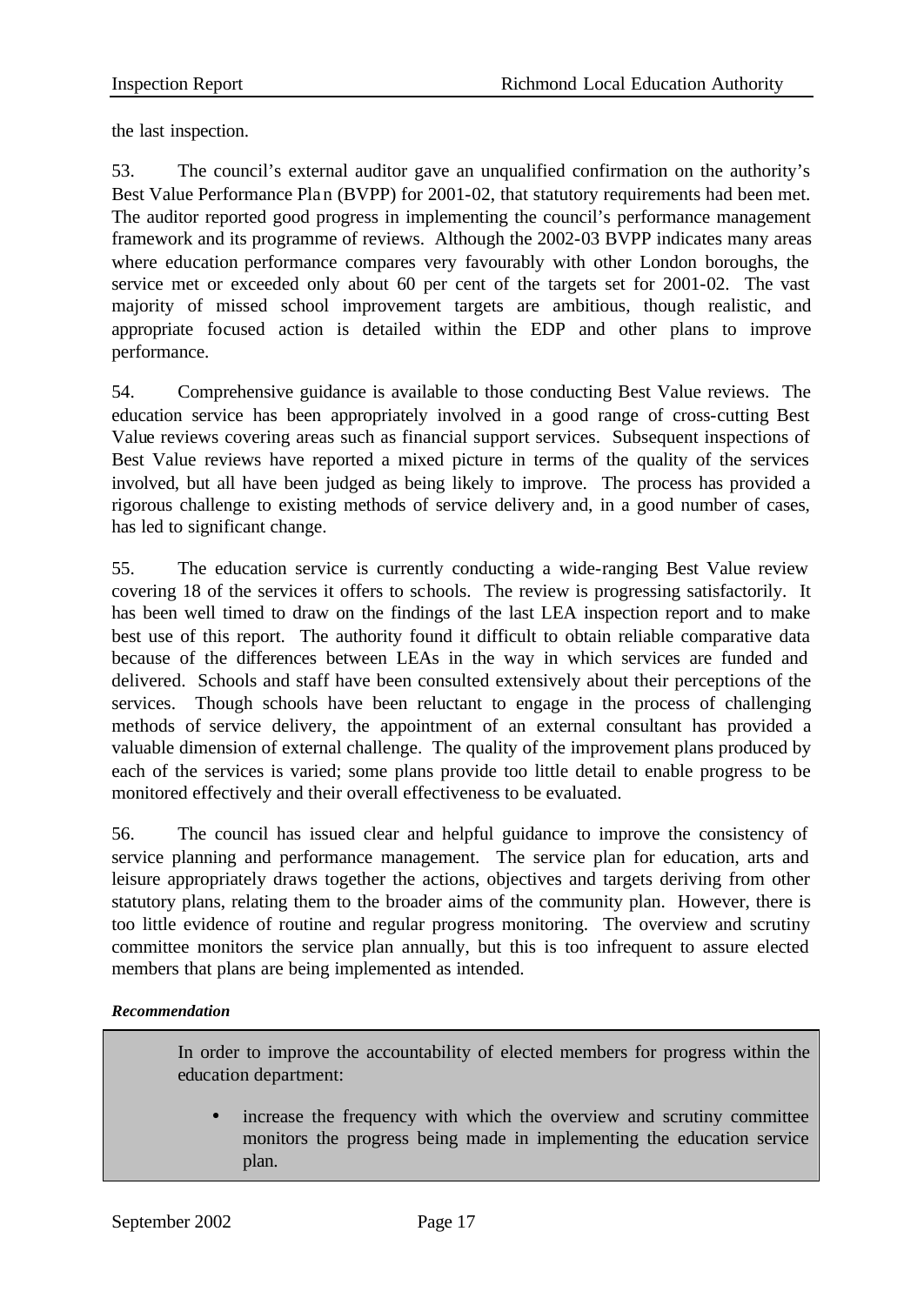the last inspection.

53. The council's external auditor gave an unqualified confirmation on the authority's Best Value Performance Plan (BVPP) for 2001-02, that statutory requirements had been met. The auditor reported good progress in implementing the council's performance management framework and its programme of reviews. Although the 2002-03 BVPP indicates many areas where education performance compares very favourably with other London boroughs, the service met or exceeded only about 60 per cent of the targets set for 2001-02. The vast majority of missed school improvement targets are ambitious, though realistic, and appropriate focused action is detailed within the EDP and other plans to improve performance.

54. Comprehensive guidance is available to those conducting Best Value reviews. The education service has been appropriately involved in a good range of cross-cutting Best Value reviews covering areas such as financial support services. Subsequent inspections of Best Value reviews have reported a mixed picture in terms of the quality of the services involved, but all have been judged as being likely to improve. The process has provided a rigorous challenge to existing methods of service delivery and, in a good number of cases, has led to significant change.

55. The education service is currently conducting a wide-ranging Best Value review covering 18 of the services it offers to schools. The review is progressing satisfactorily. It has been well timed to draw on the findings of the last LEA inspection report and to make best use of this report. The authority found it difficult to obtain reliable comparative data because of the differences between LEAs in the way in which services are funded and delivered. Schools and staff have been consulted extensively about their perceptions of the services. Though schools have been reluctant to engage in the process of challenging methods of service delivery, the appointment of an external consultant has provided a valuable dimension of external challenge. The quality of the improvement plans produced by each of the services is varied; some plans provide too little detail to enable progress to be monitored effectively and their overall effectiveness to be evaluated.

56. The council has issued clear and helpful guidance to improve the consistency of service planning and performance management. The service plan for education, arts and leisure appropriately draws together the actions, objectives and targets deriving from other statutory plans, relating them to the broader aims of the community plan. However, there is too little evidence of routine and regular progress monitoring. The overview and scrutiny committee monitors the service plan annually, but this is too infrequent to assure elected members that plans are being implemented as intended.

***Recommendation***

In order to improve the accountability of elected members for progress within the education department:

- increase the frequency with which the overview and scrutiny committee monitors the progress being made in implementing the education service plan.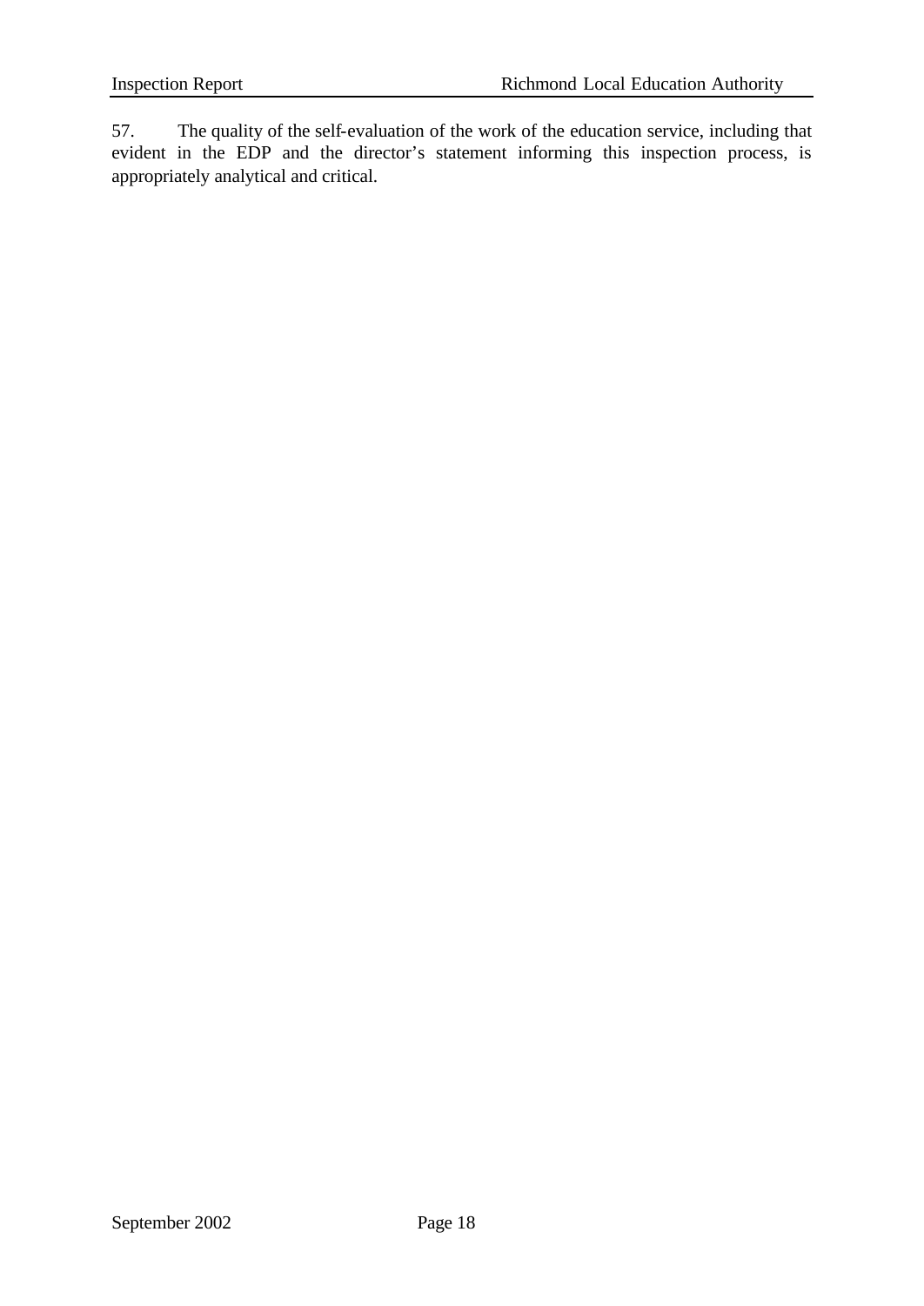57. The quality of the self-evaluation of the work of the education service, including that evident in the EDP and the director's statement informing this inspection process, is appropriately analytical and critical.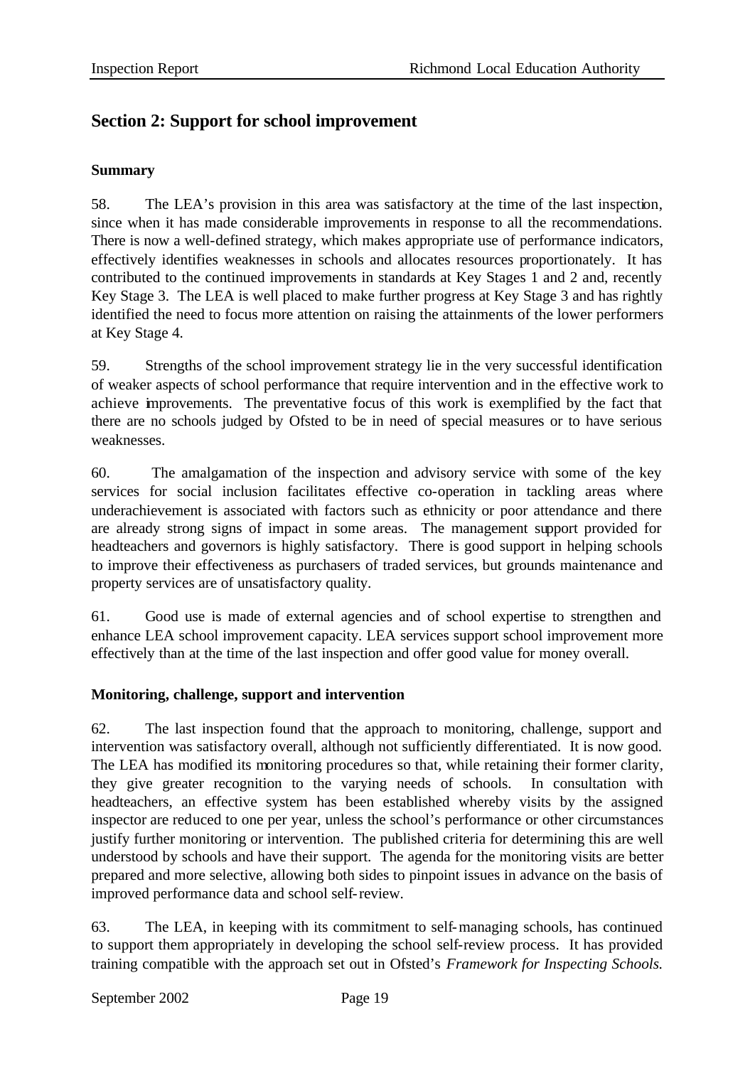## Section 2: Support for school improvement

### Summary

58. The LEA's provision in this area was satisfactory at the time of the last inspection, since when it has made considerable improvements in response to all the recommendations. There is now a well-defined strategy, which makes appropriate use of performance indicators, effectively identifies weaknesses in schools and allocates resources proportionately. It has contributed to the continued improvements in standards at Key Stages 1 and 2 and, recently Key Stage 3. The LEA is well placed to make further progress at Key Stage 3 and has rightly identified the need to focus more attention on raising the attainments of the lower performers at Key Stage 4.

59. Strengths of the school improvement strategy lie in the very successful identification of weaker aspects of school performance that require intervention and in the effective work to achieve improvements. The preventative focus of this work is exemplified by the fact that there are no schools judged by Ofsted to be in need of special measures or to have serious weaknesses.

60. The amalgamation of the inspection and advisory service with some of the key services for social inclusion facilitates effective co-operation in tackling areas where underachievement is associated with factors such as ethnicity or poor attendance and there are already strong signs of impact in some areas. The management support provided for headteachers and governors is highly satisfactory. There is good support in helping schools to improve their effectiveness as purchasers of traded services, but grounds maintenance and property services are of unsatisfactory quality.

61. Good use is made of external agencies and of school expertise to strengthen and enhance LEA school improvement capacity. LEA services support school improvement more effectively than at the time of the last inspection and offer good value for money overall.

### Monitoring, challenge, support and intervention

62. The last inspection found that the approach to monitoring, challenge, support and intervention was satisfactory overall, although not sufficiently differentiated. It is now good. The LEA has modified its monitoring procedures so that, while retaining their former clarity, they give greater recognition to the varying needs of schools. In consultation with headteachers, an effective system has been established whereby visits by the assigned inspector are reduced to one per year, unless the school's performance or other circumstances justify further monitoring or intervention. The published criteria for determining this are well understood by schools and have their support. The agenda for the monitoring visits are better prepared and more selective, allowing both sides to pinpoint issues in advance on the basis of improved performance data and school self-review.

63. The LEA, in keeping with its commitment to self-managing schools, has continued to support them appropriately in developing the school self-review process. It has provided training compatible with the approach set out in Ofsted's *Framework for Inspecting Schools.*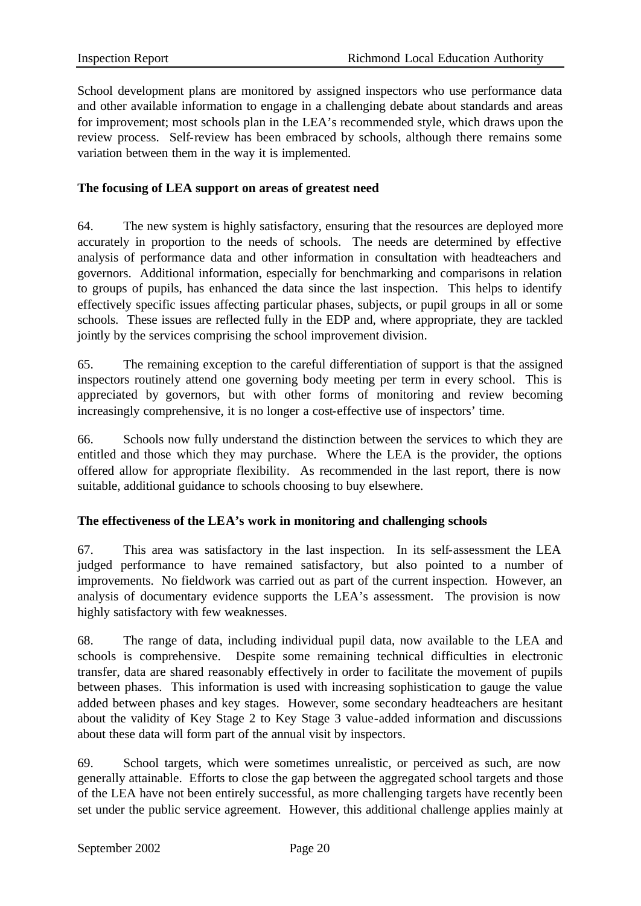School development plans are monitored by assigned inspectors who use performance data and other available information to engage in a challenging debate about standards and areas for improvement; most schools plan in the LEA's recommended style, which draws upon the review process. Self-review has been embraced by schools, although there remains some variation between them in the way it is implemented.

**The focusing of LEA support on areas of greatest need**

64. The new system is highly satisfactory, ensuring that the resources are deployed more accurately in proportion to the needs of schools. The needs are determined by effective analysis of performance data and other information in consultation with headteachers and governors. Additional information, especially for benchmarking and comparisons in relation to groups of pupils, has enhanced the data since the last inspection. This helps to identify effectively specific issues affecting particular phases, subjects, or pupil groups in all or some schools. These issues are reflected fully in the EDP and, where appropriate, they are tackled jointly by the services comprising the school improvement division.

65. The remaining exception to the careful differentiation of support is that the assigned inspectors routinely attend one governing body meeting per term in every school. This is appreciated by governors, but with other forms of monitoring and review becoming increasingly comprehensive, it is no longer a cost-effective use of inspectors' time.

66. Schools now fully understand the distinction between the services to which they are entitled and those which they may purchase. Where the LEA is the provider, the options offered allow for appropriate flexibility. As recommended in the last report, there is now suitable, additional guidance to schools choosing to buy elsewhere.

**The effectiveness of the LEA's work in monitoring and challenging schools**

67. This area was satisfactory in the last inspection. In its self-assessment the LEA judged performance to have remained satisfactory, but also pointed to a number of improvements. No fieldwork was carried out as part of the current inspection. However, an analysis of documentary evidence supports the LEA's assessment. The provision is now highly satisfactory with few weaknesses.

68. The range of data, including individual pupil data, now available to the LEA and schools is comprehensive. Despite some remaining technical difficulties in electronic transfer, data are shared reasonably effectively in order to facilitate the movement of pupils between phases. This information is used with increasing sophistication to gauge the value added between phases and key stages. However, some secondary headteachers are hesitant about the validity of Key Stage 2 to Key Stage 3 value-added information and discussions about these data will form part of the annual visit by inspectors.

69. School targets, which were sometimes unrealistic, or perceived as such, are now generally attainable. Efforts to close the gap between the aggregated school targets and those of the LEA have not been entirely successful, as more challenging targets have recently been set under the public service agreement. However, this additional challenge applies mainly at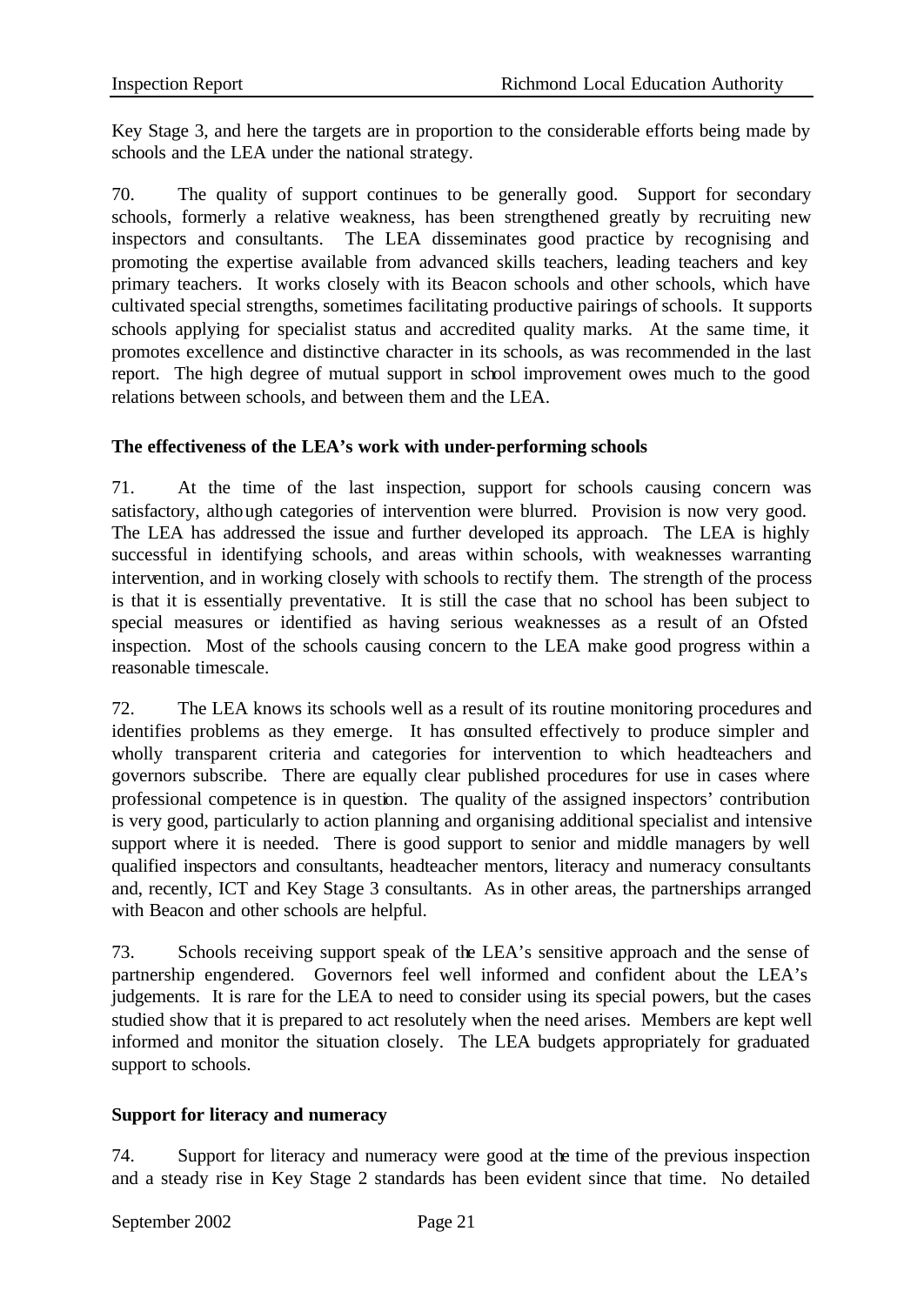Key Stage 3, and here the targets are in proportion to the considerable efforts being made by schools and the LEA under the national strategy.

70. The quality of support continues to be generally good. Support for secondary schools, formerly a relative weakness, has been strengthened greatly by recruiting new inspectors and consultants. The LEA disseminates good practice by recognising and promoting the expertise available from advanced skills teachers, leading teachers and key primary teachers. It works closely with its Beacon schools and other schools, which have cultivated special strengths, sometimes facilitating productive pairings of schools. It supports schools applying for specialist status and accredited quality marks. At the same time, it promotes excellence and distinctive character in its schools, as was recommended in the last report. The high degree of mutual support in school improvement owes much to the good relations between schools, and between them and the LEA.

**The effectiveness of the LEA's work with under-performing schools**

71. At the time of the last inspection, support for schools causing concern was satisfactory, although categories of intervention were blurred. Provision is now very good. The LEA has addressed the issue and further developed its approach. The LEA is highly successful in identifying schools, and areas within schools, with weaknesses warranting intervention, and in working closely with schools to rectify them. The strength of the process is that it is essentially preventative. It is still the case that no school has been subject to special measures or identified as having serious weaknesses as a result of an Ofsted inspection. Most of the schools causing concern to the LEA make good progress within a reasonable timescale.

72. The LEA knows its schools well as a result of its routine monitoring procedures and identifies problems as they emerge. It has consulted effectively to produce simpler and wholly transparent criteria and categories for intervention to which headteachers and governors subscribe. There are equally clear published procedures for use in cases where professional competence is in question. The quality of the assigned inspectors' contribution is very good, particularly to action planning and organising additional specialist and intensive support where it is needed. There is good support to senior and middle managers by well qualified inspectors and consultants, headteacher mentors, literacy and numeracy consultants and, recently, ICT and Key Stage 3 consultants. As in other areas, the partnerships arranged with Beacon and other schools are helpful.

73. Schools receiving support speak of the LEA's sensitive approach and the sense of partnership engendered. Governors feel well informed and confident about the LEA's judgements. It is rare for the LEA to need to consider using its special powers, but the cases studied show that it is prepared to act resolutely when the need arises. Members are kept well informed and monitor the situation closely. The LEA budgets appropriately for graduated support to schools.

**Support for literacy and numeracy**

74. Support for literacy and numeracy were good at the time of the previous inspection and a steady rise in Key Stage 2 standards has been evident since that time. No detailed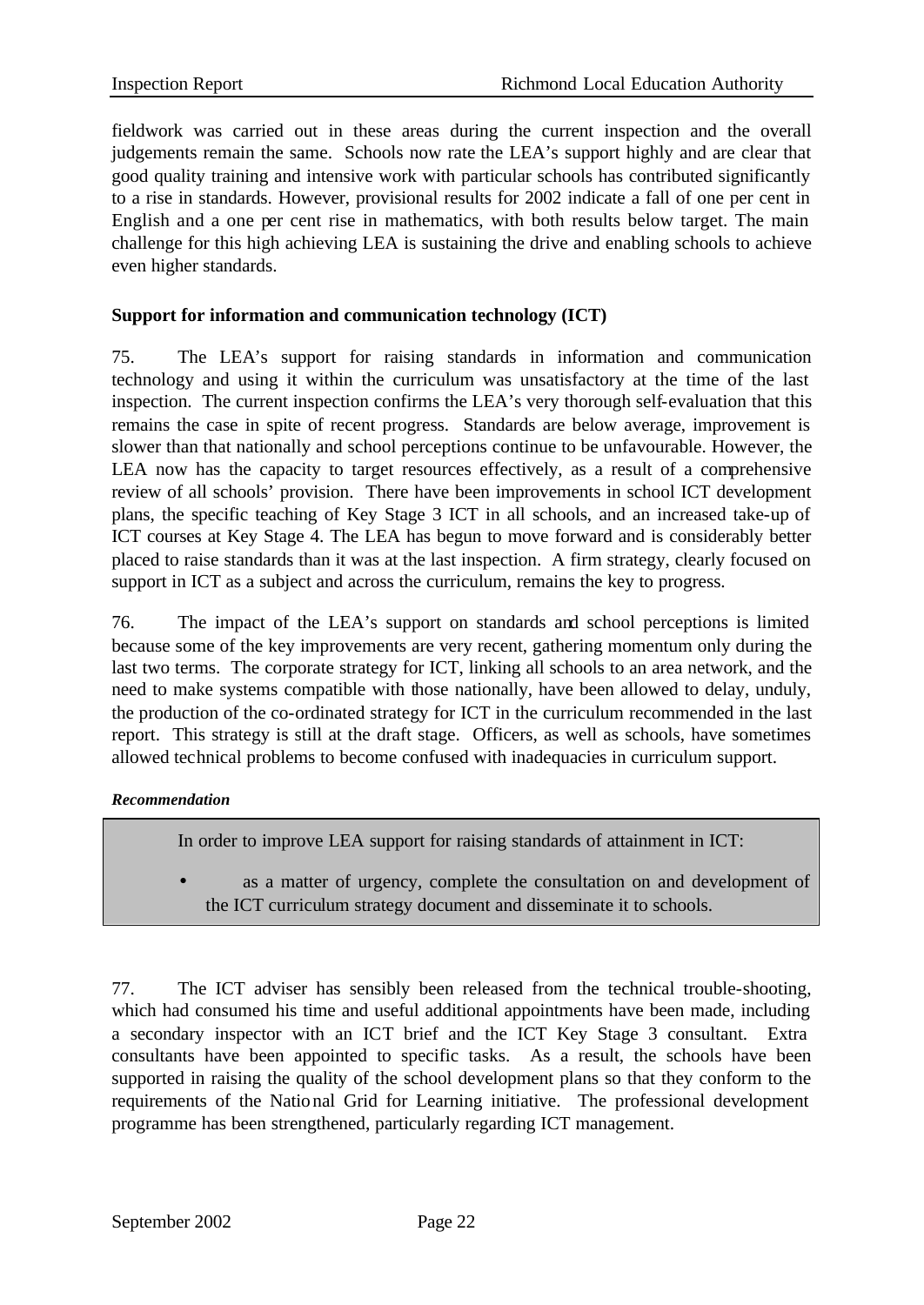fieldwork was carried out in these areas during the current inspection and the overall judgements remain the same. Schools now rate the LEA's support highly and are clear that good quality training and intensive work with particular schools has contributed significantly to a rise in standards. However, provisional results for 2002 indicate a fall of one per cent in English and a one per cent rise in mathematics, with both results below target. The main challenge for this high achieving LEA is sustaining the drive and enabling schools to achieve even higher standards.

### Support for information and communication technology (ICT)

75. The LEA's support for raising standards in information and communication technology and using it within the curriculum was unsatisfactory at the time of the last inspection. The current inspection confirms the LEA's very thorough self-evaluation that this remains the case in spite of recent progress. Standards are below average, improvement is slower than that nationally and school perceptions continue to be unfavourable. However, the LEA now has the capacity to target resources effectively, as a result of a comprehensive review of all schools' provision. There have been improvements in school ICT development plans, the specific teaching of Key Stage 3 ICT in all schools, and an increased take-up of ICT courses at Key Stage 4. The LEA has begun to move forward and is considerably better placed to raise standards than it was at the last inspection. A firm strategy, clearly focused on support in ICT as a subject and across the curriculum, remains the key to progress.

76. The impact of the LEA's support on standards and school perceptions is limited because some of the key improvements are very recent, gathering momentum only during the last two terms. The corporate strategy for ICT, linking all schools to an area network, and the need to make systems compatible with those nationally, have been allowed to delay, unduly, the production of the co-ordinated strategy for ICT in the curriculum recommended in the last report. This strategy is still at the draft stage. Officers, as well as schools, have sometimes allowed technical problems to become confused with inadequacies in curriculum support.

***Recommendation***

In order to improve LEA support for raising standards of attainment in ICT:

- as a matter of urgency, complete the consultation on and development of the ICT curriculum strategy document and disseminate it to schools.

77. The ICT adviser has sensibly been released from the technical trouble-shooting, which had consumed his time and useful additional appointments have been made, including a secondary inspector with an ICT brief and the ICT Key Stage 3 consultant. Extra consultants have been appointed to specific tasks. As a result, the schools have been supported in raising the quality of the school development plans so that they conform to the requirements of the National Grid for Learning initiative. The professional development programme has been strengthened, particularly regarding ICT management.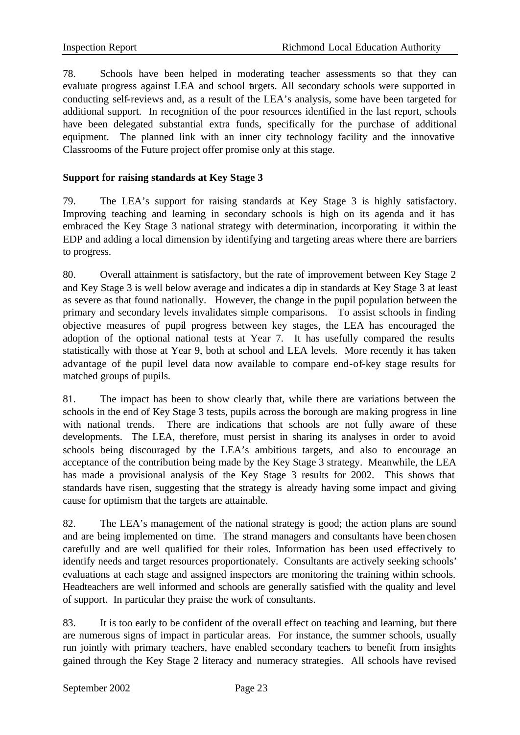78. Schools have been helped in moderating teacher assessments so that they can evaluate progress against LEA and school targets. All secondary schools were supported in conducting self-reviews and, as a result of the LEA's analysis, some have been targeted for additional support. In recognition of the poor resources identified in the last report, schools have been delegated substantial extra funds, specifically for the purchase of additional equipment. The planned link with an inner city technology facility and the innovative Classrooms of the Future project offer promise only at this stage.

**Support for raising standards at Key Stage 3**

79. The LEA's support for raising standards at Key Stage 3 is highly satisfactory. Improving teaching and learning in secondary schools is high on its agenda and it has embraced the Key Stage 3 national strategy with determination, incorporating it within the EDP and adding a local dimension by identifying and targeting areas where there are barriers to progress.

80. Overall attainment is satisfactory, but the rate of improvement between Key Stage 2 and Key Stage 3 is well below average and indicates a dip in standards at Key Stage 3 at least as severe as that found nationally. However, the change in the pupil population between the primary and secondary levels invalidates simple comparisons. To assist schools in finding objective measures of pupil progress between key stages, the LEA has encouraged the adoption of the optional national tests at Year 7. It has usefully compared the results statistically with those at Year 9, both at school and LEA levels. More recently it has taken advantage of the pupil level data now available to compare end-of-key stage results for matched groups of pupils.

81. The impact has been to show clearly that, while there are variations between the schools in the end of Key Stage 3 tests, pupils across the borough are making progress in line with national trends. There are indications that schools are not fully aware of these developments. The LEA, therefore, must persist in sharing its analyses in order to avoid schools being discouraged by the LEA's ambitious targets, and also to encourage an acceptance of the contribution being made by the Key Stage 3 strategy. Meanwhile, the LEA has made a provisional analysis of the Key Stage 3 results for 2002. This shows that standards have risen, suggesting that the strategy is already having some impact and giving cause for optimism that the targets are attainable.

82. The LEA's management of the national strategy is good; the action plans are sound and are being implemented on time. The strand managers and consultants have been chosen carefully and are well qualified for their roles. Information has been used effectively to identify needs and target resources proportionately. Consultants are actively seeking schools' evaluations at each stage and assigned inspectors are monitoring the training within schools. Headteachers are well informed and schools are generally satisfied with the quality and level of support. In particular they praise the work of consultants.

83. It is too early to be confident of the overall effect on teaching and learning, but there are numerous signs of impact in particular areas. For instance, the summer schools, usually run jointly with primary teachers, have enabled secondary teachers to benefit from insights gained through the Key Stage 2 literacy and numeracy strategies. All schools have revised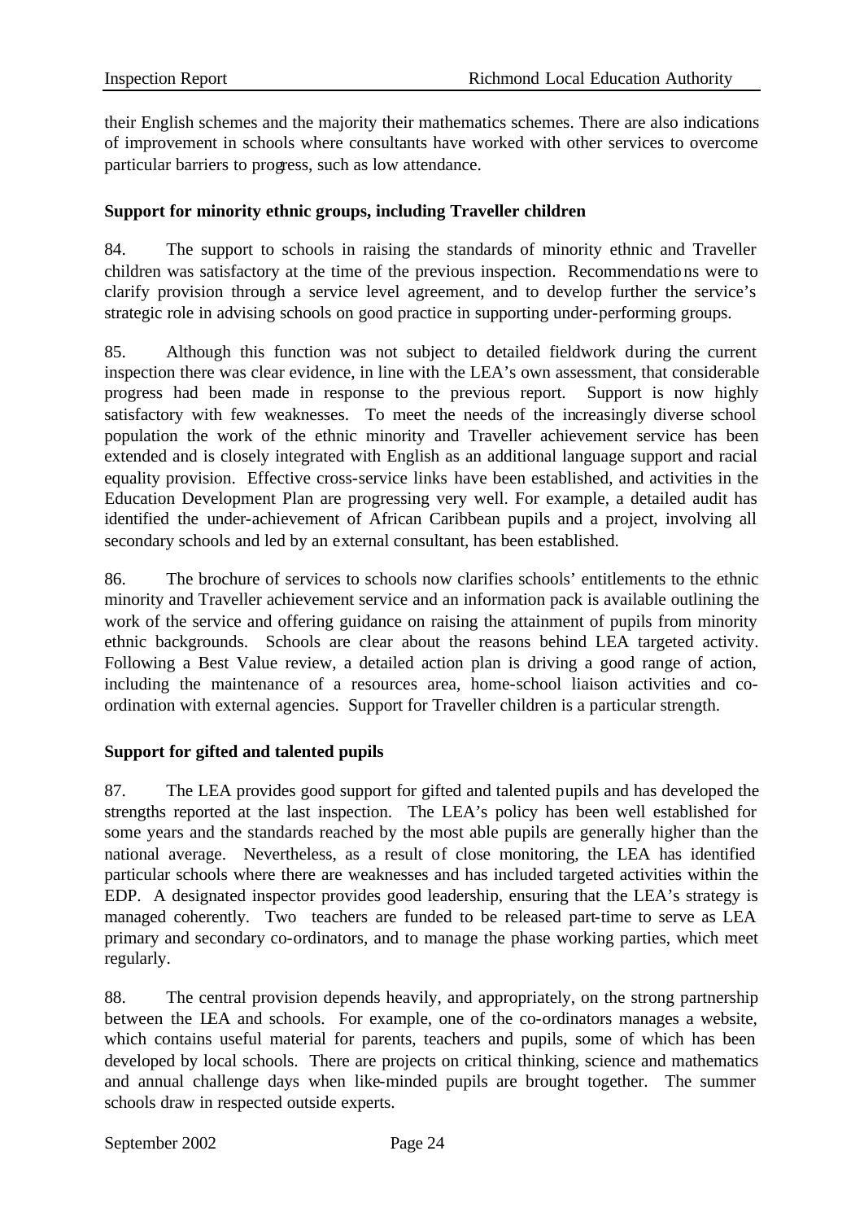their English schemes and the majority their mathematics schemes. There are also indications of improvement in schools where consultants have worked with other services to overcome particular barriers to progress, such as low attendance.

**Support for minority ethnic groups, including Traveller children**

84. The support to schools in raising the standards of minority ethnic and Traveller children was satisfactory at the time of the previous inspection. Recommendations were to clarify provision through a service level agreement, and to develop further the service's strategic role in advising schools on good practice in supporting under-performing groups.

85. Although this function was not subject to detailed fieldwork during the current inspection there was clear evidence, in line with the LEA's own assessment, that considerable progress had been made in response to the previous report. Support is now highly satisfactory with few weaknesses. To meet the needs of the increasingly diverse school population the work of the ethnic minority and Traveller achievement service has been extended and is closely integrated with English as an additional language support and racial equality provision. Effective cross-service links have been established, and activities in the Education Development Plan are progressing very well. For example, a detailed audit has identified the under-achievement of African Caribbean pupils and a project, involving all secondary schools and led by an external consultant, has been established.

86. The brochure of services to schools now clarifies schools' entitlements to the ethnic minority and Traveller achievement service and an information pack is available outlining the work of the service and offering guidance on raising the attainment of pupils from minority ethnic backgrounds. Schools are clear about the reasons behind LEA targeted activity. Following a Best Value review, a detailed action plan is driving a good range of action, including the maintenance of a resources area, home-school liaison activities and co-ordination with external agencies. Support for Traveller children is a particular strength.

**Support for gifted and talented pupils**

87. The LEA provides good support for gifted and talented pupils and has developed the strengths reported at the last inspection. The LEA's policy has been well established for some years and the standards reached by the most able pupils are generally higher than the national average. Nevertheless, as a result of close monitoring, the LEA has identified particular schools where there are weaknesses and has included targeted activities within the EDP. A designated inspector provides good leadership, ensuring that the LEA's strategy is managed coherently. Two teachers are funded to be released part-time to serve as LEA primary and secondary co-ordinators, and to manage the phase working parties, which meet regularly.

88. The central provision depends heavily, and appropriately, on the strong partnership between the LEA and schools. For example, one of the co-ordinators manages a website, which contains useful material for parents, teachers and pupils, some of which has been developed by local schools. There are projects on critical thinking, science and mathematics and annual challenge days when like-minded pupils are brought together. The summer schools draw in respected outside experts.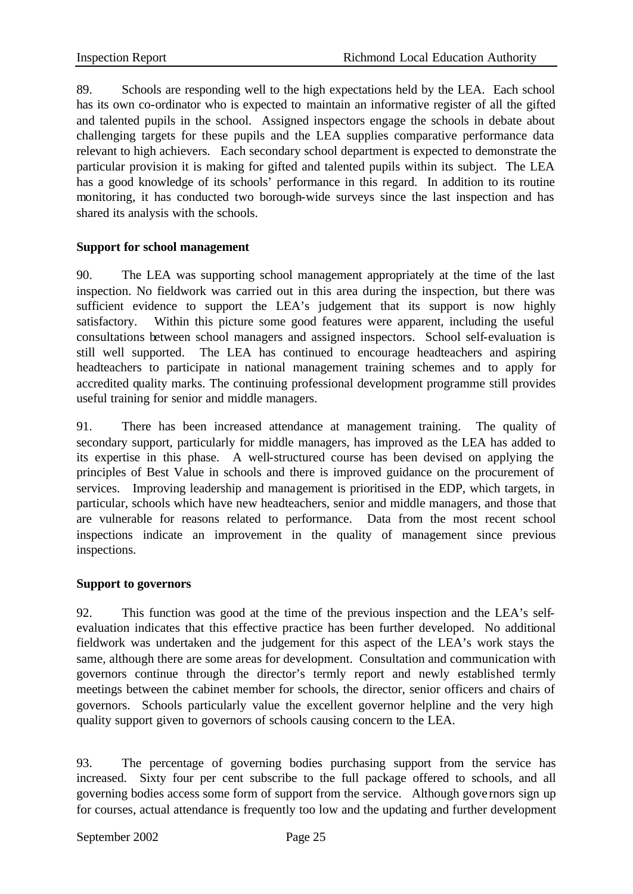89. Schools are responding well to the high expectations held by the LEA. Each school has its own co-ordinator who is expected to maintain an informative register of all the gifted and talented pupils in the school. Assigned inspectors engage the schools in debate about challenging targets for these pupils and the LEA supplies comparative performance data relevant to high achievers. Each secondary school department is expected to demonstrate the particular provision it is making for gifted and talented pupils within its subject. The LEA has a good knowledge of its schools' performance in this regard. In addition to its routine monitoring, it has conducted two borough-wide surveys since the last inspection and has shared its analysis with the schools.

**Support for school management**

90. The LEA was supporting school management appropriately at the time of the last inspection. No fieldwork was carried out in this area during the inspection, but there was sufficient evidence to support the LEA's judgement that its support is now highly satisfactory. Within this picture some good features were apparent, including the useful consultations between school managers and assigned inspectors. School self-evaluation is still well supported. The LEA has continued to encourage headteachers and aspiring headteachers to participate in national management training schemes and to apply for accredited quality marks. The continuing professional development programme still provides useful training for senior and middle managers.

91. There has been increased attendance at management training. The quality of secondary support, particularly for middle managers, has improved as the LEA has added to its expertise in this phase. A well-structured course has been devised on applying the principles of Best Value in schools and there is improved guidance on the procurement of services. Improving leadership and management is prioritised in the EDP, which targets, in particular, schools which have new headteachers, senior and middle managers, and those that are vulnerable for reasons related to performance. Data from the most recent school inspections indicate an improvement in the quality of management since previous inspections.

**Support to governors**

92. This function was good at the time of the previous inspection and the LEA's self-evaluation indicates that this effective practice has been further developed. No additional fieldwork was undertaken and the judgement for this aspect of the LEA's work stays the same, although there are some areas for development. Consultation and communication with governors continue through the director's termly report and newly established termly meetings between the cabinet member for schools, the director, senior officers and chairs of governors. Schools particularly value the excellent governor helpline and the very high quality support given to governors of schools causing concern to the LEA.

93. The percentage of governing bodies purchasing support from the service has increased. Sixty four per cent subscribe to the full package offered to schools, and all governing bodies access some form of support from the service. Although governors sign up for courses, actual attendance is frequently too low and the updating and further development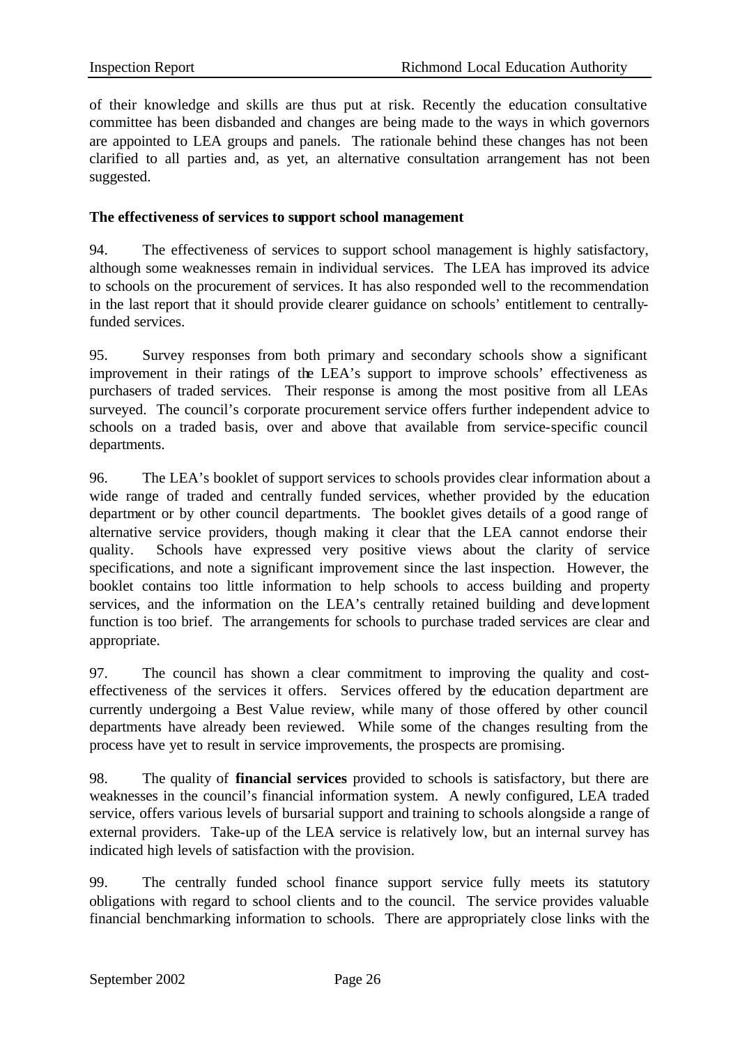of their knowledge and skills are thus put at risk. Recently the education consultative committee has been disbanded and changes are being made to the ways in which governors are appointed to LEA groups and panels. The rationale behind these changes has not been clarified to all parties and, as yet, an alternative consultation arrangement has not been suggested.

**The effectiveness of services to support school management**

94. The effectiveness of services to support school management is highly satisfactory, although some weaknesses remain in individual services. The LEA has improved its advice to schools on the procurement of services. It has also responded well to the recommendation in the last report that it should provide clearer guidance on schools' entitlement to centrally-funded services.

95. Survey responses from both primary and secondary schools show a significant improvement in their ratings of the LEA's support to improve schools' effectiveness as purchasers of traded services. Their response is among the most positive from all LEAs surveyed. The council's corporate procurement service offers further independent advice to schools on a traded basis, over and above that available from service-specific council departments.

96. The LEA's booklet of support services to schools provides clear information about a wide range of traded and centrally funded services, whether provided by the education department or by other council departments. The booklet gives details of a good range of alternative service providers, though making it clear that the LEA cannot endorse their quality. Schools have expressed very positive views about the clarity of service specifications, and note a significant improvement since the last inspection. However, the booklet contains too little information to help schools to access building and property services, and the information on the LEA's centrally retained building and development function is too brief. The arrangements for schools to purchase traded services are clear and appropriate.

97. The council has shown a clear commitment to improving the quality and cost-effectiveness of the services it offers. Services offered by the education department are currently undergoing a Best Value review, while many of those offered by other council departments have already been reviewed. While some of the changes resulting from the process have yet to result in service improvements, the prospects are promising.

98. The quality of **financial services** provided to schools is satisfactory, but there are weaknesses in the council's financial information system. A newly configured, LEA traded service, offers various levels of bursarial support and training to schools alongside a range of external providers. Take-up of the LEA service is relatively low, but an internal survey has indicated high levels of satisfaction with the provision.

99. The centrally funded school finance support service fully meets its statutory obligations with regard to school clients and to the council. The service provides valuable financial benchmarking information to schools. There are appropriately close links with the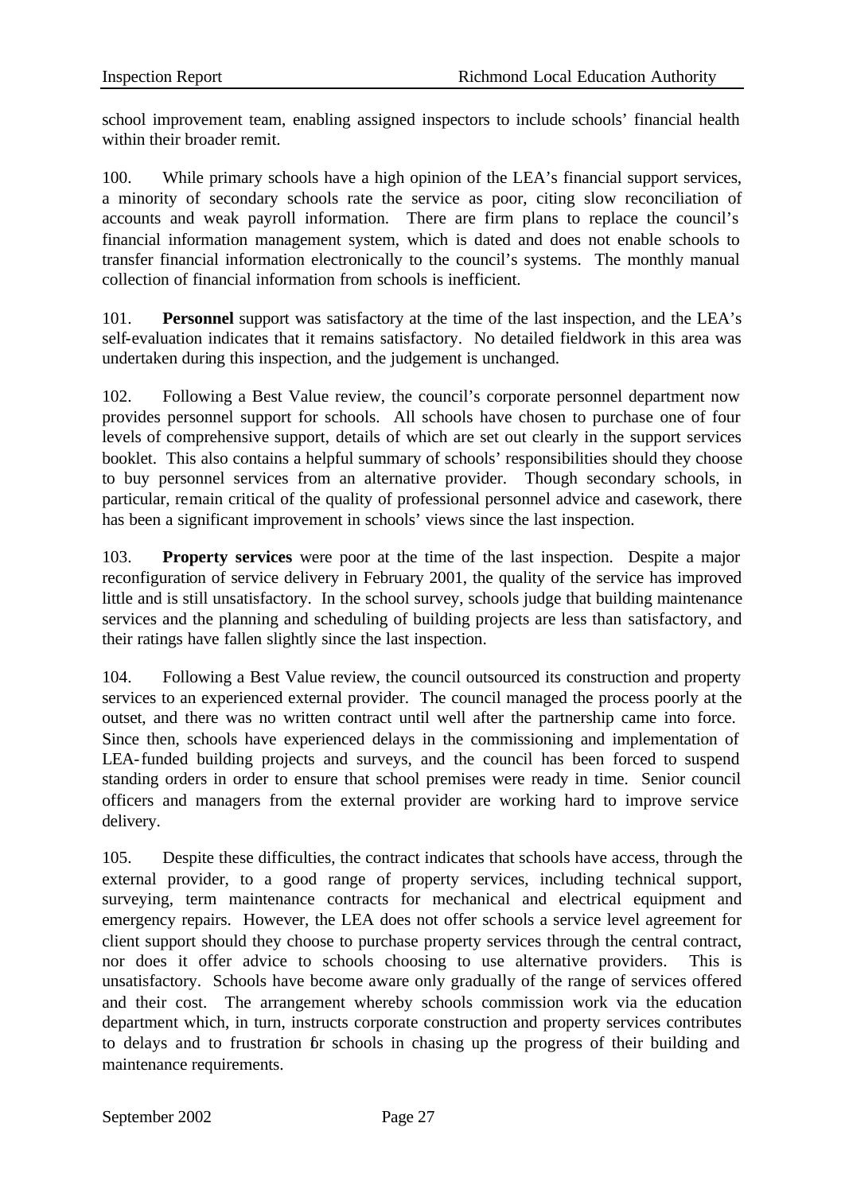school improvement team, enabling assigned inspectors to include schools' financial health within their broader remit.

100. While primary schools have a high opinion of the LEA's financial support services, a minority of secondary schools rate the service as poor, citing slow reconciliation of accounts and weak payroll information. There are firm plans to replace the council's financial information management system, which is dated and does not enable schools to transfer financial information electronically to the council's systems. The monthly manual collection of financial information from schools is inefficient.

101. **Personnel** support was satisfactory at the time of the last inspection, and the LEA's self-evaluation indicates that it remains satisfactory. No detailed fieldwork in this area was undertaken during this inspection, and the judgement is unchanged.

102. Following a Best Value review, the council's corporate personnel department now provides personnel support for schools. All schools have chosen to purchase one of four levels of comprehensive support, details of which are set out clearly in the support services booklet. This also contains a helpful summary of schools' responsibilities should they choose to buy personnel services from an alternative provider. Though secondary schools, in particular, remain critical of the quality of professional personnel advice and casework, there has been a significant improvement in schools' views since the last inspection.

103. **Property services** were poor at the time of the last inspection. Despite a major reconfiguration of service delivery in February 2001, the quality of the service has improved little and is still unsatisfactory. In the school survey, schools judge that building maintenance services and the planning and scheduling of building projects are less than satisfactory, and their ratings have fallen slightly since the last inspection.

104. Following a Best Value review, the council outsourced its construction and property services to an experienced external provider. The council managed the process poorly at the outset, and there was no written contract until well after the partnership came into force. Since then, schools have experienced delays in the commissioning and implementation of LEA-funded building projects and surveys, and the council has been forced to suspend standing orders in order to ensure that school premises were ready in time. Senior council officers and managers from the external provider are working hard to improve service delivery.

105. Despite these difficulties, the contract indicates that schools have access, through the external provider, to a good range of property services, including technical support, surveying, term maintenance contracts for mechanical and electrical equipment and emergency repairs. However, the LEA does not offer schools a service level agreement for client support should they choose to purchase property services through the central contract, nor does it offer advice to schools choosing to use alternative providers. This is unsatisfactory. Schools have become aware only gradually of the range of services offered and their cost. The arrangement whereby schools commission work via the education department which, in turn, instructs corporate construction and property services contributes to delays and to frustration for schools in chasing up the progress of their building and maintenance requirements.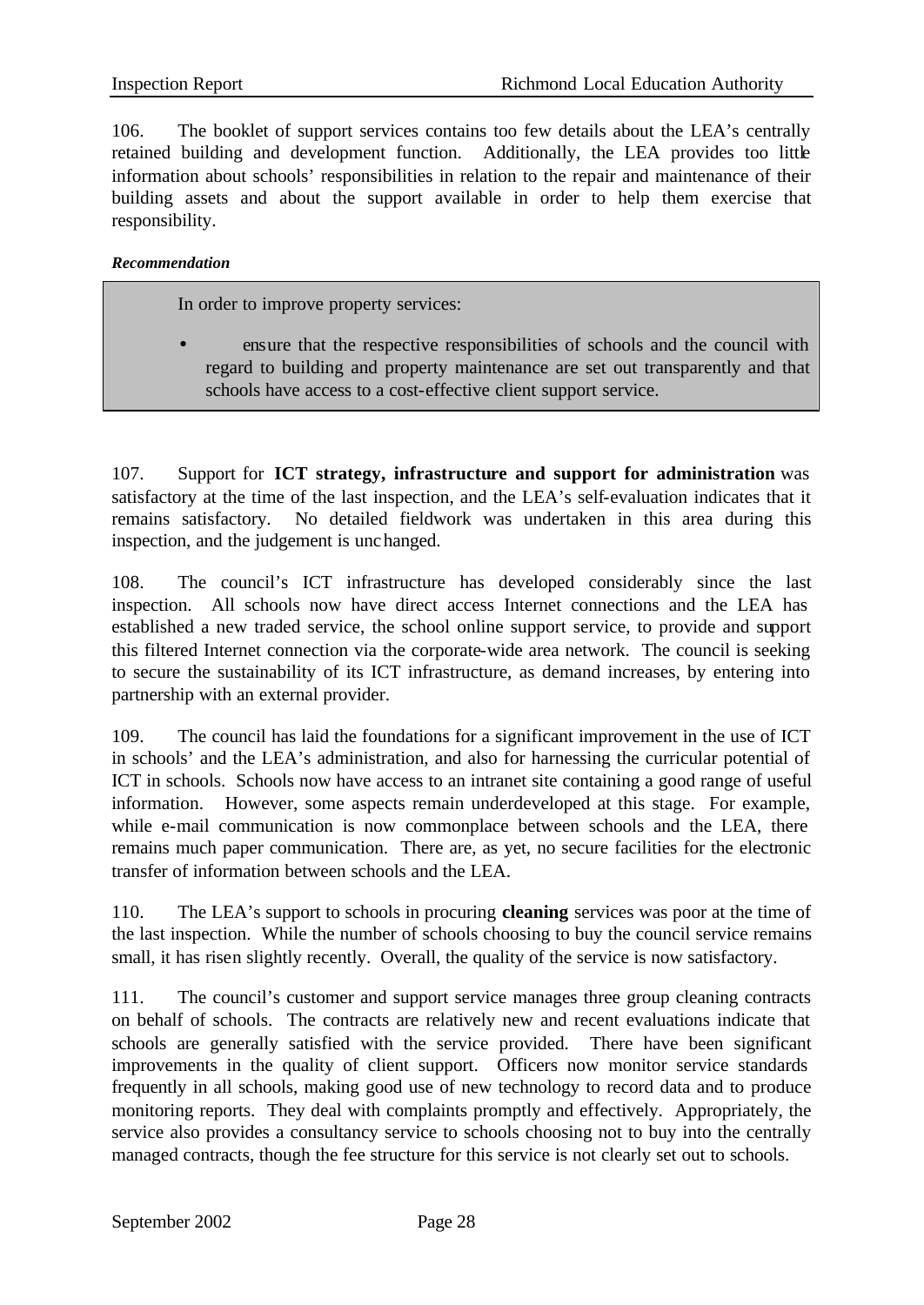106. The booklet of support services contains too few details about the LEA's centrally retained building and development function. Additionally, the LEA provides too little information about schools' responsibilities in relation to the repair and maintenance of their building assets and about the support available in order to help them exercise that responsibility.

***Recommendation***

> In order to improve property services:
>
> - ensure that the respective responsibilities of schools and the council with regard to building and property maintenance are set out transparently and that schools have access to a cost-effective client support service.

107. Support for **ICT strategy, infrastructure and support for administration** was satisfactory at the time of the last inspection, and the LEA's self-evaluation indicates that it remains satisfactory. No detailed fieldwork was undertaken in this area during this inspection, and the judgement is unchanged.

108. The council's ICT infrastructure has developed considerably since the last inspection. All schools now have direct access Internet connections and the LEA has established a new traded service, the school online support service, to provide and support this filtered Internet connection via the corporate-wide area network. The council is seeking to secure the sustainability of its ICT infrastructure, as demand increases, by entering into partnership with an external provider.

109. The council has laid the foundations for a significant improvement in the use of ICT in schools' and the LEA's administration, and also for harnessing the curricular potential of ICT in schools. Schools now have access to an intranet site containing a good range of useful information. However, some aspects remain underdeveloped at this stage. For example, while e-mail communication is now commonplace between schools and the LEA, there remains much paper communication. There are, as yet, no secure facilities for the electronic transfer of information between schools and the LEA.

110. The LEA's support to schools in procuring **cleaning** services was poor at the time of the last inspection. While the number of schools choosing to buy the council service remains small, it has risen slightly recently. Overall, the quality of the service is now satisfactory.

111. The council's customer and support service manages three group cleaning contracts on behalf of schools. The contracts are relatively new and recent evaluations indicate that schools are generally satisfied with the service provided. There have been significant improvements in the quality of client support. Officers now monitor service standards frequently in all schools, making good use of new technology to record data and to produce monitoring reports. They deal with complaints promptly and effectively. Appropriately, the service also provides a consultancy service to schools choosing not to buy into the centrally managed contracts, though the fee structure for this service is not clearly set out to schools.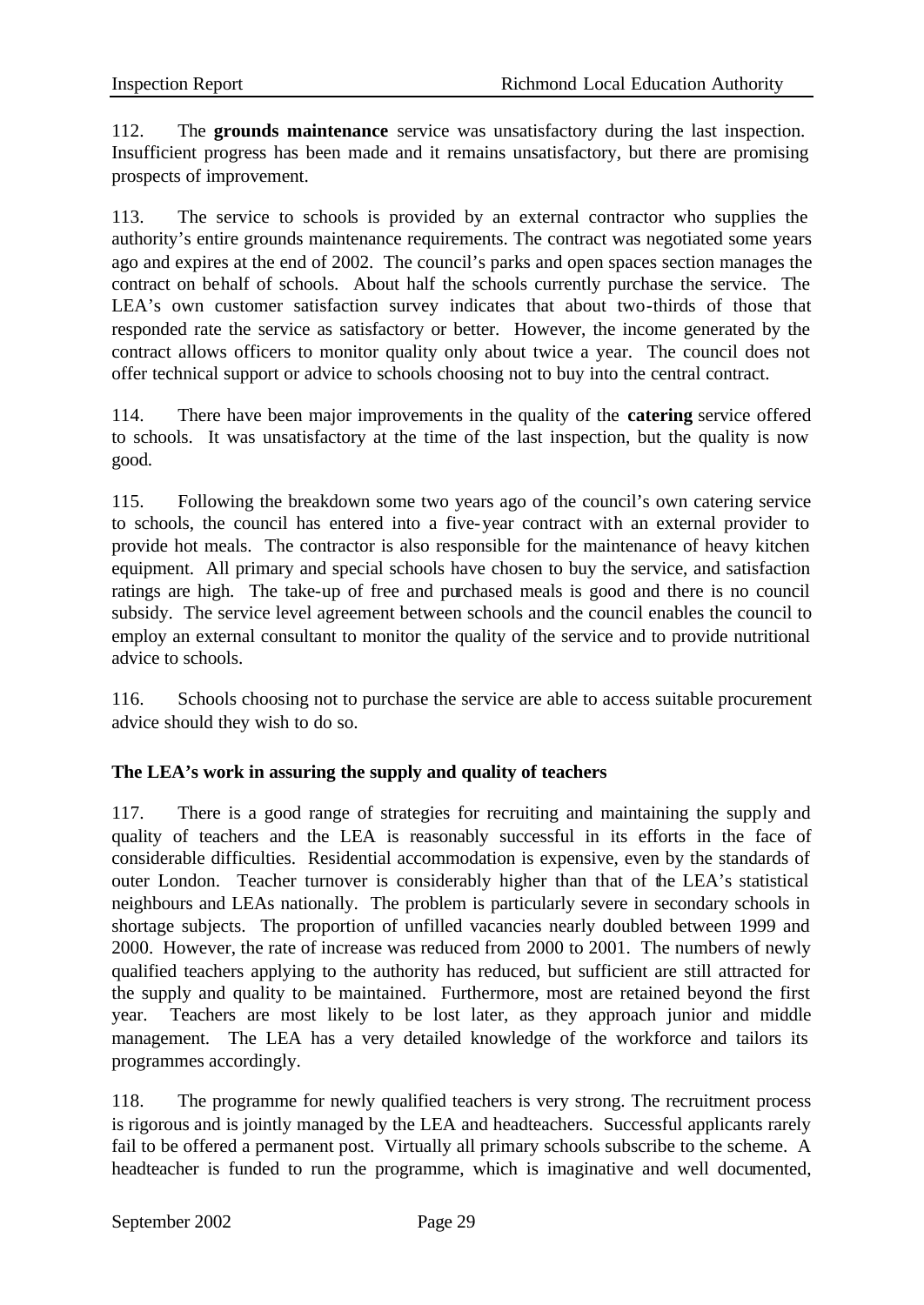112. The **grounds maintenance** service was unsatisfactory during the last inspection. Insufficient progress has been made and it remains unsatisfactory, but there are promising prospects of improvement.

113. The service to schools is provided by an external contractor who supplies the authority's entire grounds maintenance requirements. The contract was negotiated some years ago and expires at the end of 2002. The council's parks and open spaces section manages the contract on behalf of schools. About half the schools currently purchase the service. The LEA's own customer satisfaction survey indicates that about two-thirds of those that responded rate the service as satisfactory or better. However, the income generated by the contract allows officers to monitor quality only about twice a year. The council does not offer technical support or advice to schools choosing not to buy into the central contract.

114. There have been major improvements in the quality of the **catering** service offered to schools. It was unsatisfactory at the time of the last inspection, but the quality is now good.

115. Following the breakdown some two years ago of the council's own catering service to schools, the council has entered into a five-year contract with an external provider to provide hot meals. The contractor is also responsible for the maintenance of heavy kitchen equipment. All primary and special schools have chosen to buy the service, and satisfaction ratings are high. The take-up of free and purchased meals is good and there is no council subsidy. The service level agreement between schools and the council enables the council to employ an external consultant to monitor the quality of the service and to provide nutritional advice to schools.

116. Schools choosing not to purchase the service are able to access suitable procurement advice should they wish to do so.

### The LEA's work in assuring the supply and quality of teachers

117. There is a good range of strategies for recruiting and maintaining the supply and quality of teachers and the LEA is reasonably successful in its efforts in the face of considerable difficulties. Residential accommodation is expensive, even by the standards of outer London. Teacher turnover is considerably higher than that of the LEA's statistical neighbours and LEAs nationally. The problem is particularly severe in secondary schools in shortage subjects. The proportion of unfilled vacancies nearly doubled between 1999 and 2000. However, the rate of increase was reduced from 2000 to 2001. The numbers of newly qualified teachers applying to the authority has reduced, but sufficient are still attracted for the supply and quality to be maintained. Furthermore, most are retained beyond the first year. Teachers are most likely to be lost later, as they approach junior and middle management. The LEA has a very detailed knowledge of the workforce and tailors its programmes accordingly.

118. The programme for newly qualified teachers is very strong. The recruitment process is rigorous and is jointly managed by the LEA and headteachers. Successful applicants rarely fail to be offered a permanent post. Virtually all primary schools subscribe to the scheme. A headteacher is funded to run the programme, which is imaginative and well documented,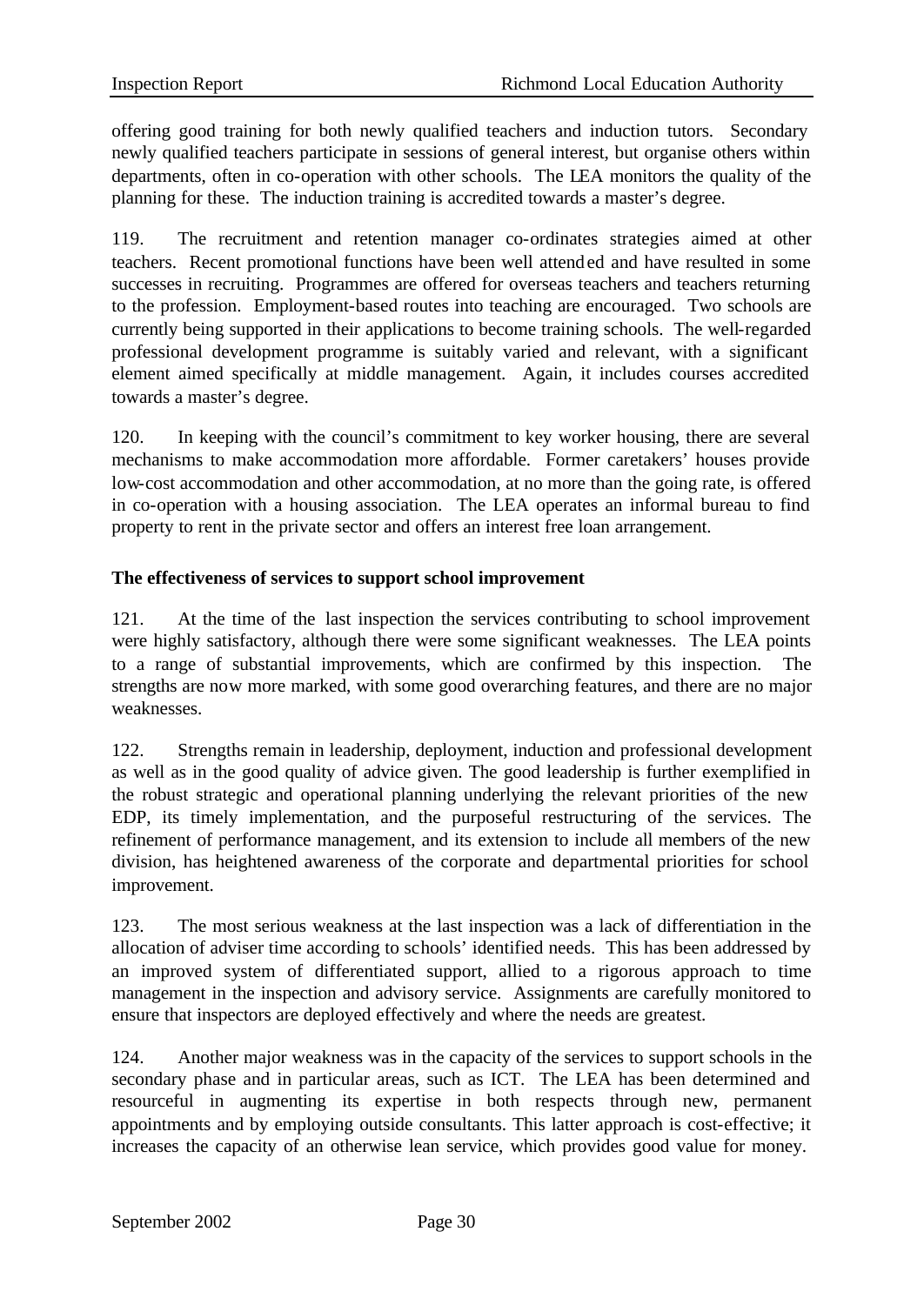offering good training for both newly qualified teachers and induction tutors. Secondary newly qualified teachers participate in sessions of general interest, but organise others within departments, often in co-operation with other schools. The LEA monitors the quality of the planning for these. The induction training is accredited towards a master's degree.

119. The recruitment and retention manager co-ordinates strategies aimed at other teachers. Recent promotional functions have been well attended and have resulted in some successes in recruiting. Programmes are offered for overseas teachers and teachers returning to the profession. Employment-based routes into teaching are encouraged. Two schools are currently being supported in their applications to become training schools. The well-regarded professional development programme is suitably varied and relevant, with a significant element aimed specifically at middle management. Again, it includes courses accredited towards a master's degree.

120. In keeping with the council's commitment to key worker housing, there are several mechanisms to make accommodation more affordable. Former caretakers' houses provide low-cost accommodation and other accommodation, at no more than the going rate, is offered in co-operation with a housing association. The LEA operates an informal bureau to find property to rent in the private sector and offers an interest free loan arrangement.

**The effectiveness of services to support school improvement**

121. At the time of the last inspection the services contributing to school improvement were highly satisfactory, although there were some significant weaknesses. The LEA points to a range of substantial improvements, which are confirmed by this inspection. The strengths are now more marked, with some good overarching features, and there are no major weaknesses.

122. Strengths remain in leadership, deployment, induction and professional development as well as in the good quality of advice given. The good leadership is further exemplified in the robust strategic and operational planning underlying the relevant priorities of the new EDP, its timely implementation, and the purposeful restructuring of the services. The refinement of performance management, and its extension to include all members of the new division, has heightened awareness of the corporate and departmental priorities for school improvement.

123. The most serious weakness at the last inspection was a lack of differentiation in the allocation of adviser time according to schools' identified needs. This has been addressed by an improved system of differentiated support, allied to a rigorous approach to time management in the inspection and advisory service. Assignments are carefully monitored to ensure that inspectors are deployed effectively and where the needs are greatest.

124. Another major weakness was in the capacity of the services to support schools in the secondary phase and in particular areas, such as ICT. The LEA has been determined and resourceful in augmenting its expertise in both respects through new, permanent appointments and by employing outside consultants. This latter approach is cost-effective; it increases the capacity of an otherwise lean service, which provides good value for money.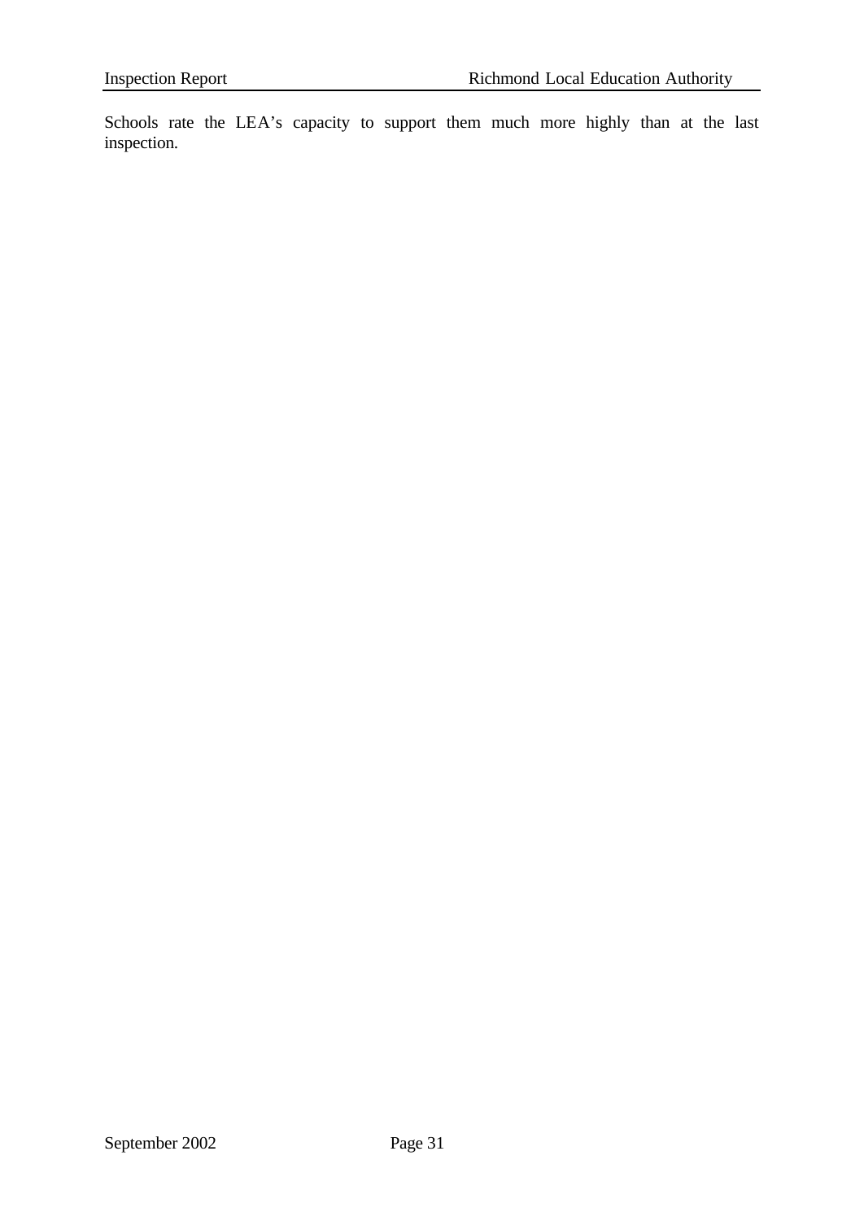Schools rate the LEA's capacity to support them much more highly than at the last inspection.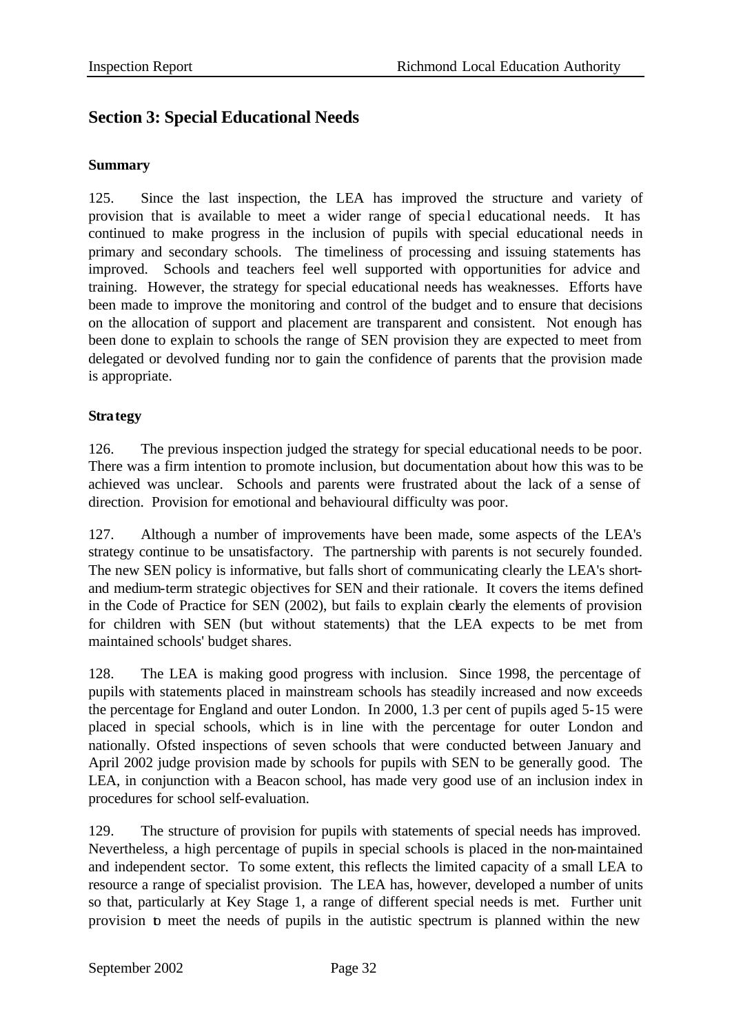## Section 3: Special Educational Needs

### Summary

125. Since the last inspection, the LEA has improved the structure and variety of provision that is available to meet a wider range of special educational needs. It has continued to make progress in the inclusion of pupils with special educational needs in primary and secondary schools. The timeliness of processing and issuing statements has improved. Schools and teachers feel well supported with opportunities for advice and training. However, the strategy for special educational needs has weaknesses. Efforts have been made to improve the monitoring and control of the budget and to ensure that decisions on the allocation of support and placement are transparent and consistent. Not enough has been done to explain to schools the range of SEN provision they are expected to meet from delegated or devolved funding nor to gain the confidence of parents that the provision made is appropriate.

### Strategy

126. The previous inspection judged the strategy for special educational needs to be poor. There was a firm intention to promote inclusion, but documentation about how this was to be achieved was unclear. Schools and parents were frustrated about the lack of a sense of direction. Provision for emotional and behavioural difficulty was poor.

127. Although a number of improvements have been made, some aspects of the LEA's strategy continue to be unsatisfactory. The partnership with parents is not securely founded. The new SEN policy is informative, but falls short of communicating clearly the LEA's short- and medium-term strategic objectives for SEN and their rationale. It covers the items defined in the Code of Practice for SEN (2002), but fails to explain clearly the elements of provision for children with SEN (but without statements) that the LEA expects to be met from maintained schools' budget shares.

128. The LEA is making good progress with inclusion. Since 1998, the percentage of pupils with statements placed in mainstream schools has steadily increased and now exceeds the percentage for England and outer London. In 2000, 1.3 per cent of pupils aged 5-15 were placed in special schools, which is in line with the percentage for outer London and nationally. Ofsted inspections of seven schools that were conducted between January and April 2002 judge provision made by schools for pupils with SEN to be generally good. The LEA, in conjunction with a Beacon school, has made very good use of an inclusion index in procedures for school self-evaluation.

129. The structure of provision for pupils with statements of special needs has improved. Nevertheless, a high percentage of pupils in special schools is placed in the non-maintained and independent sector. To some extent, this reflects the limited capacity of a small LEA to resource a range of specialist provision. The LEA has, however, developed a number of units so that, particularly at Key Stage 1, a range of different special needs is met. Further unit provision to meet the needs of pupils in the autistic spectrum is planned within the new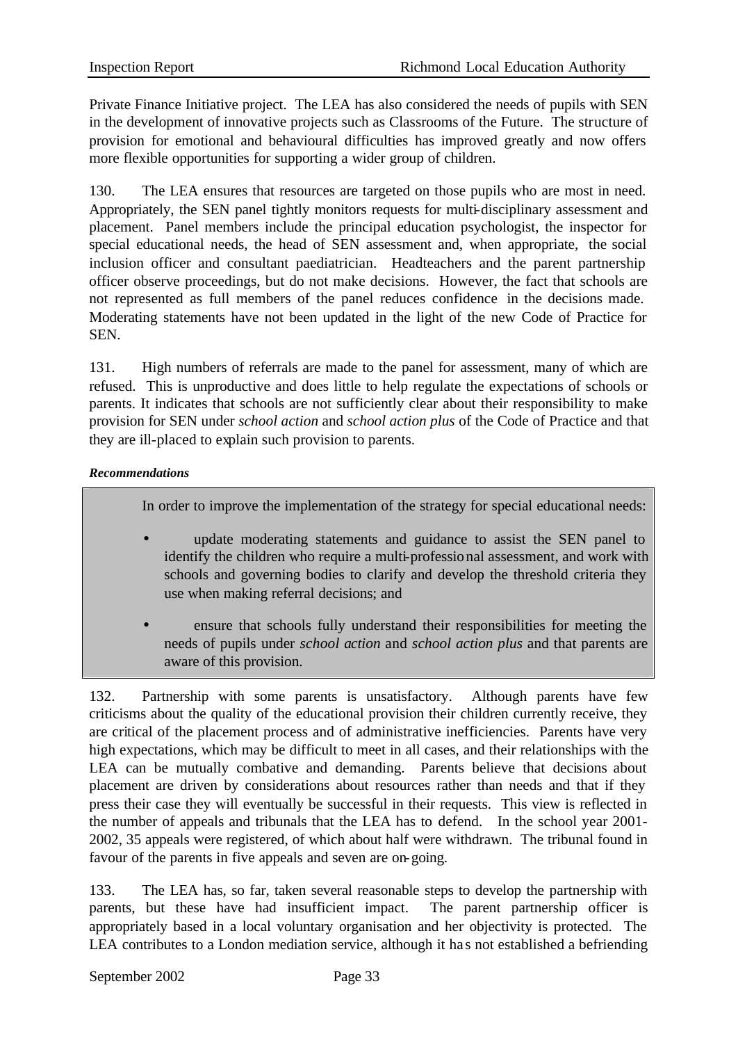Private Finance Initiative project. The LEA has also considered the needs of pupils with SEN in the development of innovative projects such as Classrooms of the Future. The structure of provision for emotional and behavioural difficulties has improved greatly and now offers more flexible opportunities for supporting a wider group of children.

130. The LEA ensures that resources are targeted on those pupils who are most in need. Appropriately, the SEN panel tightly monitors requests for multi-disciplinary assessment and placement. Panel members include the principal education psychologist, the inspector for special educational needs, the head of SEN assessment and, when appropriate, the social inclusion officer and consultant paediatrician. Headteachers and the parent partnership officer observe proceedings, but do not make decisions. However, the fact that schools are not represented as full members of the panel reduces confidence in the decisions made. Moderating statements have not been updated in the light of the new Code of Practice for SEN.

131. High numbers of referrals are made to the panel for assessment, many of which are refused. This is unproductive and does little to help regulate the expectations of schools or parents. It indicates that schools are not sufficiently clear about their responsibility to make provision for SEN under *school action* and *school action plus* of the Code of Practice and that they are ill-placed to explain such provision to parents.

***Recommendations***

In order to improve the implementation of the strategy for special educational needs:

- update moderating statements and guidance to assist the SEN panel to identify the children who require a multi-professional assessment, and work with schools and governing bodies to clarify and develop the threshold criteria they use when making referral decisions; and
- ensure that schools fully understand their responsibilities for meeting the needs of pupils under *school action* and *school action plus* and that parents are aware of this provision.

132. Partnership with some parents is unsatisfactory. Although parents have few criticisms about the quality of the educational provision their children currently receive, they are critical of the placement process and of administrative inefficiencies. Parents have very high expectations, which may be difficult to meet in all cases, and their relationships with the LEA can be mutually combative and demanding. Parents believe that decisions about placement are driven by considerations about resources rather than needs and that if they press their case they will eventually be successful in their requests. This view is reflected in the number of appeals and tribunals that the LEA has to defend. In the school year 2001-2002, 35 appeals were registered, of which about half were withdrawn. The tribunal found in favour of the parents in five appeals and seven are on-going.

133. The LEA has, so far, taken several reasonable steps to develop the partnership with parents, but these have had insufficient impact. The parent partnership officer is appropriately based in a local voluntary organisation and her objectivity is protected. The LEA contributes to a London mediation service, although it has not established a befriending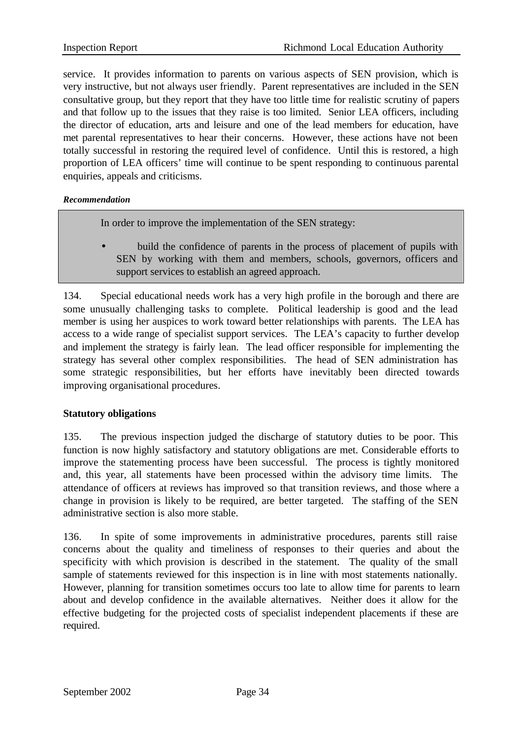service. It provides information to parents on various aspects of SEN provision, which is very instructive, but not always user friendly. Parent representatives are included in the SEN consultative group, but they report that they have too little time for realistic scrutiny of papers and that follow up to the issues that they raise is too limited. Senior LEA officers, including the director of education, arts and leisure and one of the lead members for education, have met parental representatives to hear their concerns. However, these actions have not been totally successful in restoring the required level of confidence. Until this is restored, a high proportion of LEA officers' time will continue to be spent responding to continuous parental enquiries, appeals and criticisms.

***Recommendation***

In order to improve the implementation of the SEN strategy:

- build the confidence of parents in the process of placement of pupils with SEN by working with them and members, schools, governors, officers and support services to establish an agreed approach.

134. Special educational needs work has a very high profile in the borough and there are some unusually challenging tasks to complete. Political leadership is good and the lead member is using her auspices to work toward better relationships with parents. The LEA has access to a wide range of specialist support services. The LEA's capacity to further develop and implement the strategy is fairly lean. The lead officer responsible for implementing the strategy has several other complex responsibilities. The head of SEN administration has some strategic responsibilities, but her efforts have inevitably been directed towards improving organisational procedures.

**Statutory obligations**

135. The previous inspection judged the discharge of statutory duties to be poor. This function is now highly satisfactory and statutory obligations are met. Considerable efforts to improve the statementing process have been successful. The process is tightly monitored and, this year, all statements have been processed within the advisory time limits. The attendance of officers at reviews has improved so that transition reviews, and those where a change in provision is likely to be required, are better targeted. The staffing of the SEN administrative section is also more stable.

136. In spite of some improvements in administrative procedures, parents still raise concerns about the quality and timeliness of responses to their queries and about the specificity with which provision is described in the statement. The quality of the small sample of statements reviewed for this inspection is in line with most statements nationally. However, planning for transition sometimes occurs too late to allow time for parents to learn about and develop confidence in the available alternatives. Neither does it allow for the effective budgeting for the projected costs of specialist independent placements if these are required.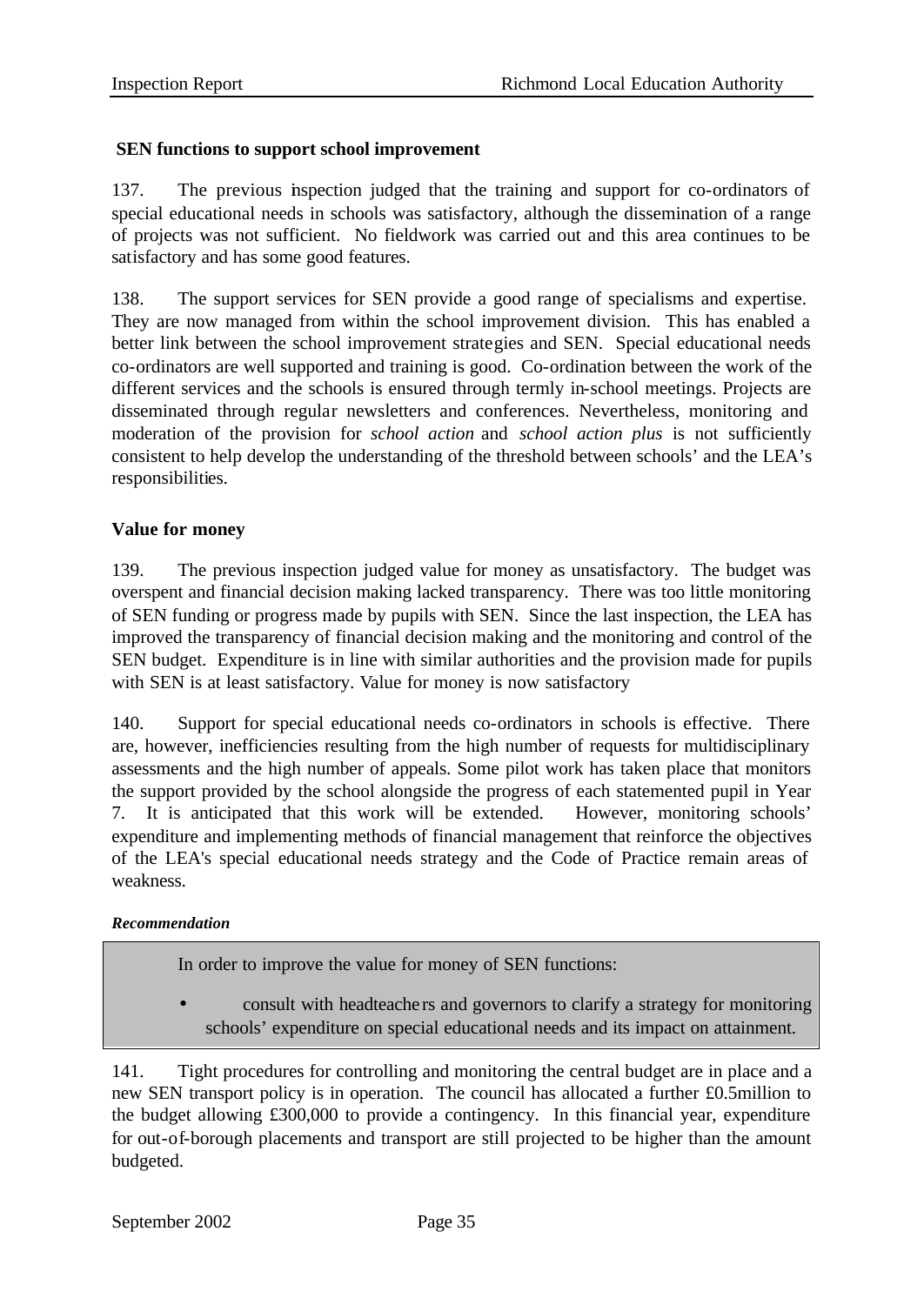## SEN functions to support school improvement

137. The previous inspection judged that the training and support for co-ordinators of special educational needs in schools was satisfactory, although the dissemination of a range of projects was not sufficient. No fieldwork was carried out and this area continues to be satisfactory and has some good features.

138. The support services for SEN provide a good range of specialisms and expertise. They are now managed from within the school improvement division. This has enabled a better link between the school improvement strategies and SEN. Special educational needs co-ordinators are well supported and training is good. Co-ordination between the work of the different services and the schools is ensured through termly in-school meetings. Projects are disseminated through regular newsletters and conferences. Nevertheless, monitoring and moderation of the provision for *school action* and *school action plus* is not sufficiently consistent to help develop the understanding of the threshold between schools' and the LEA's responsibilities.

## Value for money

139. The previous inspection judged value for money as unsatisfactory. The budget was overspent and financial decision making lacked transparency. There was too little monitoring of SEN funding or progress made by pupils with SEN. Since the last inspection, the LEA has improved the transparency of financial decision making and the monitoring and control of the SEN budget. Expenditure is in line with similar authorities and the provision made for pupils with SEN is at least satisfactory. Value for money is now satisfactory

140. Support for special educational needs co-ordinators in schools is effective. There are, however, inefficiencies resulting from the high number of requests for multidisciplinary assessments and the high number of appeals. Some pilot work has taken place that monitors the support provided by the school alongside the progress of each statemented pupil in Year 7. It is anticipated that this work will be extended. However, monitoring schools' expenditure and implementing methods of financial management that reinforce the objectives of the LEA's special educational needs strategy and the Code of Practice remain areas of weakness.

***Recommendation***

In order to improve the value for money of SEN functions:

- consult with headteachers and governors to clarify a strategy for monitoring schools' expenditure on special educational needs and its impact on attainment.

141. Tight procedures for controlling and monitoring the central budget are in place and a new SEN transport policy is in operation. The council has allocated a further £0.5million to the budget allowing £300,000 to provide a contingency. In this financial year, expenditure for out-of-borough placements and transport are still projected to be higher than the amount budgeted.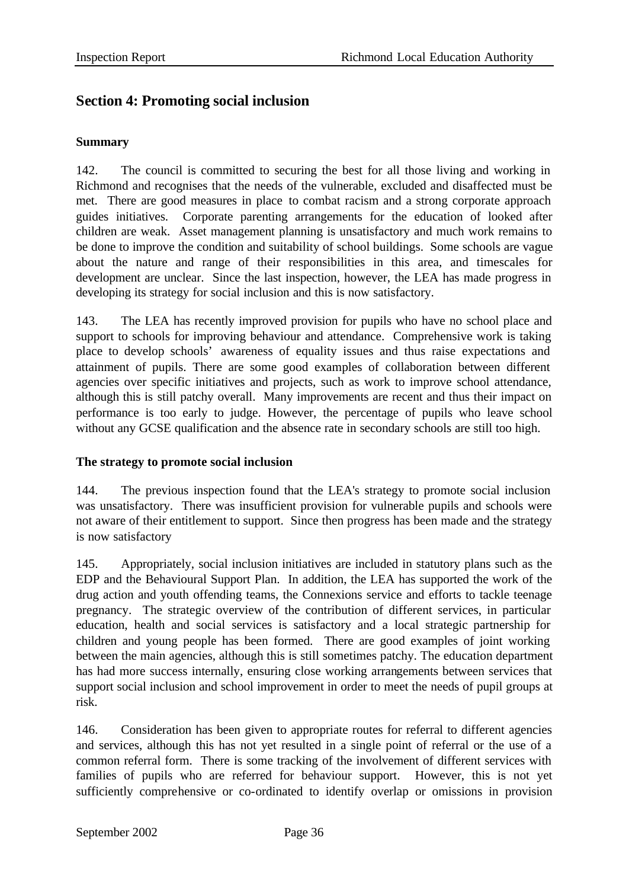## Section 4: Promoting social inclusion

### Summary

142. The council is committed to securing the best for all those living and working in Richmond and recognises that the needs of the vulnerable, excluded and disaffected must be met. There are good measures in place to combat racism and a strong corporate approach guides initiatives. Corporate parenting arrangements for the education of looked after children are weak. Asset management planning is unsatisfactory and much work remains to be done to improve the condition and suitability of school buildings. Some schools are vague about the nature and range of their responsibilities in this area, and timescales for development are unclear. Since the last inspection, however, the LEA has made progress in developing its strategy for social inclusion and this is now satisfactory.

143. The LEA has recently improved provision for pupils who have no school place and support to schools for improving behaviour and attendance. Comprehensive work is taking place to develop schools' awareness of equality issues and thus raise expectations and attainment of pupils. There are some good examples of collaboration between different agencies over specific initiatives and projects, such as work to improve school attendance, although this is still patchy overall. Many improvements are recent and thus their impact on performance is too early to judge. However, the percentage of pupils who leave school without any GCSE qualification and the absence rate in secondary schools are still too high.

### The strategy to promote social inclusion

144. The previous inspection found that the LEA's strategy to promote social inclusion was unsatisfactory. There was insufficient provision for vulnerable pupils and schools were not aware of their entitlement to support. Since then progress has been made and the strategy is now satisfactory

145. Appropriately, social inclusion initiatives are included in statutory plans such as the EDP and the Behavioural Support Plan. In addition, the LEA has supported the work of the drug action and youth offending teams, the Connexions service and efforts to tackle teenage pregnancy. The strategic overview of the contribution of different services, in particular education, health and social services is satisfactory and a local strategic partnership for children and young people has been formed. There are good examples of joint working between the main agencies, although this is still sometimes patchy. The education department has had more success internally, ensuring close working arrangements between services that support social inclusion and school improvement in order to meet the needs of pupil groups at risk.

146. Consideration has been given to appropriate routes for referral to different agencies and services, although this has not yet resulted in a single point of referral or the use of a common referral form. There is some tracking of the involvement of different services with families of pupils who are referred for behaviour support. However, this is not yet sufficiently comprehensive or co-ordinated to identify overlap or omissions in provision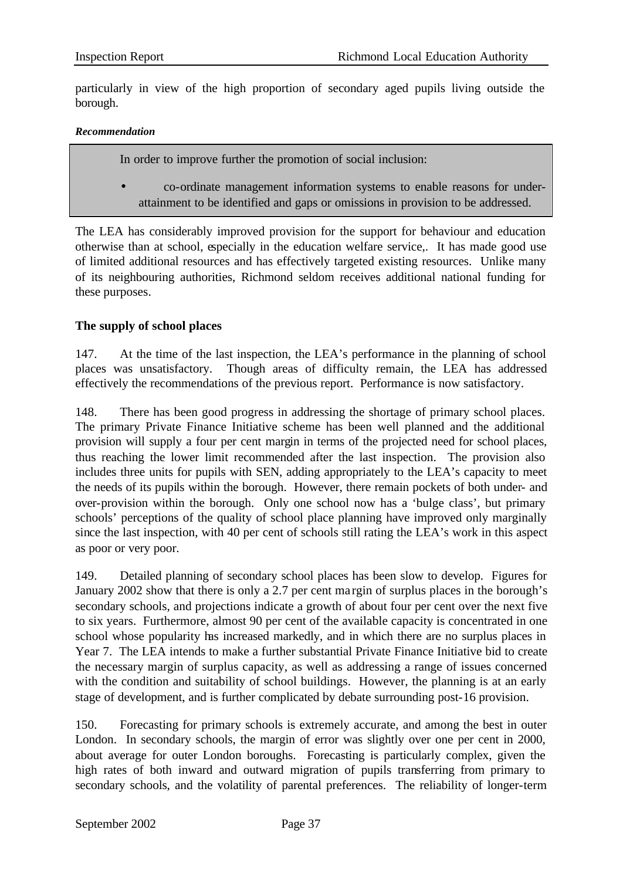particularly in view of the high proportion of secondary aged pupils living outside the borough.

***Recommendation***

> In order to improve further the promotion of social inclusion:
>
> - co-ordinate management information systems to enable reasons for under-attainment to be identified and gaps or omissions in provision to be addressed.

The LEA has considerably improved provision for the support for behaviour and education otherwise than at school, especially in the education welfare service,. It has made good use of limited additional resources and has effectively targeted existing resources. Unlike many of its neighbouring authorities, Richmond seldom receives additional national funding for these purposes.

**The supply of school places**

147. At the time of the last inspection, the LEA's performance in the planning of school places was unsatisfactory. Though areas of difficulty remain, the LEA has addressed effectively the recommendations of the previous report. Performance is now satisfactory.

148. There has been good progress in addressing the shortage of primary school places. The primary Private Finance Initiative scheme has been well planned and the additional provision will supply a four per cent margin in terms of the projected need for school places, thus reaching the lower limit recommended after the last inspection. The provision also includes three units for pupils with SEN, adding appropriately to the LEA's capacity to meet the needs of its pupils within the borough. However, there remain pockets of both under- and over-provision within the borough. Only one school now has a 'bulge class', but primary schools' perceptions of the quality of school place planning have improved only marginally since the last inspection, with 40 per cent of schools still rating the LEA's work in this aspect as poor or very poor.

149. Detailed planning of secondary school places has been slow to develop. Figures for January 2002 show that there is only a 2.7 per cent margin of surplus places in the borough's secondary schools, and projections indicate a growth of about four per cent over the next five to six years. Furthermore, almost 90 per cent of the available capacity is concentrated in one school whose popularity has increased markedly, and in which there are no surplus places in Year 7. The LEA intends to make a further substantial Private Finance Initiative bid to create the necessary margin of surplus capacity, as well as addressing a range of issues concerned with the condition and suitability of school buildings. However, the planning is at an early stage of development, and is further complicated by debate surrounding post-16 provision.

150. Forecasting for primary schools is extremely accurate, and among the best in outer London. In secondary schools, the margin of error was slightly over one per cent in 2000, about average for outer London boroughs. Forecasting is particularly complex, given the high rates of both inward and outward migration of pupils transferring from primary to secondary schools, and the volatility of parental preferences. The reliability of longer-term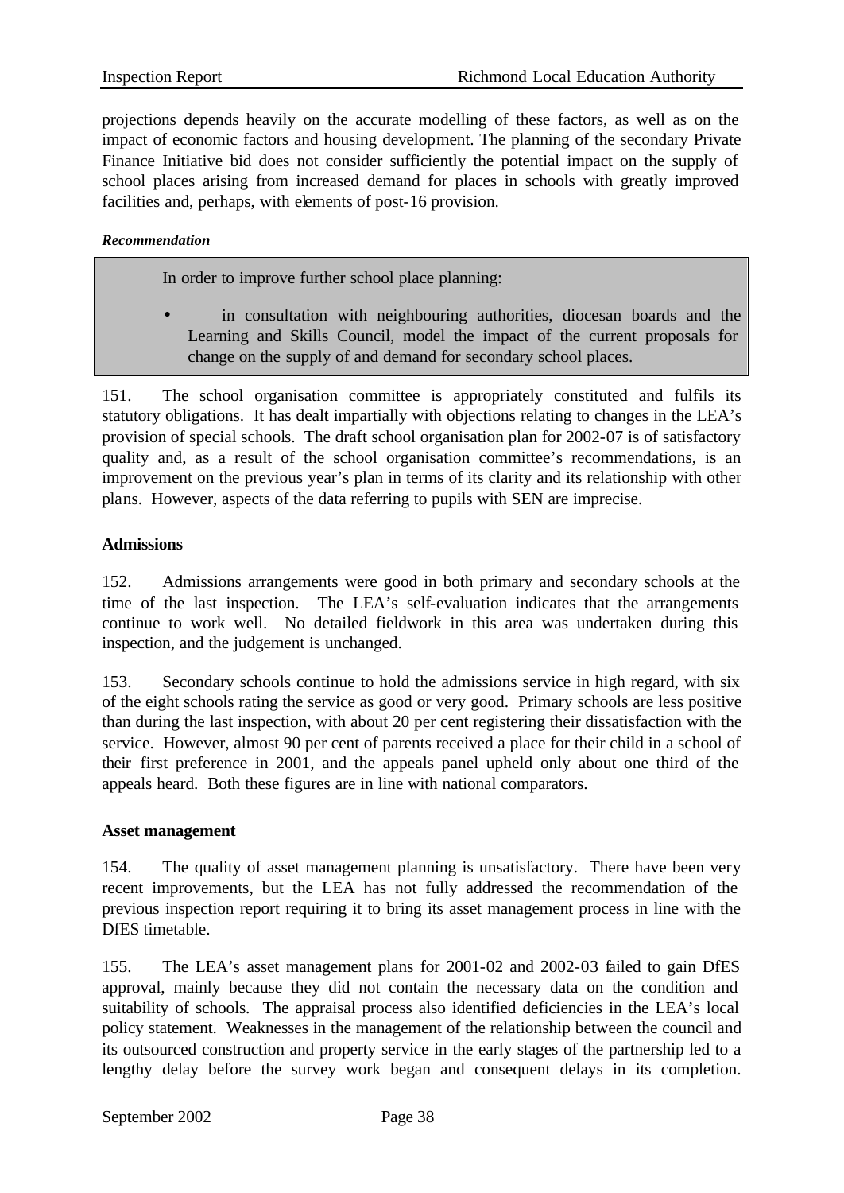projections depends heavily on the accurate modelling of these factors, as well as on the impact of economic factors and housing development. The planning of the secondary Private Finance Initiative bid does not consider sufficiently the potential impact on the supply of school places arising from increased demand for places in schools with greatly improved facilities and, perhaps, with elements of post-16 provision.

***Recommendation***

> In order to improve further school place planning:
>
> - in consultation with neighbouring authorities, diocesan boards and the Learning and Skills Council, model the impact of the current proposals for change on the supply of and demand for secondary school places.

151. The school organisation committee is appropriately constituted and fulfils its statutory obligations. It has dealt impartially with objections relating to changes in the LEA's provision of special schools. The draft school organisation plan for 2002-07 is of satisfactory quality and, as a result of the school organisation committee's recommendations, is an improvement on the previous year's plan in terms of its clarity and its relationship with other plans. However, aspects of the data referring to pupils with SEN are imprecise.

**Admissions**

152. Admissions arrangements were good in both primary and secondary schools at the time of the last inspection. The LEA's self-evaluation indicates that the arrangements continue to work well. No detailed fieldwork in this area was undertaken during this inspection, and the judgement is unchanged.

153. Secondary schools continue to hold the admissions service in high regard, with six of the eight schools rating the service as good or very good. Primary schools are less positive than during the last inspection, with about 20 per cent registering their dissatisfaction with the service. However, almost 90 per cent of parents received a place for their child in a school of their first preference in 2001, and the appeals panel upheld only about one third of the appeals heard. Both these figures are in line with national comparators.

**Asset management**

154. The quality of asset management planning is unsatisfactory. There have been very recent improvements, but the LEA has not fully addressed the recommendation of the previous inspection report requiring it to bring its asset management process in line with the DfES timetable.

155. The LEA's asset management plans for 2001-02 and 2002-03 failed to gain DfES approval, mainly because they did not contain the necessary data on the condition and suitability of schools. The appraisal process also identified deficiencies in the LEA's local policy statement. Weaknesses in the management of the relationship between the council and its outsourced construction and property service in the early stages of the partnership led to a lengthy delay before the survey work began and consequent delays in its completion.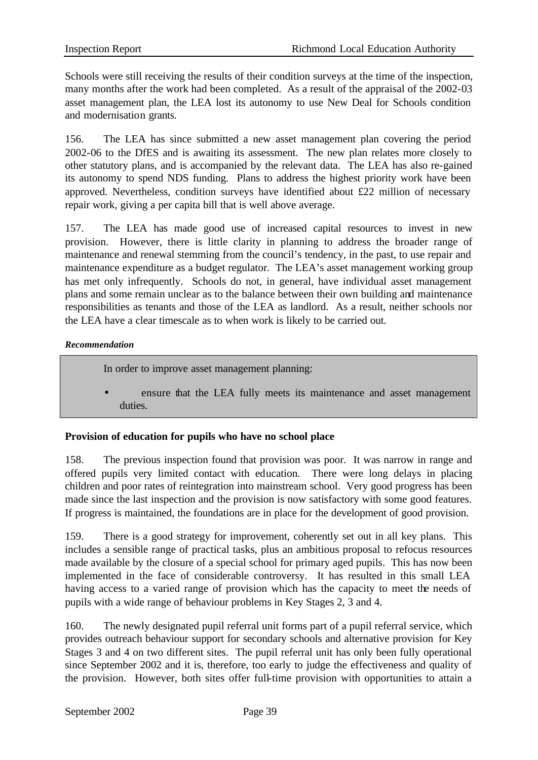Schools were still receiving the results of their condition surveys at the time of the inspection, many months after the work had been completed. As a result of the appraisal of the 2002-03 asset management plan, the LEA lost its autonomy to use New Deal for Schools condition and modernisation grants.

156. The LEA has since submitted a new asset management plan covering the period 2002-06 to the DfES and is awaiting its assessment. The new plan relates more closely to other statutory plans, and is accompanied by the relevant data. The LEA has also re-gained its autonomy to spend NDS funding. Plans to address the highest priority work have been approved. Nevertheless, condition surveys have identified about £22 million of necessary repair work, giving a per capita bill that is well above average.

157. The LEA has made good use of increased capital resources to invest in new provision. However, there is little clarity in planning to address the broader range of maintenance and renewal stemming from the council's tendency, in the past, to use repair and maintenance expenditure as a budget regulator. The LEA's asset management working group has met only infrequently. Schools do not, in general, have individual asset management plans and some remain unclear as to the balance between their own building and maintenance responsibilities as tenants and those of the LEA as landlord. As a result, neither schools nor the LEA have a clear timescale as to when work is likely to be carried out.

***Recommendation***

In order to improve asset management planning:

- ensure that the LEA fully meets its maintenance and asset management duties.

**Provision of education for pupils who have no school place**

158. The previous inspection found that provision was poor. It was narrow in range and offered pupils very limited contact with education. There were long delays in placing children and poor rates of reintegration into mainstream school. Very good progress has been made since the last inspection and the provision is now satisfactory with some good features. If progress is maintained, the foundations are in place for the development of good provision.

159. There is a good strategy for improvement, coherently set out in all key plans. This includes a sensible range of practical tasks, plus an ambitious proposal to refocus resources made available by the closure of a special school for primary aged pupils. This has now been implemented in the face of considerable controversy. It has resulted in this small LEA having access to a varied range of provision which has the capacity to meet the needs of pupils with a wide range of behaviour problems in Key Stages 2, 3 and 4.

160. The newly designated pupil referral unit forms part of a pupil referral service, which provides outreach behaviour support for secondary schools and alternative provision for Key Stages 3 and 4 on two different sites. The pupil referral unit has only been fully operational since September 2002 and it is, therefore, too early to judge the effectiveness and quality of the provision. However, both sites offer full-time provision with opportunities to attain a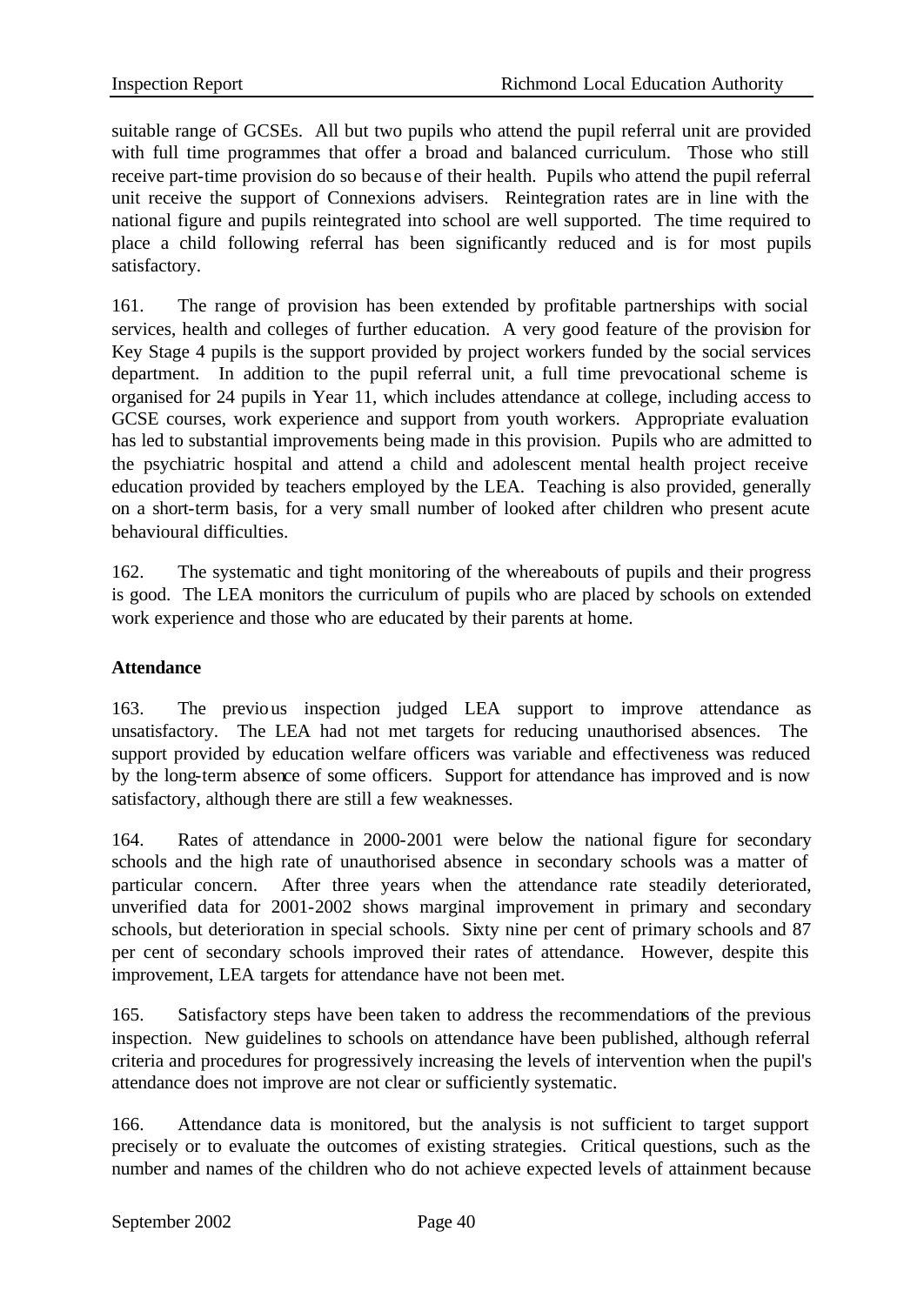suitable range of GCSEs. All but two pupils who attend the pupil referral unit are provided with full time programmes that offer a broad and balanced curriculum. Those who still receive part-time provision do so because of their health. Pupils who attend the pupil referral unit receive the support of Connexions advisers. Reintegration rates are in line with the national figure and pupils reintegrated into school are well supported. The time required to place a child following referral has been significantly reduced and is for most pupils satisfactory.

161. The range of provision has been extended by profitable partnerships with social services, health and colleges of further education. A very good feature of the provision for Key Stage 4 pupils is the support provided by project workers funded by the social services department. In addition to the pupil referral unit, a full time prevocational scheme is organised for 24 pupils in Year 11, which includes attendance at college, including access to GCSE courses, work experience and support from youth workers. Appropriate evaluation has led to substantial improvements being made in this provision. Pupils who are admitted to the psychiatric hospital and attend a child and adolescent mental health project receive education provided by teachers employed by the LEA. Teaching is also provided, generally on a short-term basis, for a very small number of looked after children who present acute behavioural difficulties.

162. The systematic and tight monitoring of the whereabouts of pupils and their progress is good. The LEA monitors the curriculum of pupils who are placed by schools on extended work experience and those who are educated by their parents at home.

**Attendance**

163. The previous inspection judged LEA support to improve attendance as unsatisfactory. The LEA had not met targets for reducing unauthorised absences. The support provided by education welfare officers was variable and effectiveness was reduced by the long-term absence of some officers. Support for attendance has improved and is now satisfactory, although there are still a few weaknesses.

164. Rates of attendance in 2000-2001 were below the national figure for secondary schools and the high rate of unauthorised absence in secondary schools was a matter of particular concern. After three years when the attendance rate steadily deteriorated, unverified data for 2001-2002 shows marginal improvement in primary and secondary schools, but deterioration in special schools. Sixty nine per cent of primary schools and 87 per cent of secondary schools improved their rates of attendance. However, despite this improvement, LEA targets for attendance have not been met.

165. Satisfactory steps have been taken to address the recommendations of the previous inspection. New guidelines to schools on attendance have been published, although referral criteria and procedures for progressively increasing the levels of intervention when the pupil's attendance does not improve are not clear or sufficiently systematic.

166. Attendance data is monitored, but the analysis is not sufficient to target support precisely or to evaluate the outcomes of existing strategies. Critical questions, such as the number and names of the children who do not achieve expected levels of attainment because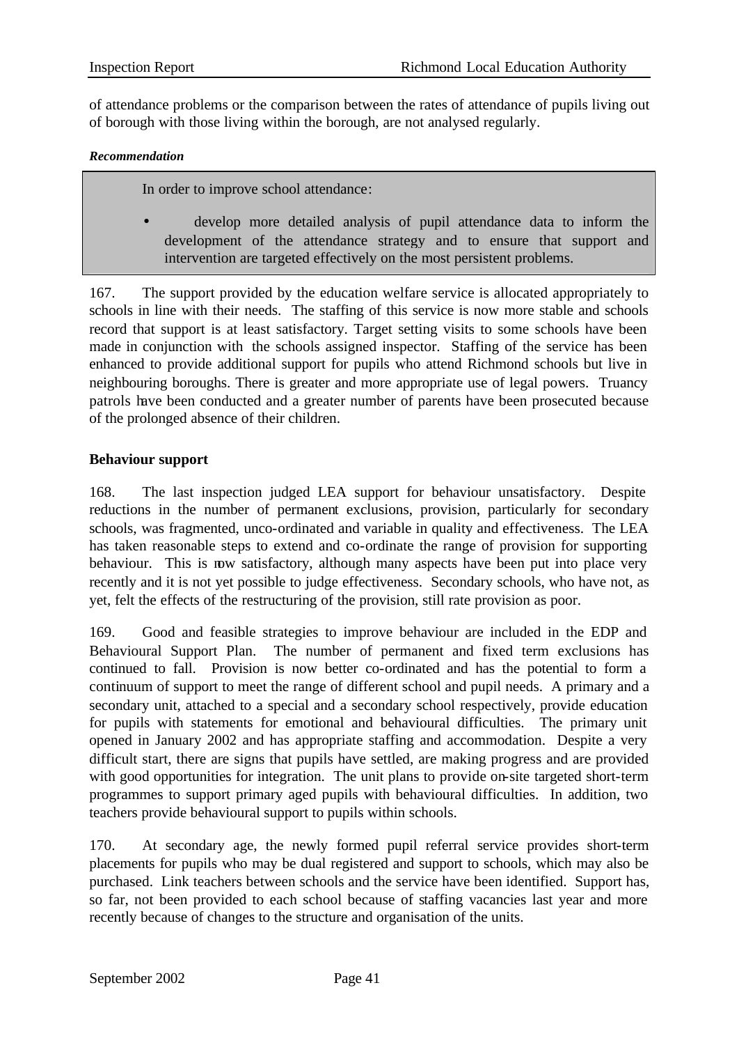of attendance problems or the comparison between the rates of attendance of pupils living out of borough with those living within the borough, are not analysed regularly.

***Recommendation***

> In order to improve school attendance:
>
> - develop more detailed analysis of pupil attendance data to inform the development of the attendance strategy and to ensure that support and intervention are targeted effectively on the most persistent problems.

167. The support provided by the education welfare service is allocated appropriately to schools in line with their needs. The staffing of this service is now more stable and schools record that support is at least satisfactory. Target setting visits to some schools have been made in conjunction with the schools assigned inspector. Staffing of the service has been enhanced to provide additional support for pupils who attend Richmond schools but live in neighbouring boroughs. There is greater and more appropriate use of legal powers. Truancy patrols have been conducted and a greater number of parents have been prosecuted because of the prolonged absence of their children.

**Behaviour support**

168. The last inspection judged LEA support for behaviour unsatisfactory. Despite reductions in the number of permanent exclusions, provision, particularly for secondary schools, was fragmented, unco-ordinated and variable in quality and effectiveness. The LEA has taken reasonable steps to extend and co-ordinate the range of provision for supporting behaviour. This is now satisfactory, although many aspects have been put into place very recently and it is not yet possible to judge effectiveness. Secondary schools, who have not, as yet, felt the effects of the restructuring of the provision, still rate provision as poor.

169. Good and feasible strategies to improve behaviour are included in the EDP and Behavioural Support Plan. The number of permanent and fixed term exclusions has continued to fall. Provision is now better co-ordinated and has the potential to form a continuum of support to meet the range of different school and pupil needs. A primary and a secondary unit, attached to a special and a secondary school respectively, provide education for pupils with statements for emotional and behavioural difficulties. The primary unit opened in January 2002 and has appropriate staffing and accommodation. Despite a very difficult start, there are signs that pupils have settled, are making progress and are provided with good opportunities for integration. The unit plans to provide on-site targeted short-term programmes to support primary aged pupils with behavioural difficulties. In addition, two teachers provide behavioural support to pupils within schools.

170. At secondary age, the newly formed pupil referral service provides short-term placements for pupils who may be dual registered and support to schools, which may also be purchased. Link teachers between schools and the service have been identified. Support has, so far, not been provided to each school because of staffing vacancies last year and more recently because of changes to the structure and organisation of the units.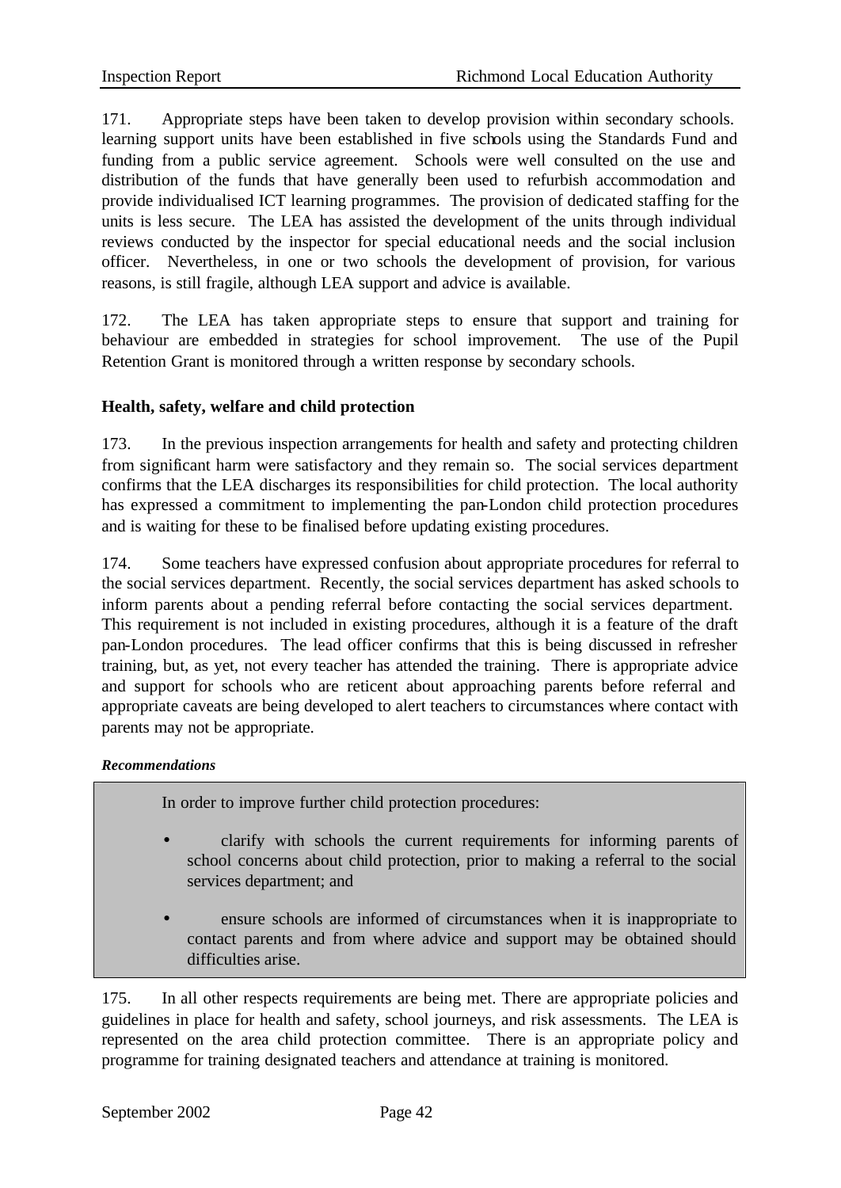171. Appropriate steps have been taken to develop provision within secondary schools. learning support units have been established in five schools using the Standards Fund and funding from a public service agreement. Schools were well consulted on the use and distribution of the funds that have generally been used to refurbish accommodation and provide individualised ICT learning programmes. The provision of dedicated staffing for the units is less secure. The LEA has assisted the development of the units through individual reviews conducted by the inspector for special educational needs and the social inclusion officer. Nevertheless, in one or two schools the development of provision, for various reasons, is still fragile, although LEA support and advice is available.

172. The LEA has taken appropriate steps to ensure that support and training for behaviour are embedded in strategies for school improvement. The use of the Pupil Retention Grant is monitored through a written response by secondary schools.

### Health, safety, welfare and child protection

173. In the previous inspection arrangements for health and safety and protecting children from significant harm were satisfactory and they remain so. The social services department confirms that the LEA discharges its responsibilities for child protection. The local authority has expressed a commitment to implementing the pan-London child protection procedures and is waiting for these to be finalised before updating existing procedures.

174. Some teachers have expressed confusion about appropriate procedures for referral to the social services department. Recently, the social services department has asked schools to inform parents about a pending referral before contacting the social services department. This requirement is not included in existing procedures, although it is a feature of the draft pan-London procedures. The lead officer confirms that this is being discussed in refresher training, but, as yet, not every teacher has attended the training. There is appropriate advice and support for schools who are reticent about approaching parents before referral and appropriate caveats are being developed to alert teachers to circumstances where contact with parents may not be appropriate.

***Recommendations***

In order to improve further child protection procedures:

- clarify with schools the current requirements for informing parents of school concerns about child protection, prior to making a referral to the social services department; and
- ensure schools are informed of circumstances when it is inappropriate to contact parents and from where advice and support may be obtained should difficulties arise.

175. In all other respects requirements are being met. There are appropriate policies and guidelines in place for health and safety, school journeys, and risk assessments. The LEA is represented on the area child protection committee. There is an appropriate policy and programme for training designated teachers and attendance at training is monitored.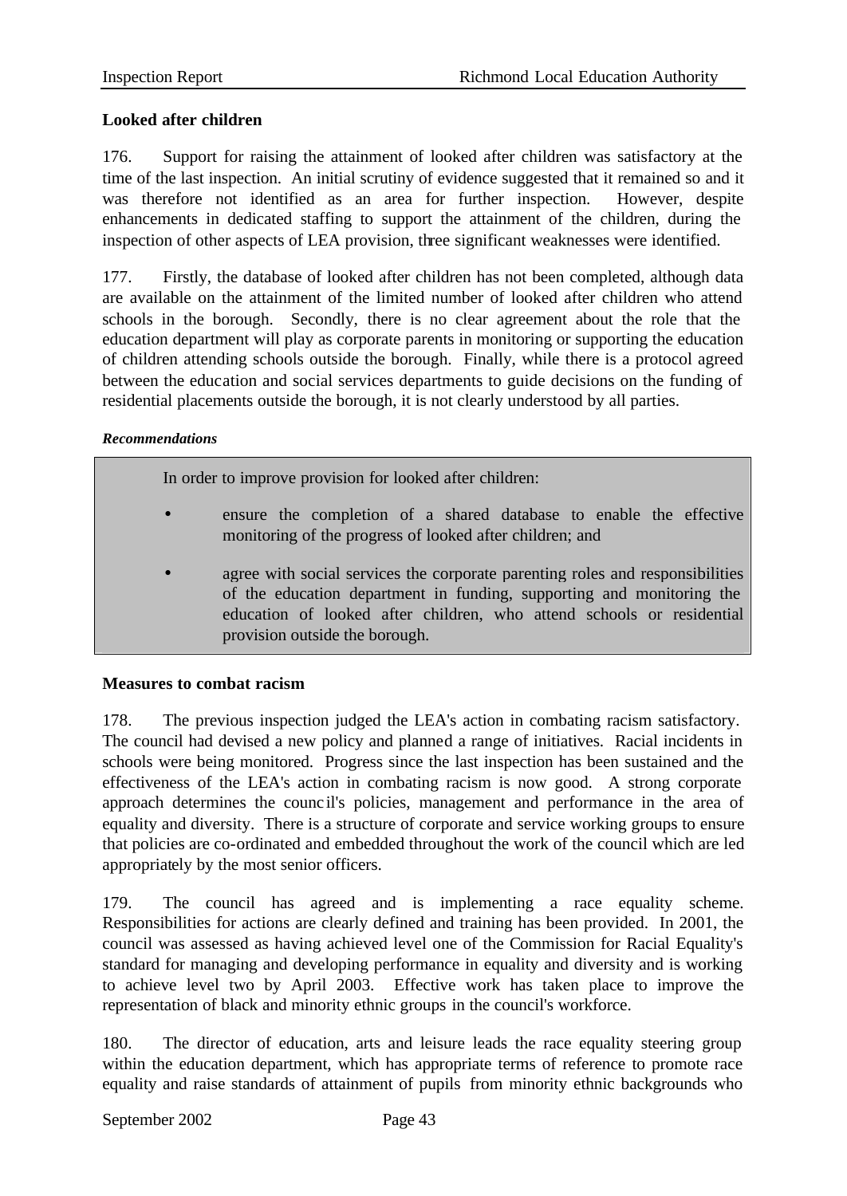**Looked after children**

176. Support for raising the attainment of looked after children was satisfactory at the time of the last inspection. An initial scrutiny of evidence suggested that it remained so and it was therefore not identified as an area for further inspection. However, despite enhancements in dedicated staffing to support the attainment of the children, during the inspection of other aspects of LEA provision, three significant weaknesses were identified.

177. Firstly, the database of looked after children has not been completed, although data are available on the attainment of the limited number of looked after children who attend schools in the borough. Secondly, there is no clear agreement about the role that the education department will play as corporate parents in monitoring or supporting the education of children attending schools outside the borough. Finally, while there is a protocol agreed between the education and social services departments to guide decisions on the funding of residential placements outside the borough, it is not clearly understood by all parties.

***Recommendations***

In order to improve provision for looked after children:

- ensure the completion of a shared database to enable the effective monitoring of the progress of looked after children; and
- agree with social services the corporate parenting roles and responsibilities of the education department in funding, supporting and monitoring the education of looked after children, who attend schools or residential provision outside the borough.

**Measures to combat racism**

178. The previous inspection judged the LEA's action in combating racism satisfactory. The council had devised a new policy and planned a range of initiatives. Racial incidents in schools were being monitored. Progress since the last inspection has been sustained and the effectiveness of the LEA's action in combating racism is now good. A strong corporate approach determines the council's policies, management and performance in the area of equality and diversity. There is a structure of corporate and service working groups to ensure that policies are co-ordinated and embedded throughout the work of the council which are led appropriately by the most senior officers.

179. The council has agreed and is implementing a race equality scheme. Responsibilities for actions are clearly defined and training has been provided. In 2001, the council was assessed as having achieved level one of the Commission for Racial Equality's standard for managing and developing performance in equality and diversity and is working to achieve level two by April 2003. Effective work has taken place to improve the representation of black and minority ethnic groups in the council's workforce.

180. The director of education, arts and leisure leads the race equality steering group within the education department, which has appropriate terms of reference to promote race equality and raise standards of attainment of pupils from minority ethnic backgrounds who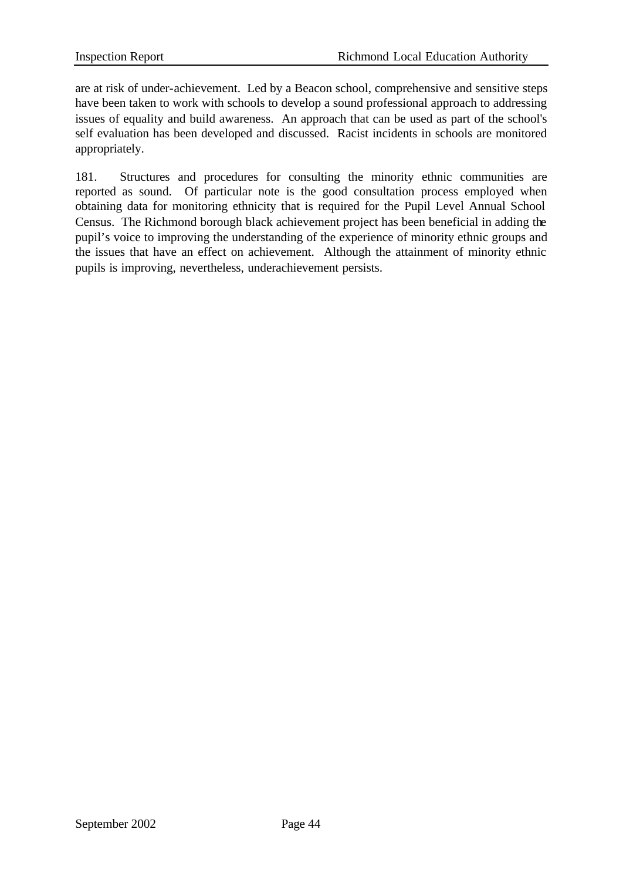are at risk of under-achievement. Led by a Beacon school, comprehensive and sensitive steps have been taken to work with schools to develop a sound professional approach to addressing issues of equality and build awareness. An approach that can be used as part of the school's self evaluation has been developed and discussed. Racist incidents in schools are monitored appropriately.

181. Structures and procedures for consulting the minority ethnic communities are reported as sound. Of particular note is the good consultation process employed when obtaining data for monitoring ethnicity that is required for the Pupil Level Annual School Census. The Richmond borough black achievement project has been beneficial in adding the pupil's voice to improving the understanding of the experience of minority ethnic groups and the issues that have an effect on achievement. Although the attainment of minority ethnic pupils is improving, nevertheless, underachievement persists.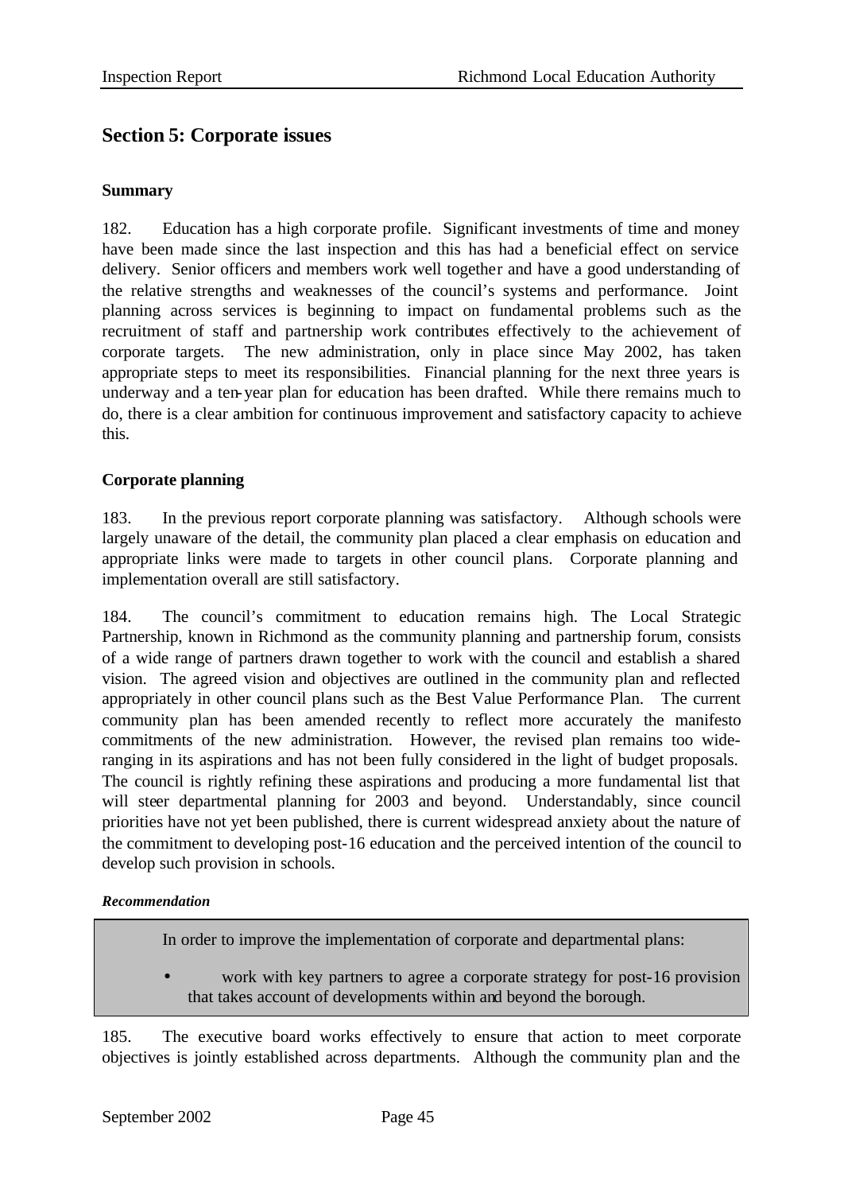## Section 5: Corporate issues

### Summary

182. Education has a high corporate profile. Significant investments of time and money have been made since the last inspection and this has had a beneficial effect on service delivery. Senior officers and members work well together and have a good understanding of the relative strengths and weaknesses of the council's systems and performance. Joint planning across services is beginning to impact on fundamental problems such as the recruitment of staff and partnership work contributes effectively to the achievement of corporate targets. The new administration, only in place since May 2002, has taken appropriate steps to meet its responsibilities. Financial planning for the next three years is underway and a ten-year plan for education has been drafted. While there remains much to do, there is a clear ambition for continuous improvement and satisfactory capacity to achieve this.

### Corporate planning

183. In the previous report corporate planning was satisfactory. Although schools were largely unaware of the detail, the community plan placed a clear emphasis on education and appropriate links were made to targets in other council plans. Corporate planning and implementation overall are still satisfactory.

184. The council's commitment to education remains high. The Local Strategic Partnership, known in Richmond as the community planning and partnership forum, consists of a wide range of partners drawn together to work with the council and establish a shared vision. The agreed vision and objectives are outlined in the community plan and reflected appropriately in other council plans such as the Best Value Performance Plan. The current community plan has been amended recently to reflect more accurately the manifesto commitments of the new administration. However, the revised plan remains too wide-ranging in its aspirations and has not been fully considered in the light of budget proposals. The council is rightly refining these aspirations and producing a more fundamental list that will steer departmental planning for 2003 and beyond. Understandably, since council priorities have not yet been published, there is current widespread anxiety about the nature of the commitment to developing post-16 education and the perceived intention of the council to develop such provision in schools.

***Recommendation***

In order to improve the implementation of corporate and departmental plans:

- work with key partners to agree a corporate strategy for post-16 provision that takes account of developments within and beyond the borough.

185. The executive board works effectively to ensure that action to meet corporate objectives is jointly established across departments. Although the community plan and the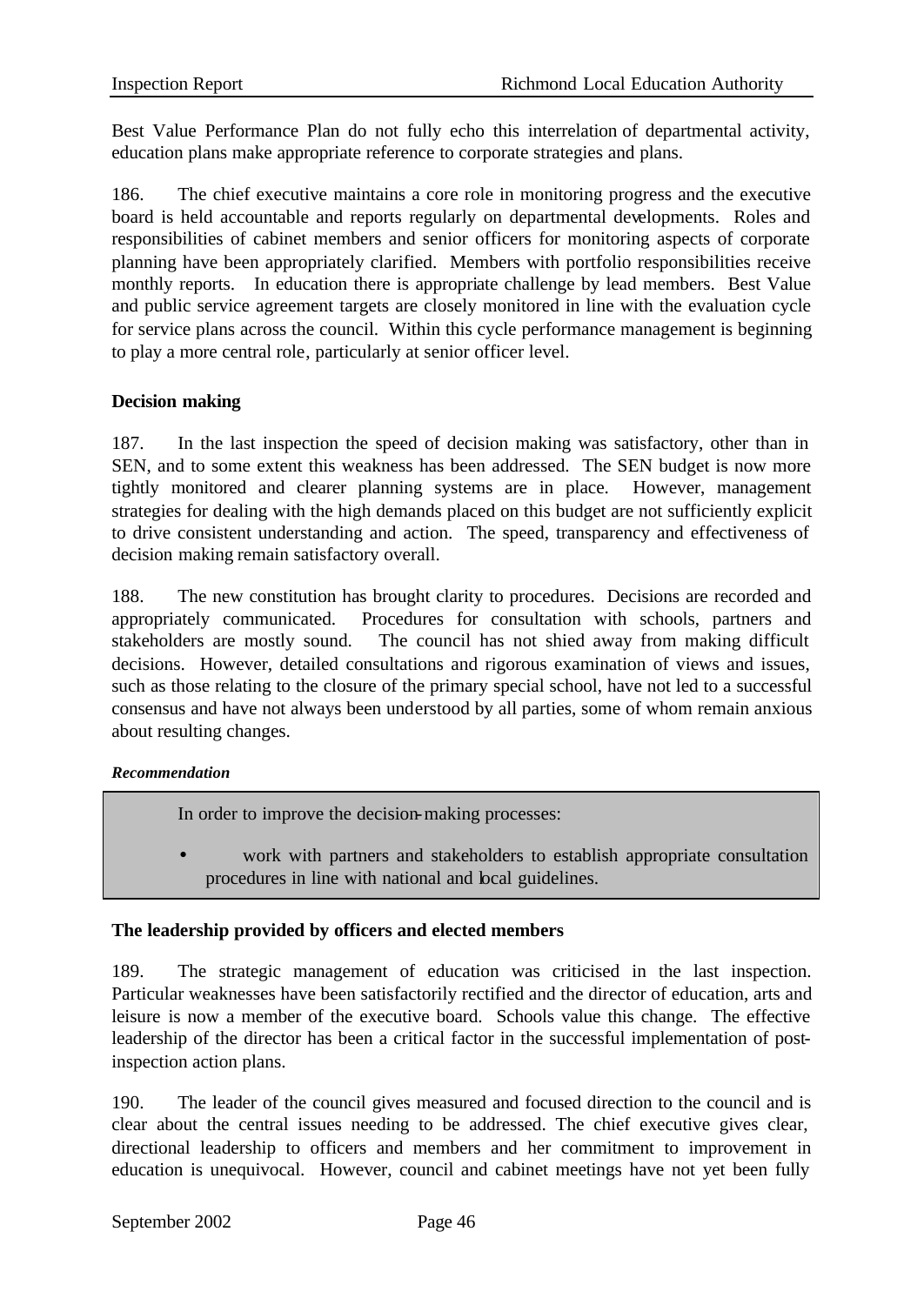Best Value Performance Plan do not fully echo this interrelation of departmental activity, education plans make appropriate reference to corporate strategies and plans.

186. The chief executive maintains a core role in monitoring progress and the executive board is held accountable and reports regularly on departmental developments. Roles and responsibilities of cabinet members and senior officers for monitoring aspects of corporate planning have been appropriately clarified. Members with portfolio responsibilities receive monthly reports. In education there is appropriate challenge by lead members. Best Value and public service agreement targets are closely monitored in line with the evaluation cycle for service plans across the council. Within this cycle performance management is beginning to play a more central role, particularly at senior officer level.

**Decision making**

187. In the last inspection the speed of decision making was satisfactory, other than in SEN, and to some extent this weakness has been addressed. The SEN budget is now more tightly monitored and clearer planning systems are in place. However, management strategies for dealing with the high demands placed on this budget are not sufficiently explicit to drive consistent understanding and action. The speed, transparency and effectiveness of decision making remain satisfactory overall.

188. The new constitution has brought clarity to procedures. Decisions are recorded and appropriately communicated. Procedures for consultation with schools, partners and stakeholders are mostly sound. The council has not shied away from making difficult decisions. However, detailed consultations and rigorous examination of views and issues, such as those relating to the closure of the primary special school, have not led to a successful consensus and have not always been understood by all parties, some of whom remain anxious about resulting changes.

***Recommendation***

In order to improve the decision-making processes:

- work with partners and stakeholders to establish appropriate consultation procedures in line with national and local guidelines.

**The leadership provided by officers and elected members**

189. The strategic management of education was criticised in the last inspection. Particular weaknesses have been satisfactorily rectified and the director of education, arts and leisure is now a member of the executive board. Schools value this change. The effective leadership of the director has been a critical factor in the successful implementation of post-inspection action plans.

190. The leader of the council gives measured and focused direction to the council and is clear about the central issues needing to be addressed. The chief executive gives clear, directional leadership to officers and members and her commitment to improvement in education is unequivocal. However, council and cabinet meetings have not yet been fully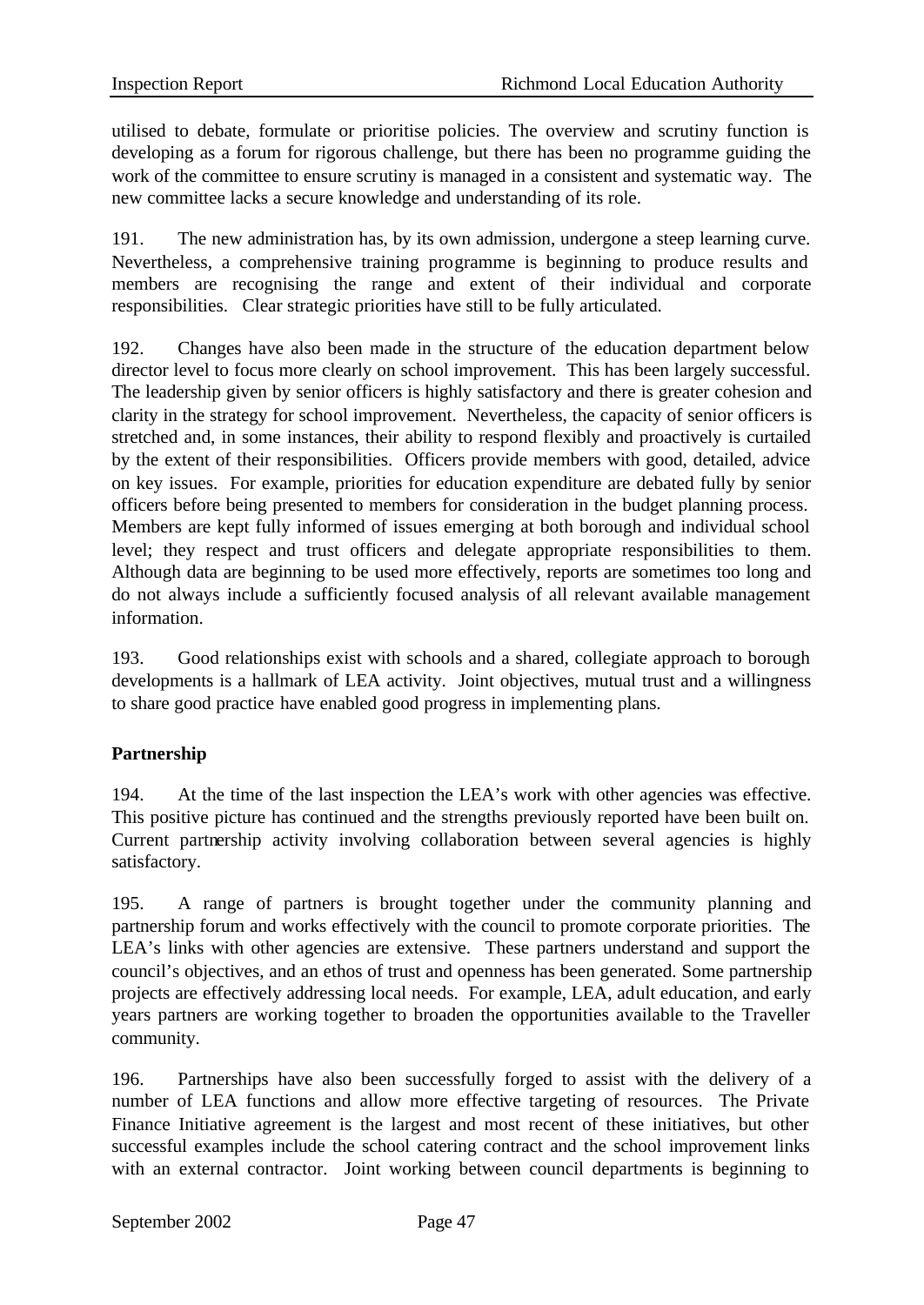utilised to debate, formulate or prioritise policies. The overview and scrutiny function is developing as a forum for rigorous challenge, but there has been no programme guiding the work of the committee to ensure scrutiny is managed in a consistent and systematic way. The new committee lacks a secure knowledge and understanding of its role.

191. The new administration has, by its own admission, undergone a steep learning curve. Nevertheless, a comprehensive training programme is beginning to produce results and members are recognising the range and extent of their individual and corporate responsibilities. Clear strategic priorities have still to be fully articulated.

192. Changes have also been made in the structure of the education department below director level to focus more clearly on school improvement. This has been largely successful. The leadership given by senior officers is highly satisfactory and there is greater cohesion and clarity in the strategy for school improvement. Nevertheless, the capacity of senior officers is stretched and, in some instances, their ability to respond flexibly and proactively is curtailed by the extent of their responsibilities. Officers provide members with good, detailed, advice on key issues. For example, priorities for education expenditure are debated fully by senior officers before being presented to members for consideration in the budget planning process. Members are kept fully informed of issues emerging at both borough and individual school level; they respect and trust officers and delegate appropriate responsibilities to them. Although data are beginning to be used more effectively, reports are sometimes too long and do not always include a sufficiently focused analysis of all relevant available management information.

193. Good relationships exist with schools and a shared, collegiate approach to borough developments is a hallmark of LEA activity. Joint objectives, mutual trust and a willingness to share good practice have enabled good progress in implementing plans.

**Partnership**

194. At the time of the last inspection the LEA's work with other agencies was effective. This positive picture has continued and the strengths previously reported have been built on. Current partnership activity involving collaboration between several agencies is highly satisfactory.

195. A range of partners is brought together under the community planning and partnership forum and works effectively with the council to promote corporate priorities. The LEA's links with other agencies are extensive. These partners understand and support the council's objectives, and an ethos of trust and openness has been generated. Some partnership projects are effectively addressing local needs. For example, LEA, adult education, and early years partners are working together to broaden the opportunities available to the Traveller community.

196. Partnerships have also been successfully forged to assist with the delivery of a number of LEA functions and allow more effective targeting of resources. The Private Finance Initiative agreement is the largest and most recent of these initiatives, but other successful examples include the school catering contract and the school improvement links with an external contractor. Joint working between council departments is beginning to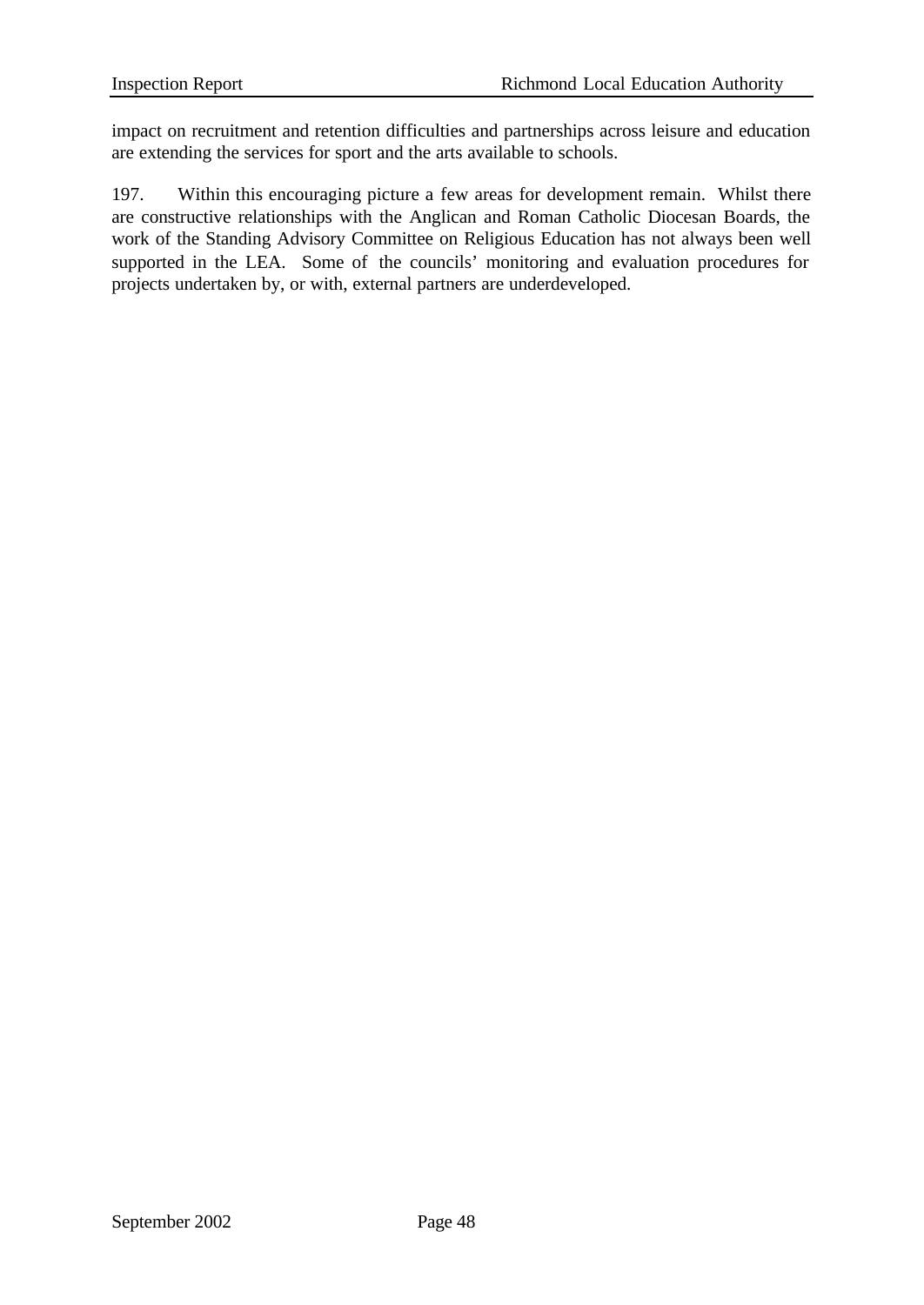impact on recruitment and retention difficulties and partnerships across leisure and education are extending the services for sport and the arts available to schools.

197. Within this encouraging picture a few areas for development remain. Whilst there are constructive relationships with the Anglican and Roman Catholic Diocesan Boards, the work of the Standing Advisory Committee on Religious Education has not always been well supported in the LEA. Some of the councils' monitoring and evaluation procedures for projects undertaken by, or with, external partners are underdeveloped.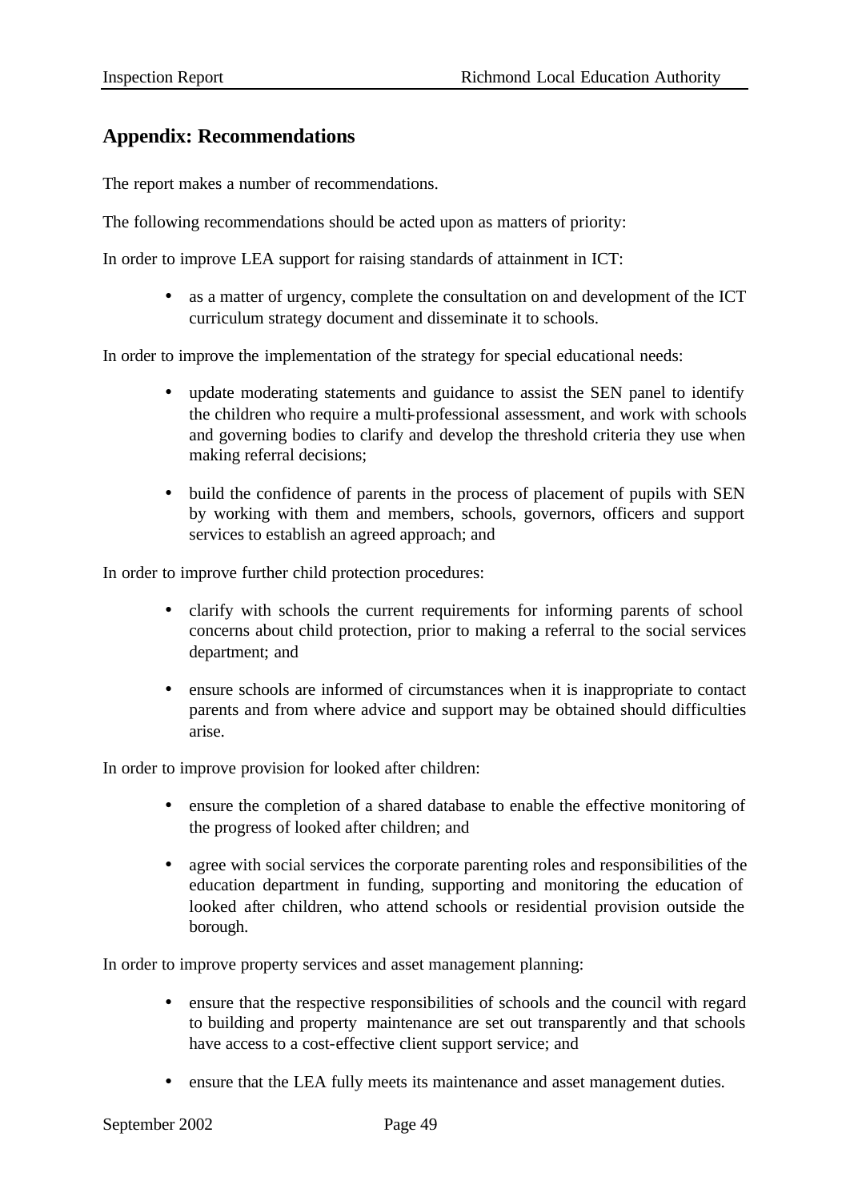## Appendix: Recommendations

The report makes a number of recommendations.

The following recommendations should be acted upon as matters of priority:

In order to improve LEA support for raising standards of attainment in ICT:

- as a matter of urgency, complete the consultation on and development of the ICT curriculum strategy document and disseminate it to schools.

In order to improve the implementation of the strategy for special educational needs:

- update moderating statements and guidance to assist the SEN panel to identify the children who require a multi-professional assessment, and work with schools and governing bodies to clarify and develop the threshold criteria they use when making referral decisions;

- build the confidence of parents in the process of placement of pupils with SEN by working with them and members, schools, governors, officers and support services to establish an agreed approach; and

In order to improve further child protection procedures:

- clarify with schools the current requirements for informing parents of school concerns about child protection, prior to making a referral to the social services department; and

- ensure schools are informed of circumstances when it is inappropriate to contact parents and from where advice and support may be obtained should difficulties arise.

In order to improve provision for looked after children:

- ensure the completion of a shared database to enable the effective monitoring of the progress of looked after children; and

- agree with social services the corporate parenting roles and responsibilities of the education department in funding, supporting and monitoring the education of looked after children, who attend schools or residential provision outside the borough.

In order to improve property services and asset management planning:

- ensure that the respective responsibilities of schools and the council with regard to building and property maintenance are set out transparently and that schools have access to a cost-effective client support service; and

- ensure that the LEA fully meets its maintenance and asset management duties.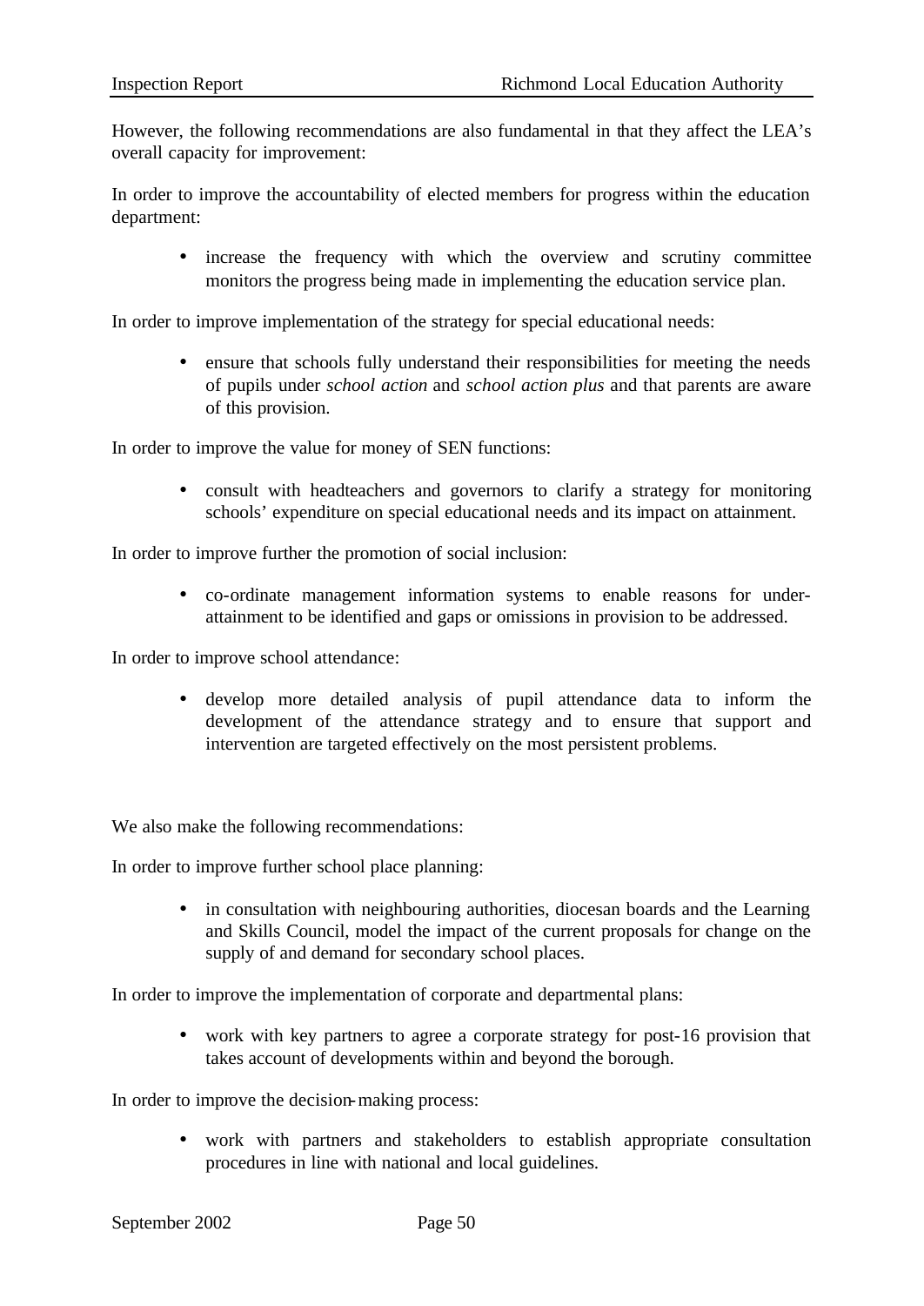However, the following recommendations are also fundamental in that they affect the LEA's overall capacity for improvement:

In order to improve the accountability of elected members for progress within the education department:

- increase the frequency with which the overview and scrutiny committee monitors the progress being made in implementing the education service plan.

In order to improve implementation of the strategy for special educational needs:

- ensure that schools fully understand their responsibilities for meeting the needs of pupils under *school action* and *school action plus* and that parents are aware of this provision.

In order to improve the value for money of SEN functions:

- consult with headteachers and governors to clarify a strategy for monitoring schools' expenditure on special educational needs and its impact on attainment.

In order to improve further the promotion of social inclusion:

- co-ordinate management information systems to enable reasons for under-attainment to be identified and gaps or omissions in provision to be addressed.

In order to improve school attendance:

- develop more detailed analysis of pupil attendance data to inform the development of the attendance strategy and to ensure that support and intervention are targeted effectively on the most persistent problems.

We also make the following recommendations:

In order to improve further school place planning:

- in consultation with neighbouring authorities, diocesan boards and the Learning and Skills Council, model the impact of the current proposals for change on the supply of and demand for secondary school places.

In order to improve the implementation of corporate and departmental plans:

- work with key partners to agree a corporate strategy for post-16 provision that takes account of developments within and beyond the borough.

In order to improve the decision-making process:

- work with partners and stakeholders to establish appropriate consultation procedures in line with national and local guidelines.